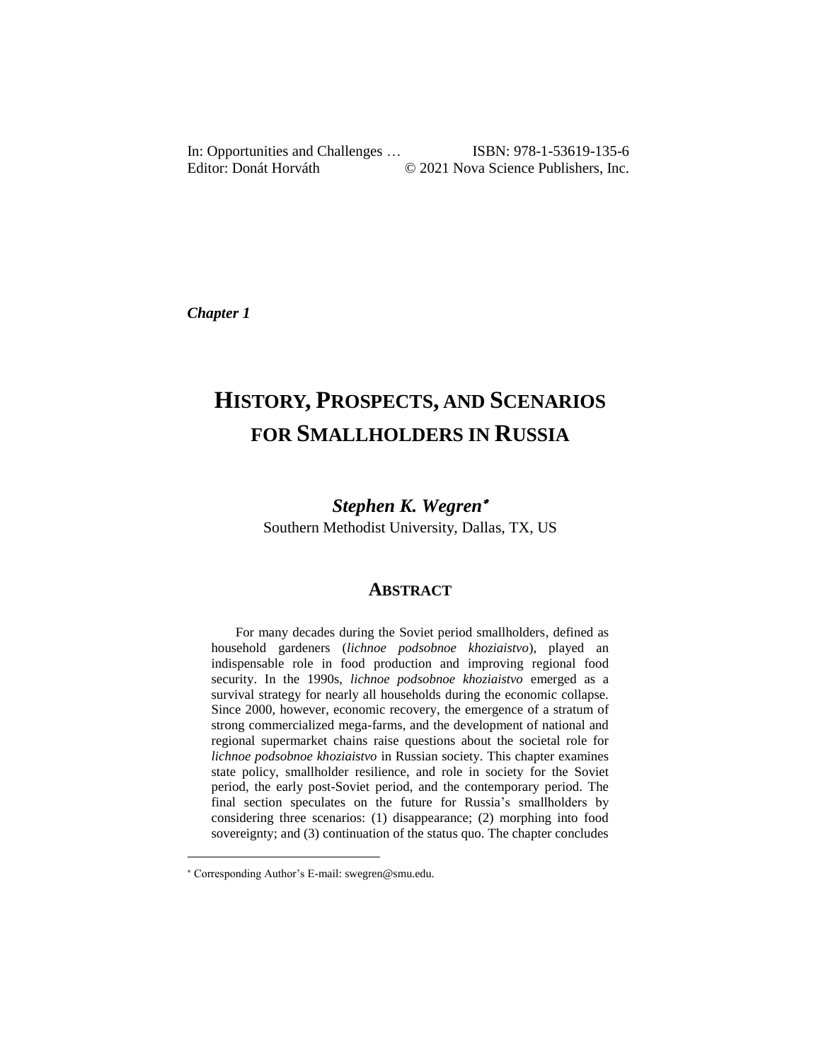In: Opportunities and Challenges … ISBN: 978-1-53619-135-6
Editor: Donát Horváth © 2021 Nova Science Publishers, Inc.

*Chapter 1*

# History, Prospects, and Scenarios for Smallholders in Russia

***Stephen K. Wegren*** [*]

Southern Methodist University, Dallas, TX, US

## Abstract

For many decades during the Soviet period smallholders, defined as household gardeners (*lichnoe podsobnoe khoziaistvo*), played an indispensable role in food production and improving regional food security. In the 1990s, *lichnoe podsobnoe khoziaistvo* emerged as a survival strategy for nearly all households during the economic collapse. Since 2000, however, economic recovery, the emergence of a stratum of strong commercialized mega-farms, and the development of national and regional supermarket chains raise questions about the societal role for *lichnoe podsobnoe khoziaistvo* in Russian society. This chapter examines state policy, smallholder resilience, and role in society for the Soviet period, the early post-Soviet period, and the contemporary period. The final section speculates on the future for Russia's smallholders by considering three scenarios: (1) disappearance; (2) morphing into food sovereignty; and (3) continuation of the status quo. The chapter concludes

[*] Corresponding Author's E-mail: swegren@smu.edu.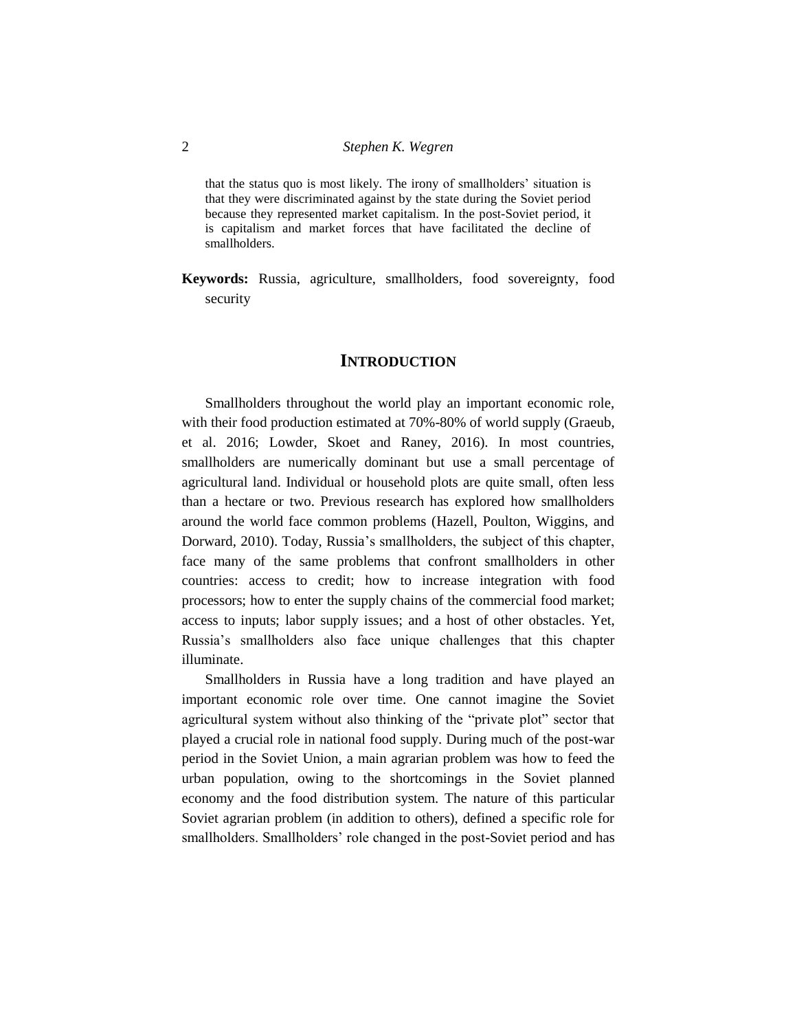that the status quo is most likely. The irony of smallholders' situation is that they were discriminated against by the state during the Soviet period because they represented market capitalism. In the post-Soviet period, it is capitalism and market forces that have facilitated the decline of smallholders.

**Keywords:** Russia, agriculture, smallholders, food sovereignty, food security

## INTRODUCTION

Smallholders throughout the world play an important economic role, with their food production estimated at 70%-80% of world supply (Graeub, et al. 2016; Lowder, Skoet and Raney, 2016). In most countries, smallholders are numerically dominant but use a small percentage of agricultural land. Individual or household plots are quite small, often less than a hectare or two. Previous research has explored how smallholders around the world face common problems (Hazell, Poulton, Wiggins, and Dorward, 2010). Today, Russia's smallholders, the subject of this chapter, face many of the same problems that confront smallholders in other countries: access to credit; how to increase integration with food processors; how to enter the supply chains of the commercial food market; access to inputs; labor supply issues; and a host of other obstacles. Yet, Russia's smallholders also face unique challenges that this chapter illuminate.

Smallholders in Russia have a long tradition and have played an important economic role over time. One cannot imagine the Soviet agricultural system without also thinking of the "private plot" sector that played a crucial role in national food supply. During much of the post-war period in the Soviet Union, a main agrarian problem was how to feed the urban population, owing to the shortcomings in the Soviet planned economy and the food distribution system. The nature of this particular Soviet agrarian problem (in addition to others), defined a specific role for smallholders. Smallholders' role changed in the post-Soviet period and has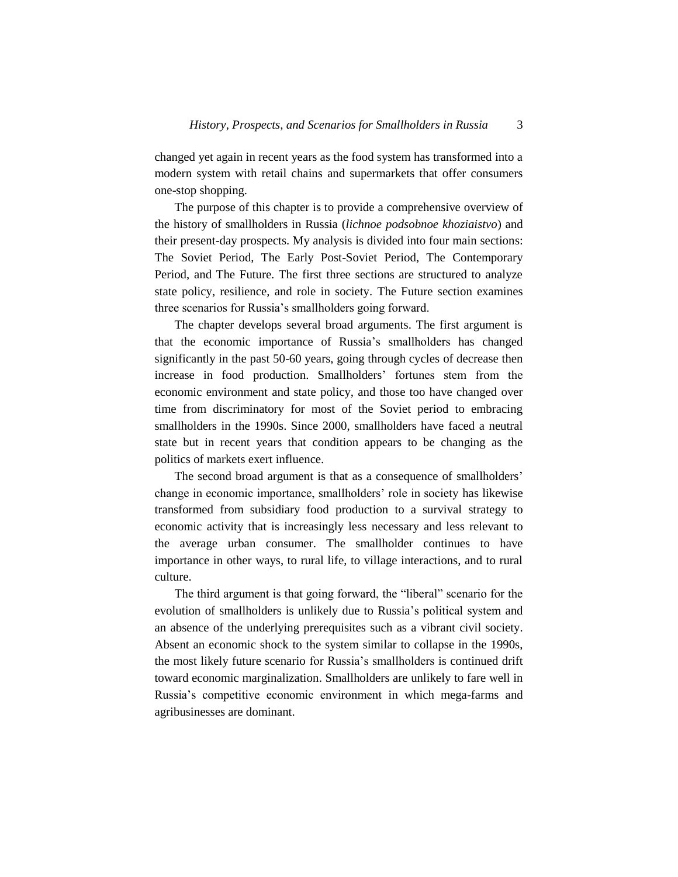changed yet again in recent years as the food system has transformed into a modern system with retail chains and supermarkets that offer consumers one-stop shopping.

The purpose of this chapter is to provide a comprehensive overview of the history of smallholders in Russia (*lichnoe podsobnoe khoziaistvo*) and their present-day prospects. My analysis is divided into four main sections: The Soviet Period, The Early Post-Soviet Period, The Contemporary Period, and The Future. The first three sections are structured to analyze state policy, resilience, and role in society. The Future section examines three scenarios for Russia's smallholders going forward.

The chapter develops several broad arguments. The first argument is that the economic importance of Russia's smallholders has changed significantly in the past 50-60 years, going through cycles of decrease then increase in food production. Smallholders' fortunes stem from the economic environment and state policy, and those too have changed over time from discriminatory for most of the Soviet period to embracing smallholders in the 1990s. Since 2000, smallholders have faced a neutral state but in recent years that condition appears to be changing as the politics of markets exert influence.

The second broad argument is that as a consequence of smallholders' change in economic importance, smallholders' role in society has likewise transformed from subsidiary food production to a survival strategy to economic activity that is increasingly less necessary and less relevant to the average urban consumer. The smallholder continues to have importance in other ways, to rural life, to village interactions, and to rural culture.

The third argument is that going forward, the "liberal" scenario for the evolution of smallholders is unlikely due to Russia's political system and an absence of the underlying prerequisites such as a vibrant civil society. Absent an economic shock to the system similar to collapse in the 1990s, the most likely future scenario for Russia's smallholders is continued drift toward economic marginalization. Smallholders are unlikely to fare well in Russia's competitive economic environment in which mega-farms and agribusinesses are dominant.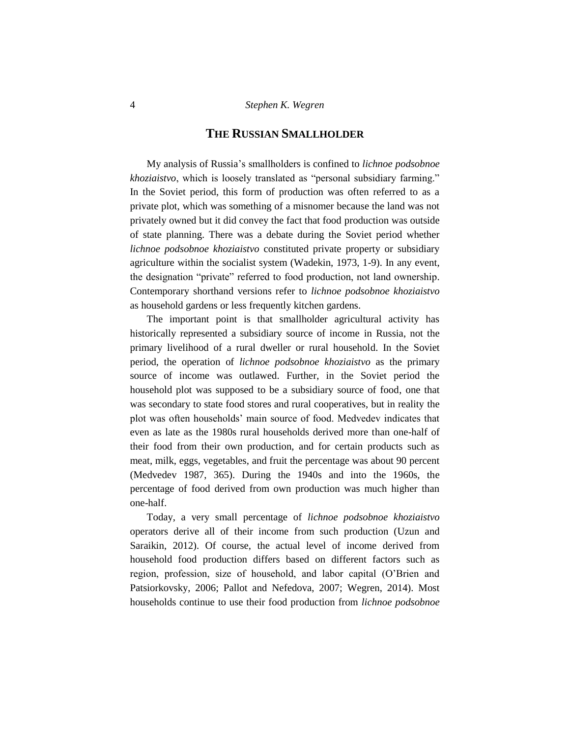## THE RUSSIAN SMALLHOLDER

My analysis of Russia's smallholders is confined to *lichnoe podsobnoe khoziaistvo*, which is loosely translated as "personal subsidiary farming." In the Soviet period, this form of production was often referred to as a private plot, which was something of a misnomer because the land was not privately owned but it did convey the fact that food production was outside of state planning. There was a debate during the Soviet period whether *lichnoe podsobnoe khoziaistvo* constituted private property or subsidiary agriculture within the socialist system (Wadekin, 1973, 1-9). In any event, the designation "private" referred to food production, not land ownership. Contemporary shorthand versions refer to *lichnoe podsobnoe khoziaistvo* as household gardens or less frequently kitchen gardens.

The important point is that smallholder agricultural activity has historically represented a subsidiary source of income in Russia, not the primary livelihood of a rural dweller or rural household. In the Soviet period, the operation of *lichnoe podsobnoe khoziaistvo* as the primary source of income was outlawed. Further, in the Soviet period the household plot was supposed to be a subsidiary source of food, one that was secondary to state food stores and rural cooperatives, but in reality the plot was often households' main source of food. Medvedev indicates that even as late as the 1980s rural households derived more than one-half of their food from their own production, and for certain products such as meat, milk, eggs, vegetables, and fruit the percentage was about 90 percent (Medvedev 1987, 365). During the 1940s and into the 1960s, the percentage of food derived from own production was much higher than one-half.

Today, a very small percentage of *lichnoe podsobnoe khoziaistvo* operators derive all of their income from such production (Uzun and Saraikin, 2012). Of course, the actual level of income derived from household food production differs based on different factors such as region, profession, size of household, and labor capital (O'Brien and Patsiorkovsky, 2006; Pallot and Nefedova, 2007; Wegren, 2014). Most households continue to use their food production from *lichnoe podsobnoe*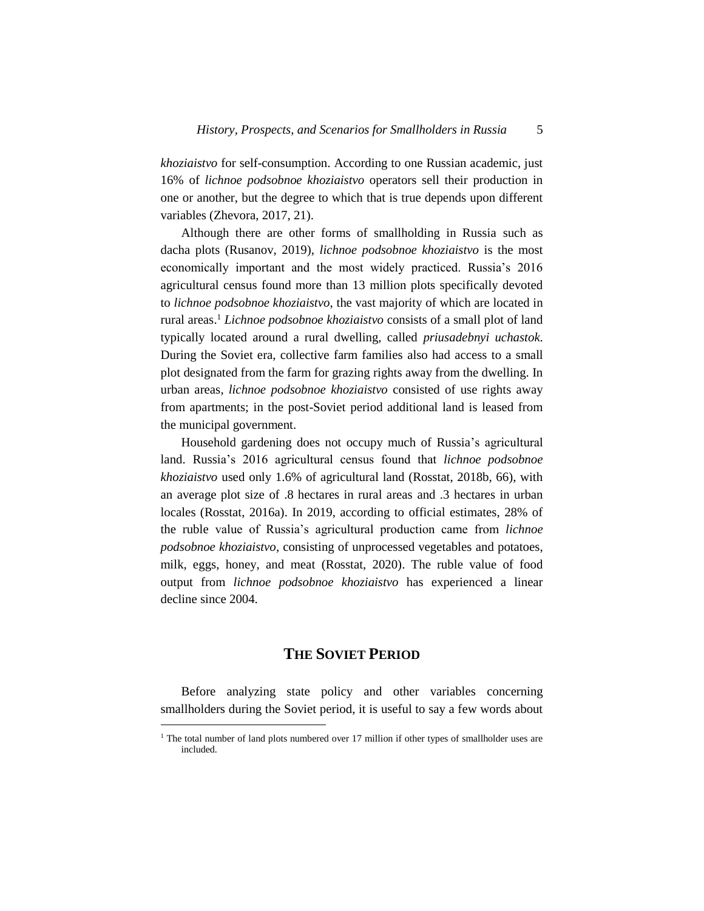*khoziaistvo* for self-consumption. According to one Russian academic, just 16% of *lichnoe podsobnoe khoziaistvo* operators sell their production in one or another, but the degree to which that is true depends upon different variables (Zhevora, 2017, 21).

Although there are other forms of smallholding in Russia such as dacha plots (Rusanov, 2019), *lichnoe podsobnoe khoziaistvo* is the most economically important and the most widely practiced. Russia's 2016 agricultural census found more than 13 million plots specifically devoted to *lichnoe podsobnoe khoziaistvo*, the vast majority of which are located in rural areas.[1] *Lichnoe podsobnoe khoziaistvo* consists of a small plot of land typically located around a rural dwelling, called *priusadebnyi uchastok*. During the Soviet era, collective farm families also had access to a small plot designated from the farm for grazing rights away from the dwelling. In urban areas, *lichnoe podsobnoe khoziaistvo* consisted of use rights away from apartments; in the post-Soviet period additional land is leased from the municipal government.

Household gardening does not occupy much of Russia's agricultural land. Russia's 2016 agricultural census found that *lichnoe podsobnoe khoziaistvo* used only 1.6% of agricultural land (Rosstat, 2018b, 66), with an average plot size of .8 hectares in rural areas and .3 hectares in urban locales (Rosstat, 2016a). In 2019, according to official estimates, 28% of the ruble value of Russia's agricultural production came from *lichnoe podsobnoe khoziaistvo*, consisting of unprocessed vegetables and potatoes, milk, eggs, honey, and meat (Rosstat, 2020). The ruble value of food output from *lichnoe podsobnoe khoziaistvo* has experienced a linear decline since 2004.

## THE SOVIET PERIOD

Before analyzing state policy and other variables concerning smallholders during the Soviet period, it is useful to say a few words about

[1] The total number of land plots numbered over 17 million if other types of smallholder uses are included.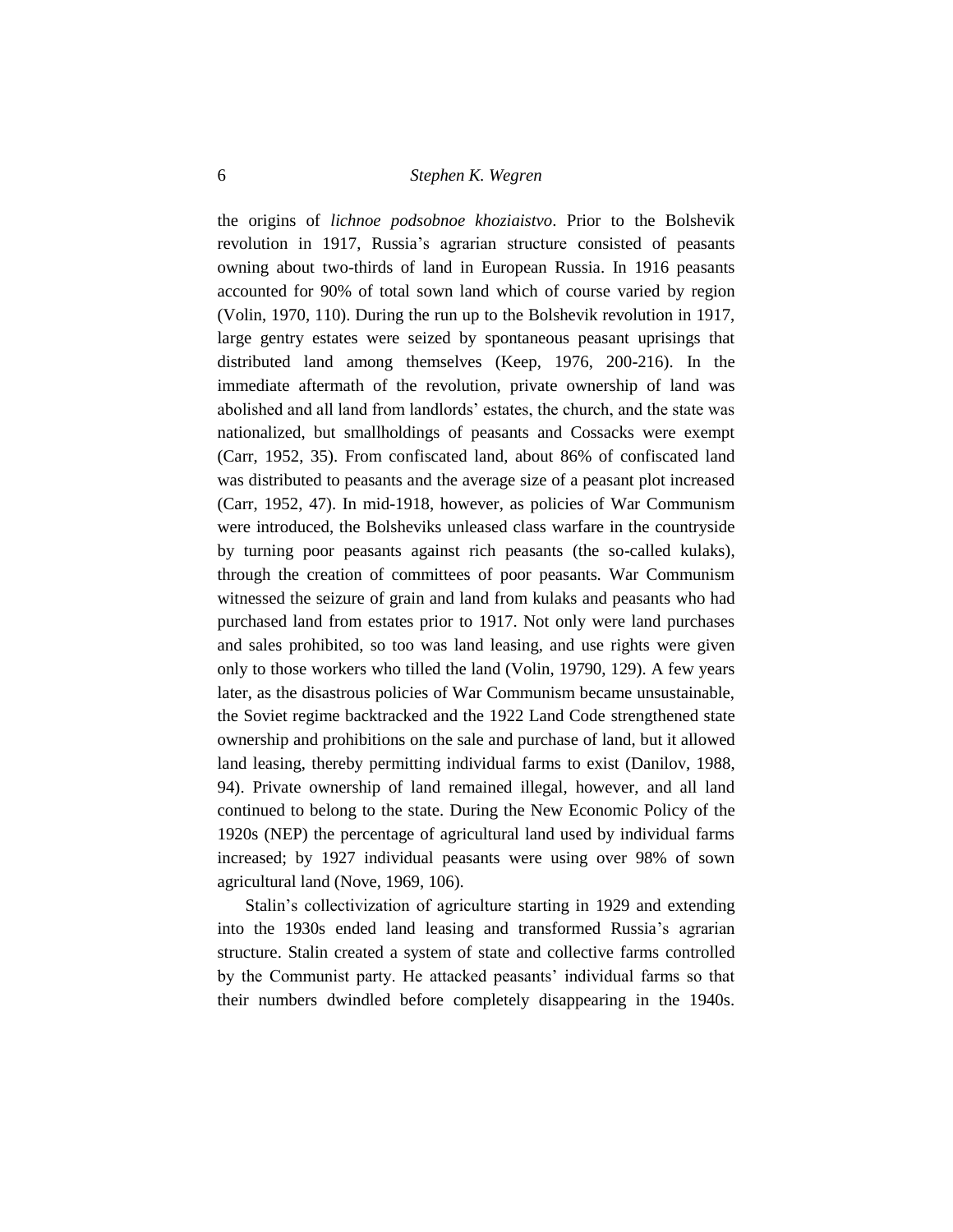the origins of *lichnoe podsobnoe khoziaistvo*. Prior to the Bolshevik revolution in 1917, Russia's agrarian structure consisted of peasants owning about two-thirds of land in European Russia. In 1916 peasants accounted for 90% of total sown land which of course varied by region (Volin, 1970, 110). During the run up to the Bolshevik revolution in 1917, large gentry estates were seized by spontaneous peasant uprisings that distributed land among themselves (Keep, 1976, 200-216). In the immediate aftermath of the revolution, private ownership of land was abolished and all land from landlords' estates, the church, and the state was nationalized, but smallholdings of peasants and Cossacks were exempt (Carr, 1952, 35). From confiscated land, about 86% of confiscated land was distributed to peasants and the average size of a peasant plot increased (Carr, 1952, 47). In mid-1918, however, as policies of War Communism were introduced, the Bolsheviks unleased class warfare in the countryside by turning poor peasants against rich peasants (the so-called kulaks), through the creation of committees of poor peasants. War Communism witnessed the seizure of grain and land from kulaks and peasants who had purchased land from estates prior to 1917. Not only were land purchases and sales prohibited, so too was land leasing, and use rights were given only to those workers who tilled the land (Volin, 19790, 129). A few years later, as the disastrous policies of War Communism became unsustainable, the Soviet regime backtracked and the 1922 Land Code strengthened state ownership and prohibitions on the sale and purchase of land, but it allowed land leasing, thereby permitting individual farms to exist (Danilov, 1988, 94). Private ownership of land remained illegal, however, and all land continued to belong to the state. During the New Economic Policy of the 1920s (NEP) the percentage of agricultural land used by individual farms increased; by 1927 individual peasants were using over 98% of sown agricultural land (Nove, 1969, 106).

Stalin's collectivization of agriculture starting in 1929 and extending into the 1930s ended land leasing and transformed Russia's agrarian structure. Stalin created a system of state and collective farms controlled by the Communist party. He attacked peasants' individual farms so that their numbers dwindled before completely disappearing in the 1940s.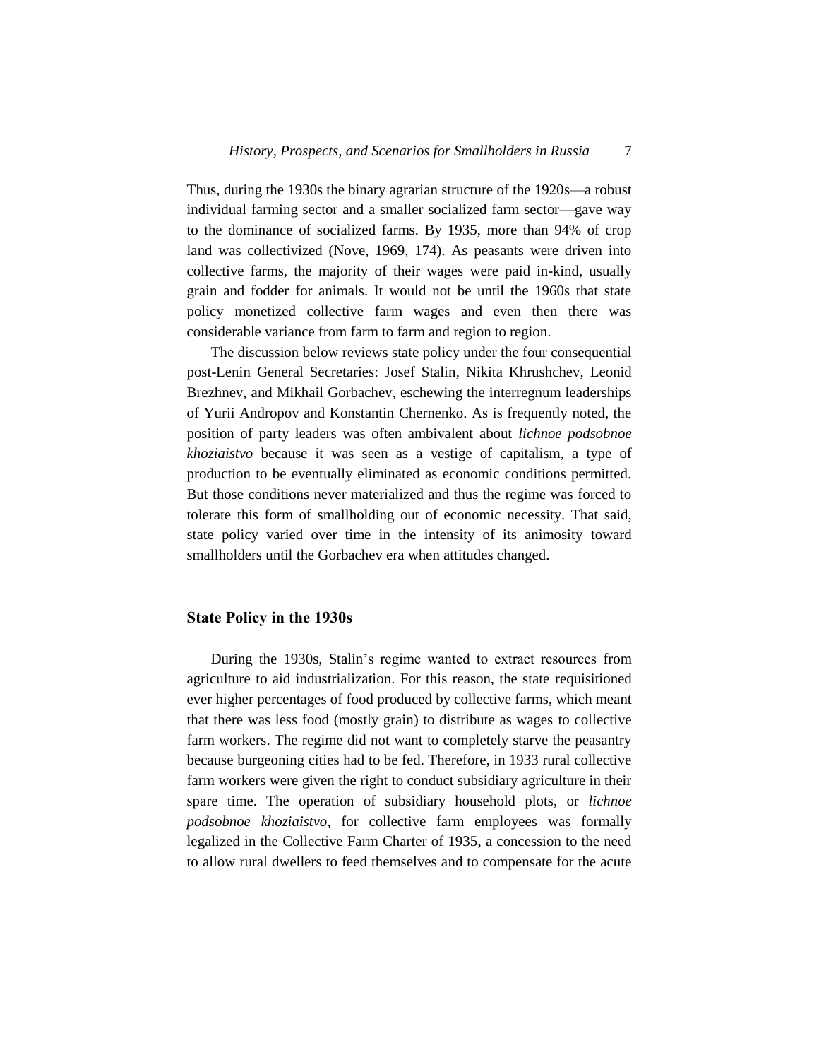Thus, during the 1930s the binary agrarian structure of the 1920s—a robust individual farming sector and a smaller socialized farm sector—gave way to the dominance of socialized farms. By 1935, more than 94% of crop land was collectivized (Nove, 1969, 174). As peasants were driven into collective farms, the majority of their wages were paid in-kind, usually grain and fodder for animals. It would not be until the 1960s that state policy monetized collective farm wages and even then there was considerable variance from farm to farm and region to region.

The discussion below reviews state policy under the four consequential post-Lenin General Secretaries: Josef Stalin, Nikita Khrushchev, Leonid Brezhnev, and Mikhail Gorbachev, eschewing the interregnum leaderships of Yurii Andropov and Konstantin Chernenko. As is frequently noted, the position of party leaders was often ambivalent about *lichnoe podsobnoe khoziaistvo* because it was seen as a vestige of capitalism, a type of production to be eventually eliminated as economic conditions permitted. But those conditions never materialized and thus the regime was forced to tolerate this form of smallholding out of economic necessity. That said, state policy varied over time in the intensity of its animosity toward smallholders until the Gorbachev era when attitudes changed.

## State Policy in the 1930s

During the 1930s, Stalin's regime wanted to extract resources from agriculture to aid industrialization. For this reason, the state requisitioned ever higher percentages of food produced by collective farms, which meant that there was less food (mostly grain) to distribute as wages to collective farm workers. The regime did not want to completely starve the peasantry because burgeoning cities had to be fed. Therefore, in 1933 rural collective farm workers were given the right to conduct subsidiary agriculture in their spare time. The operation of subsidiary household plots, or *lichnoe podsobnoe khoziaistvo*, for collective farm employees was formally legalized in the Collective Farm Charter of 1935, a concession to the need to allow rural dwellers to feed themselves and to compensate for the acute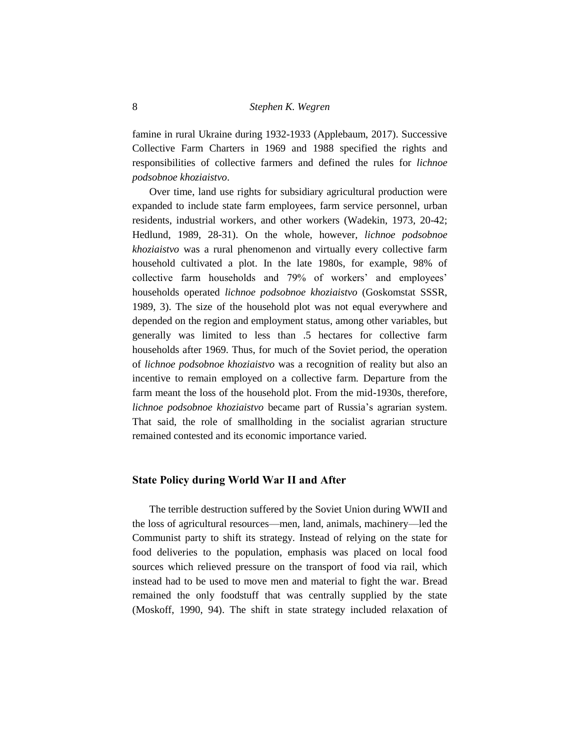famine in rural Ukraine during 1932-1933 (Applebaum, 2017). Successive Collective Farm Charters in 1969 and 1988 specified the rights and responsibilities of collective farmers and defined the rules for *lichnoe podsobnoe khoziaistvo*.

Over time, land use rights for subsidiary agricultural production were expanded to include state farm employees, farm service personnel, urban residents, industrial workers, and other workers (Wadekin, 1973, 20-42; Hedlund, 1989, 28-31). On the whole, however, *lichnoe podsobnoe khoziaistvo* was a rural phenomenon and virtually every collective farm household cultivated a plot. In the late 1980s, for example, 98% of collective farm households and 79% of workers' and employees' households operated *lichnoe podsobnoe khoziaistvo* (Goskomstat SSSR, 1989, 3). The size of the household plot was not equal everywhere and depended on the region and employment status, among other variables, but generally was limited to less than .5 hectares for collective farm households after 1969. Thus, for much of the Soviet period, the operation of *lichnoe podsobnoe khoziaistvo* was a recognition of reality but also an incentive to remain employed on a collective farm. Departure from the farm meant the loss of the household plot. From the mid-1930s, therefore, *lichnoe podsobnoe khoziaistvo* became part of Russia's agrarian system. That said, the role of smallholding in the socialist agrarian structure remained contested and its economic importance varied.

## State Policy during World War II and After

The terrible destruction suffered by the Soviet Union during WWII and the loss of agricultural resources—men, land, animals, machinery—led the Communist party to shift its strategy. Instead of relying on the state for food deliveries to the population, emphasis was placed on local food sources which relieved pressure on the transport of food via rail, which instead had to be used to move men and material to fight the war. Bread remained the only foodstuff that was centrally supplied by the state (Moskoff, 1990, 94). The shift in state strategy included relaxation of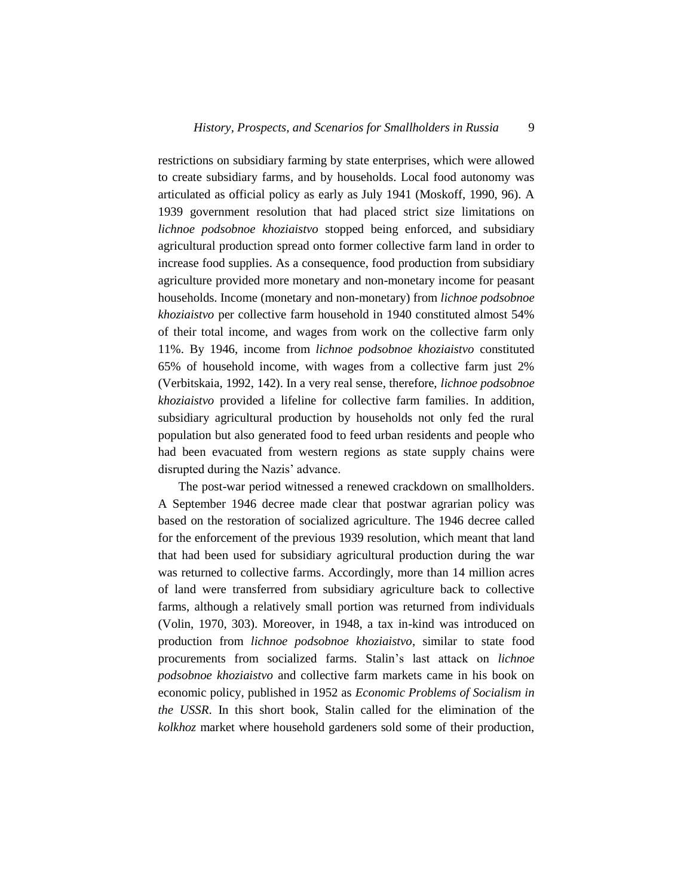restrictions on subsidiary farming by state enterprises, which were allowed to create subsidiary farms, and by households. Local food autonomy was articulated as official policy as early as July 1941 (Moskoff, 1990, 96). A 1939 government resolution that had placed strict size limitations on *lichnoe podsobnoe khoziaistvo* stopped being enforced, and subsidiary agricultural production spread onto former collective farm land in order to increase food supplies. As a consequence, food production from subsidiary agriculture provided more monetary and non-monetary income for peasant households. Income (monetary and non-monetary) from *lichnoe podsobnoe khoziaistvo* per collective farm household in 1940 constituted almost 54% of their total income, and wages from work on the collective farm only 11%. By 1946, income from *lichnoe podsobnoe khoziaistvo* constituted 65% of household income, with wages from a collective farm just 2% (Verbitskaia, 1992, 142). In a very real sense, therefore, *lichnoe podsobnoe khoziaistvo* provided a lifeline for collective farm families. In addition, subsidiary agricultural production by households not only fed the rural population but also generated food to feed urban residents and people who had been evacuated from western regions as state supply chains were disrupted during the Nazis' advance.

The post-war period witnessed a renewed crackdown on smallholders. A September 1946 decree made clear that postwar agrarian policy was based on the restoration of socialized agriculture. The 1946 decree called for the enforcement of the previous 1939 resolution, which meant that land that had been used for subsidiary agricultural production during the war was returned to collective farms. Accordingly, more than 14 million acres of land were transferred from subsidiary agriculture back to collective farms, although a relatively small portion was returned from individuals (Volin, 1970, 303). Moreover, in 1948, a tax in-kind was introduced on production from *lichnoe podsobnoe khoziaistvo*, similar to state food procurements from socialized farms. Stalin's last attack on *lichnoe podsobnoe khoziaistvo* and collective farm markets came in his book on economic policy, published in 1952 as *Economic Problems of Socialism in the USSR*. In this short book, Stalin called for the elimination of the *kolkhoz* market where household gardeners sold some of their production,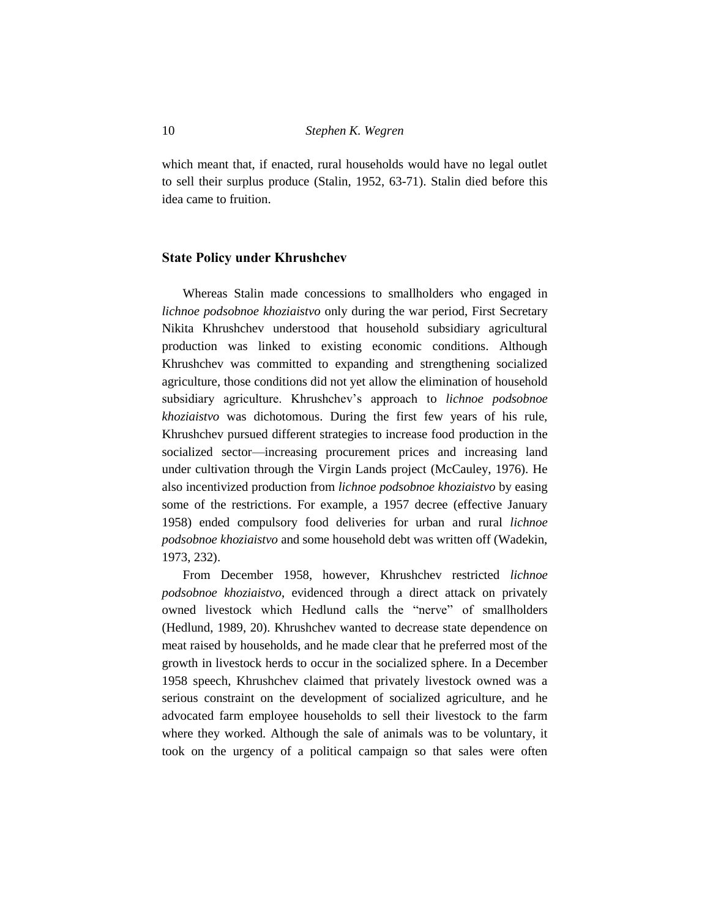which meant that, if enacted, rural households would have no legal outlet to sell their surplus produce (Stalin, 1952, 63-71). Stalin died before this idea came to fruition.

## State Policy under Khrushchev

Whereas Stalin made concessions to smallholders who engaged in *lichnoe podsobnoe khoziaistvo* only during the war period, First Secretary Nikita Khrushchev understood that household subsidiary agricultural production was linked to existing economic conditions. Although Khrushchev was committed to expanding and strengthening socialized agriculture, those conditions did not yet allow the elimination of household subsidiary agriculture. Khrushchev's approach to *lichnoe podsobnoe khoziaistvo* was dichotomous. During the first few years of his rule, Khrushchev pursued different strategies to increase food production in the socialized sector—increasing procurement prices and increasing land under cultivation through the Virgin Lands project (McCauley, 1976). He also incentivized production from *lichnoe podsobnoe khoziaistvo* by easing some of the restrictions. For example, a 1957 decree (effective January 1958) ended compulsory food deliveries for urban and rural *lichnoe podsobnoe khoziaistvo* and some household debt was written off (Wadekin, 1973, 232).

From December 1958, however, Khrushchev restricted *lichnoe podsobnoe khoziaistvo*, evidenced through a direct attack on privately owned livestock which Hedlund calls the "nerve" of smallholders (Hedlund, 1989, 20). Khrushchev wanted to decrease state dependence on meat raised by households, and he made clear that he preferred most of the growth in livestock herds to occur in the socialized sphere. In a December 1958 speech, Khrushchev claimed that privately livestock owned was a serious constraint on the development of socialized agriculture, and he advocated farm employee households to sell their livestock to the farm where they worked. Although the sale of animals was to be voluntary, it took on the urgency of a political campaign so that sales were often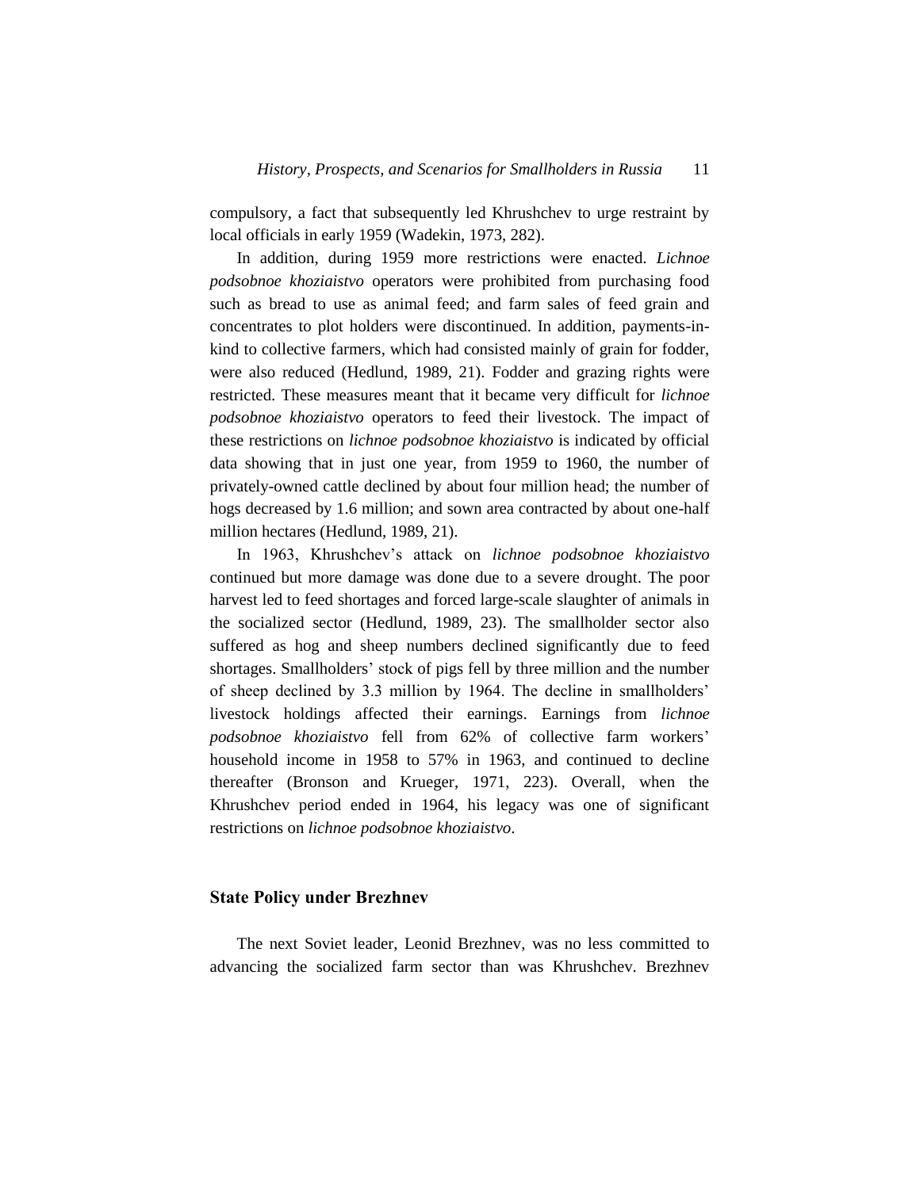compulsory, a fact that subsequently led Khrushchev to urge restraint by local officials in early 1959 (Wadekin, 1973, 282).

In addition, during 1959 more restrictions were enacted. *Lichnoe podsobnoe khoziaistvo* operators were prohibited from purchasing food such as bread to use as animal feed; and farm sales of feed grain and concentrates to plot holders were discontinued. In addition, payments-in-kind to collective farmers, which had consisted mainly of grain for fodder, were also reduced (Hedlund, 1989, 21). Fodder and grazing rights were restricted. These measures meant that it became very difficult for *lichnoe podsobnoe khoziaistvo* operators to feed their livestock. The impact of these restrictions on *lichnoe podsobnoe khoziaistvo* is indicated by official data showing that in just one year, from 1959 to 1960, the number of privately-owned cattle declined by about four million head; the number of hogs decreased by 1.6 million; and sown area contracted by about one-half million hectares (Hedlund, 1989, 21).

In 1963, Khrushchev's attack on *lichnoe podsobnoe khoziaistvo* continued but more damage was done due to a severe drought. The poor harvest led to feed shortages and forced large-scale slaughter of animals in the socialized sector (Hedlund, 1989, 23). The smallholder sector also suffered as hog and sheep numbers declined significantly due to feed shortages. Smallholders' stock of pigs fell by three million and the number of sheep declined by 3.3 million by 1964. The decline in smallholders' livestock holdings affected their earnings. Earnings from *lichnoe podsobnoe khoziaistvo* fell from 62% of collective farm workers' household income in 1958 to 57% in 1963, and continued to decline thereafter (Bronson and Krueger, 1971, 223). Overall, when the Khrushchev period ended in 1964, his legacy was one of significant restrictions on *lichnoe podsobnoe khoziaistvo*.

## State Policy under Brezhnev

The next Soviet leader, Leonid Brezhnev, was no less committed to advancing the socialized farm sector than was Khrushchev. Brezhnev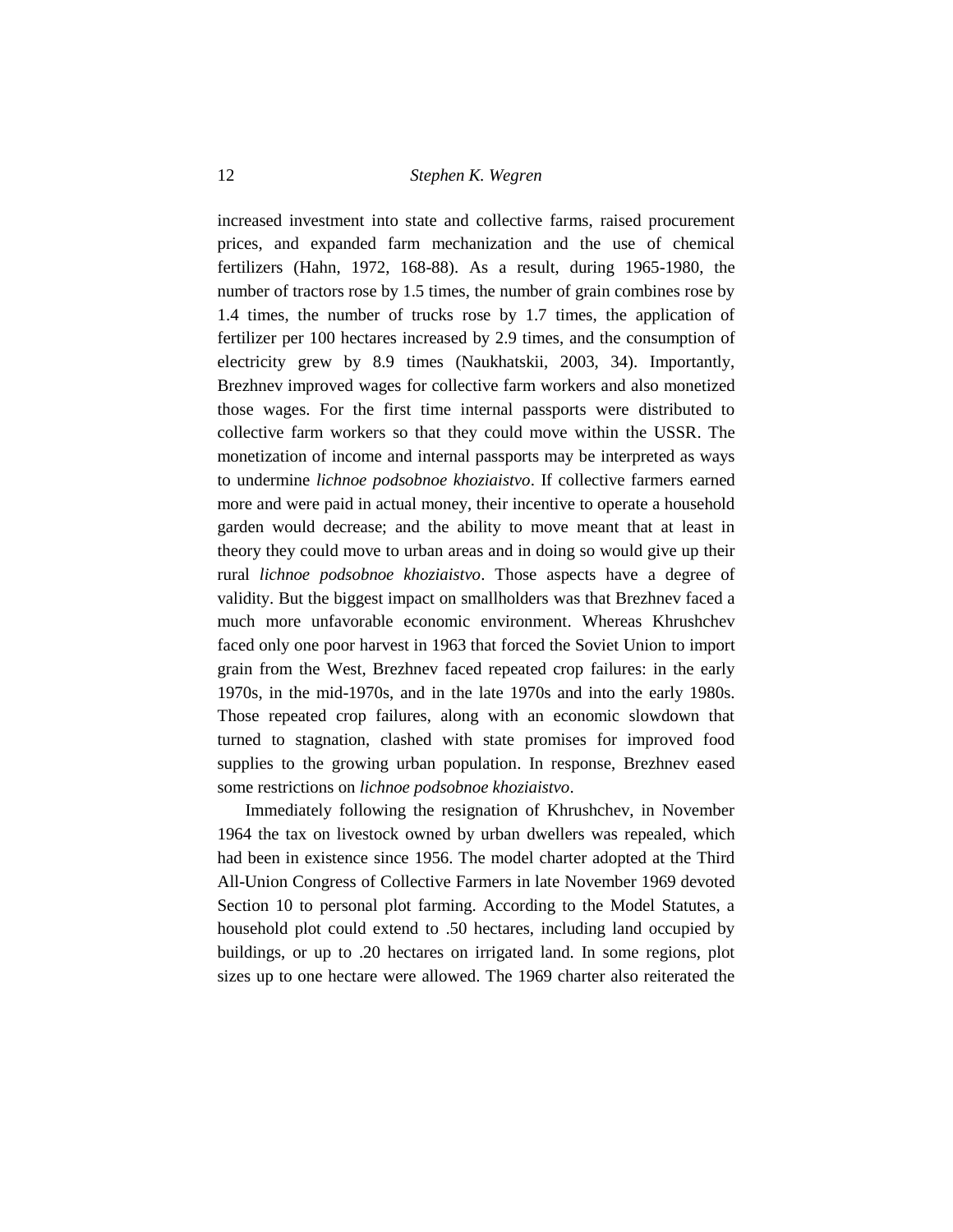increased investment into state and collective farms, raised procurement prices, and expanded farm mechanization and the use of chemical fertilizers (Hahn, 1972, 168-88). As a result, during 1965-1980, the number of tractors rose by 1.5 times, the number of grain combines rose by 1.4 times, the number of trucks rose by 1.7 times, the application of fertilizer per 100 hectares increased by 2.9 times, and the consumption of electricity grew by 8.9 times (Naukhatskii, 2003, 34). Importantly, Brezhnev improved wages for collective farm workers and also monetized those wages. For the first time internal passports were distributed to collective farm workers so that they could move within the USSR. The monetization of income and internal passports may be interpreted as ways to undermine *lichnoe podsobnoe khoziaistvo*. If collective farmers earned more and were paid in actual money, their incentive to operate a household garden would decrease; and the ability to move meant that at least in theory they could move to urban areas and in doing so would give up their rural *lichnoe podsobnoe khoziaistvo*. Those aspects have a degree of validity. But the biggest impact on smallholders was that Brezhnev faced a much more unfavorable economic environment. Whereas Khrushchev faced only one poor harvest in 1963 that forced the Soviet Union to import grain from the West, Brezhnev faced repeated crop failures: in the early 1970s, in the mid-1970s, and in the late 1970s and into the early 1980s. Those repeated crop failures, along with an economic slowdown that turned to stagnation, clashed with state promises for improved food supplies to the growing urban population. In response, Brezhnev eased some restrictions on *lichnoe podsobnoe khoziaistvo*.

Immediately following the resignation of Khrushchev, in November 1964 the tax on livestock owned by urban dwellers was repealed, which had been in existence since 1956. The model charter adopted at the Third All-Union Congress of Collective Farmers in late November 1969 devoted Section 10 to personal plot farming. According to the Model Statutes, a household plot could extend to .50 hectares, including land occupied by buildings, or up to .20 hectares on irrigated land. In some regions, plot sizes up to one hectare were allowed. The 1969 charter also reiterated the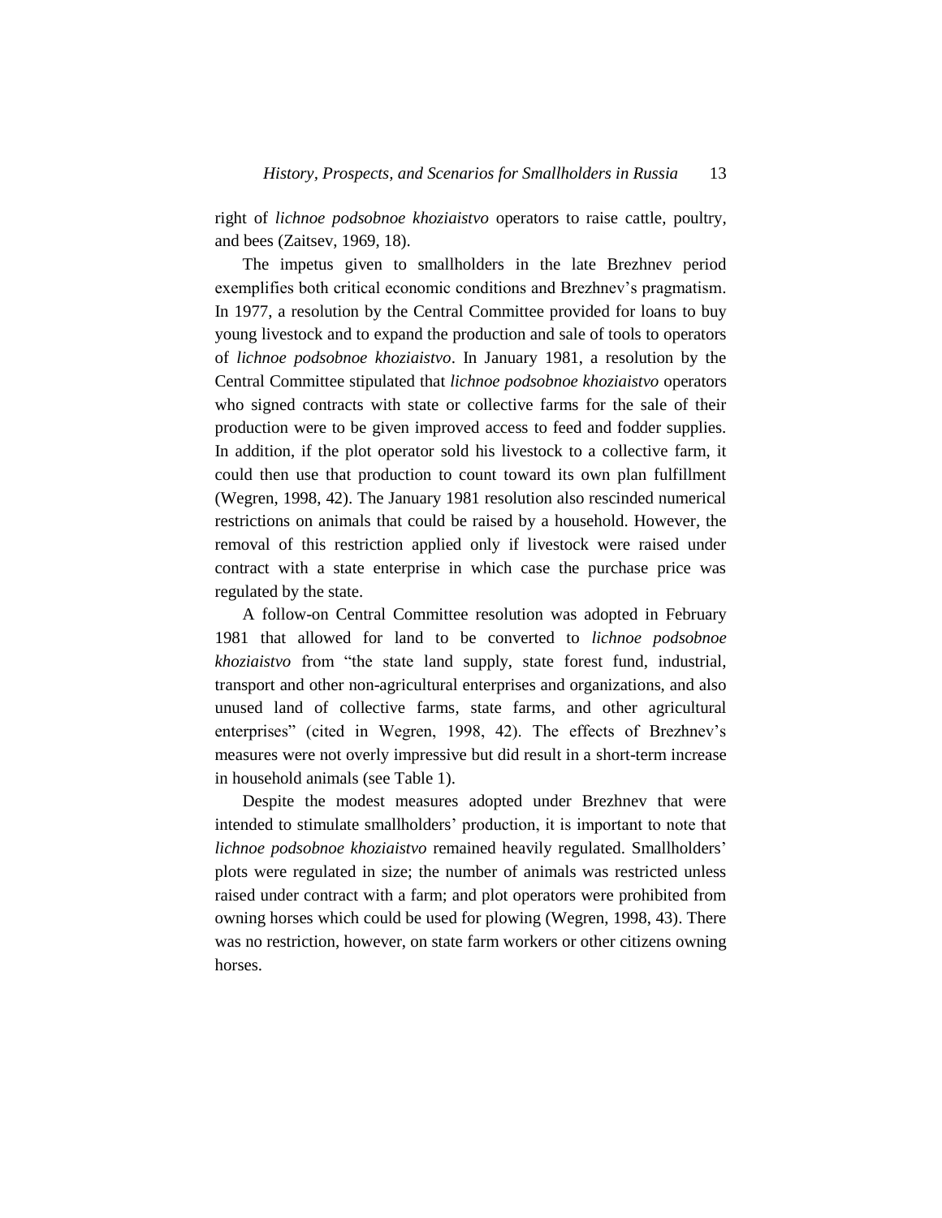right of *lichnoe podsobnoe khoziaistvo* operators to raise cattle, poultry, and bees (Zaitsev, 1969, 18).

The impetus given to smallholders in the late Brezhnev period exemplifies both critical economic conditions and Brezhnev's pragmatism. In 1977, a resolution by the Central Committee provided for loans to buy young livestock and to expand the production and sale of tools to operators of *lichnoe podsobnoe khoziaistvo*. In January 1981, a resolution by the Central Committee stipulated that *lichnoe podsobnoe khoziaistvo* operators who signed contracts with state or collective farms for the sale of their production were to be given improved access to feed and fodder supplies. In addition, if the plot operator sold his livestock to a collective farm, it could then use that production to count toward its own plan fulfillment (Wegren, 1998, 42). The January 1981 resolution also rescinded numerical restrictions on animals that could be raised by a household. However, the removal of this restriction applied only if livestock were raised under contract with a state enterprise in which case the purchase price was regulated by the state.

A follow-on Central Committee resolution was adopted in February 1981 that allowed for land to be converted to *lichnoe podsobnoe khoziaistvo* from "the state land supply, state forest fund, industrial, transport and other non-agricultural enterprises and organizations, and also unused land of collective farms, state farms, and other agricultural enterprises" (cited in Wegren, 1998, 42). The effects of Brezhnev's measures were not overly impressive but did result in a short-term increase in household animals (see Table 1).

Despite the modest measures adopted under Brezhnev that were intended to stimulate smallholders' production, it is important to note that *lichnoe podsobnoe khoziaistvo* remained heavily regulated. Smallholders' plots were regulated in size; the number of animals was restricted unless raised under contract with a farm; and plot operators were prohibited from owning horses which could be used for plowing (Wegren, 1998, 43). There was no restriction, however, on state farm workers or other citizens owning horses.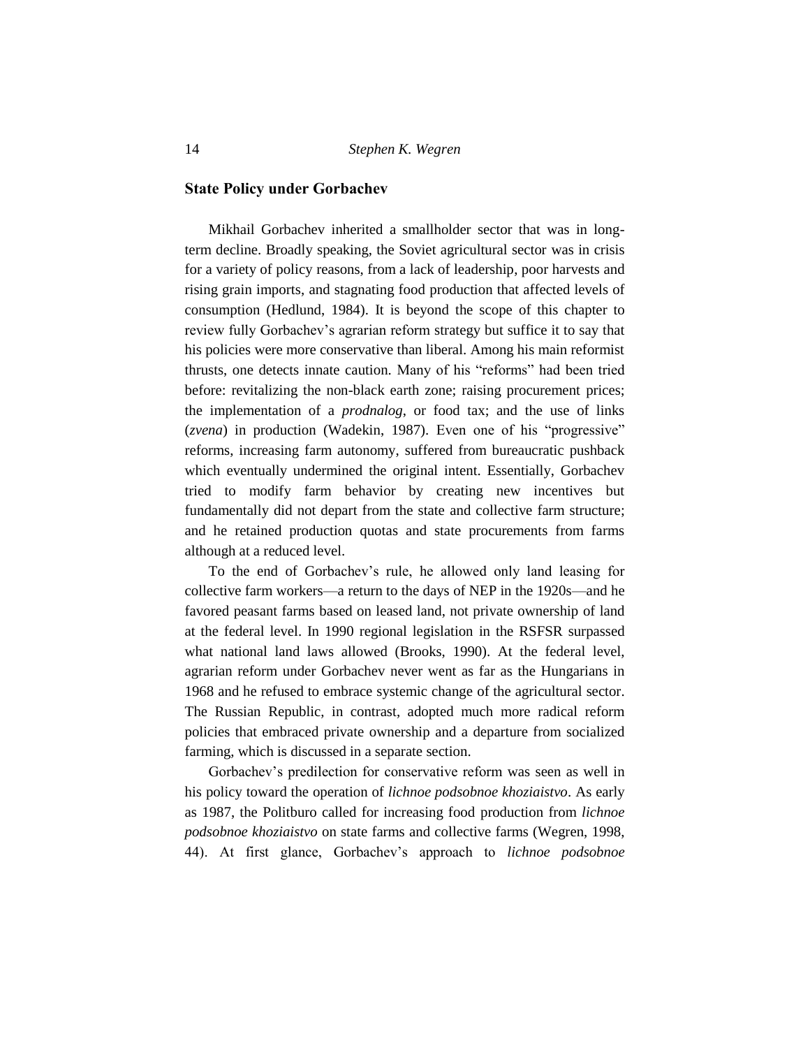## State Policy under Gorbachev

Mikhail Gorbachev inherited a smallholder sector that was in long-term decline. Broadly speaking, the Soviet agricultural sector was in crisis for a variety of policy reasons, from a lack of leadership, poor harvests and rising grain imports, and stagnating food production that affected levels of consumption (Hedlund, 1984). It is beyond the scope of this chapter to review fully Gorbachev's agrarian reform strategy but suffice it to say that his policies were more conservative than liberal. Among his main reformist thrusts, one detects innate caution. Many of his "reforms" had been tried before: revitalizing the non-black earth zone; raising procurement prices; the implementation of a *prodnalog*, or food tax; and the use of links (*zvena*) in production (Wadekin, 1987). Even one of his "progressive" reforms, increasing farm autonomy, suffered from bureaucratic pushback which eventually undermined the original intent. Essentially, Gorbachev tried to modify farm behavior by creating new incentives but fundamentally did not depart from the state and collective farm structure; and he retained production quotas and state procurements from farms although at a reduced level.

To the end of Gorbachev's rule, he allowed only land leasing for collective farm workers—a return to the days of NEP in the 1920s—and he favored peasant farms based on leased land, not private ownership of land at the federal level. In 1990 regional legislation in the RSFSR surpassed what national land laws allowed (Brooks, 1990). At the federal level, agrarian reform under Gorbachev never went as far as the Hungarians in 1968 and he refused to embrace systemic change of the agricultural sector. The Russian Republic, in contrast, adopted much more radical reform policies that embraced private ownership and a departure from socialized farming, which is discussed in a separate section.

Gorbachev's predilection for conservative reform was seen as well in his policy toward the operation of *lichnoe podsobnoe khoziaistvo*. As early as 1987, the Politburo called for increasing food production from *lichnoe podsobnoe khoziaistvo* on state farms and collective farms (Wegren, 1998, 44). At first glance, Gorbachev's approach to *lichnoe podsobnoe*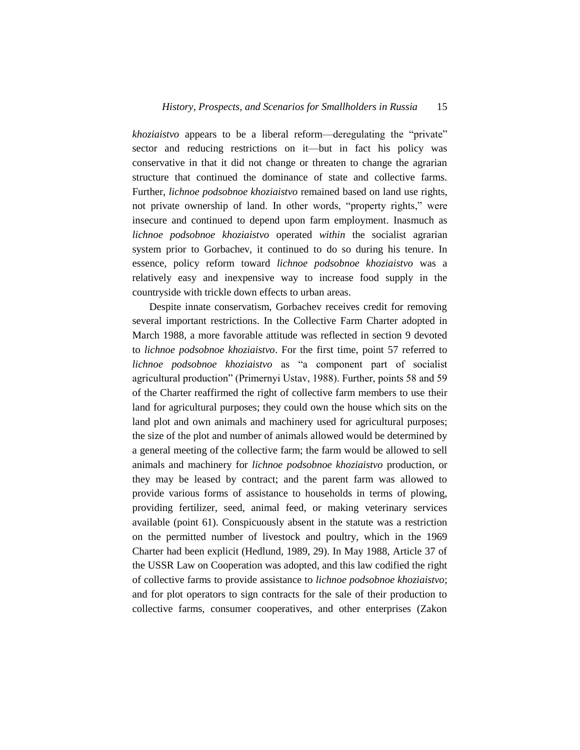*khoziaistvo* appears to be a liberal reform—deregulating the "private" sector and reducing restrictions on it—but in fact his policy was conservative in that it did not change or threaten to change the agrarian structure that continued the dominance of state and collective farms. Further, *lichnoe podsobnoe khoziaistvo* remained based on land use rights, not private ownership of land. In other words, "property rights," were insecure and continued to depend upon farm employment. Inasmuch as *lichnoe podsobnoe khoziaistvo* operated *within* the socialist agrarian system prior to Gorbachev, it continued to do so during his tenure. In essence, policy reform toward *lichnoe podsobnoe khoziaistvo* was a relatively easy and inexpensive way to increase food supply in the countryside with trickle down effects to urban areas.

Despite innate conservatism, Gorbachev receives credit for removing several important restrictions. In the Collective Farm Charter adopted in March 1988, a more favorable attitude was reflected in section 9 devoted to *lichnoe podsobnoe khoziaistvo*. For the first time, point 57 referred to *lichnoe podsobnoe khoziaistvo* as "a component part of socialist agricultural production" (Primernyi Ustav, 1988). Further, points 58 and 59 of the Charter reaffirmed the right of collective farm members to use their land for agricultural purposes; they could own the house which sits on the land plot and own animals and machinery used for agricultural purposes; the size of the plot and number of animals allowed would be determined by a general meeting of the collective farm; the farm would be allowed to sell animals and machinery for *lichnoe podsobnoe khoziaistvo* production, or they may be leased by contract; and the parent farm was allowed to provide various forms of assistance to households in terms of plowing, providing fertilizer, seed, animal feed, or making veterinary services available (point 61). Conspicuously absent in the statute was a restriction on the permitted number of livestock and poultry, which in the 1969 Charter had been explicit (Hedlund, 1989, 29). In May 1988, Article 37 of the USSR Law on Cooperation was adopted, and this law codified the right of collective farms to provide assistance to *lichnoe podsobnoe khoziaistvo*; and for plot operators to sign contracts for the sale of their production to collective farms, consumer cooperatives, and other enterprises (Zakon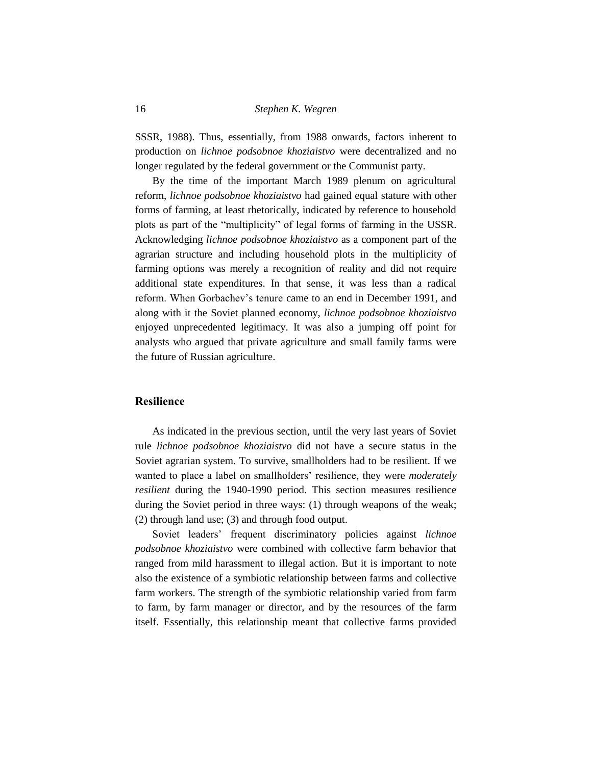SSSR, 1988). Thus, essentially, from 1988 onwards, factors inherent to production on *lichnoe podsobnoe khoziaistvo* were decentralized and no longer regulated by the federal government or the Communist party.

By the time of the important March 1989 plenum on agricultural reform, *lichnoe podsobnoe khoziaistvo* had gained equal stature with other forms of farming, at least rhetorically, indicated by reference to household plots as part of the "multiplicity" of legal forms of farming in the USSR. Acknowledging *lichnoe podsobnoe khoziaistvo* as a component part of the agrarian structure and including household plots in the multiplicity of farming options was merely a recognition of reality and did not require additional state expenditures. In that sense, it was less than a radical reform. When Gorbachev's tenure came to an end in December 1991, and along with it the Soviet planned economy, *lichnoe podsobnoe khoziaistvo* enjoyed unprecedented legitimacy. It was also a jumping off point for analysts who argued that private agriculture and small family farms were the future of Russian agriculture.

## Resilience

As indicated in the previous section, until the very last years of Soviet rule *lichnoe podsobnoe khoziaistvo* did not have a secure status in the Soviet agrarian system. To survive, smallholders had to be resilient. If we wanted to place a label on smallholders' resilience, they were *moderately resilient* during the 1940-1990 period. This section measures resilience during the Soviet period in three ways: (1) through weapons of the weak; (2) through land use; (3) and through food output.

Soviet leaders' frequent discriminatory policies against *lichnoe podsobnoe khoziaistvo* were combined with collective farm behavior that ranged from mild harassment to illegal action. But it is important to note also the existence of a symbiotic relationship between farms and collective farm workers. The strength of the symbiotic relationship varied from farm to farm, by farm manager or director, and by the resources of the farm itself. Essentially, this relationship meant that collective farms provided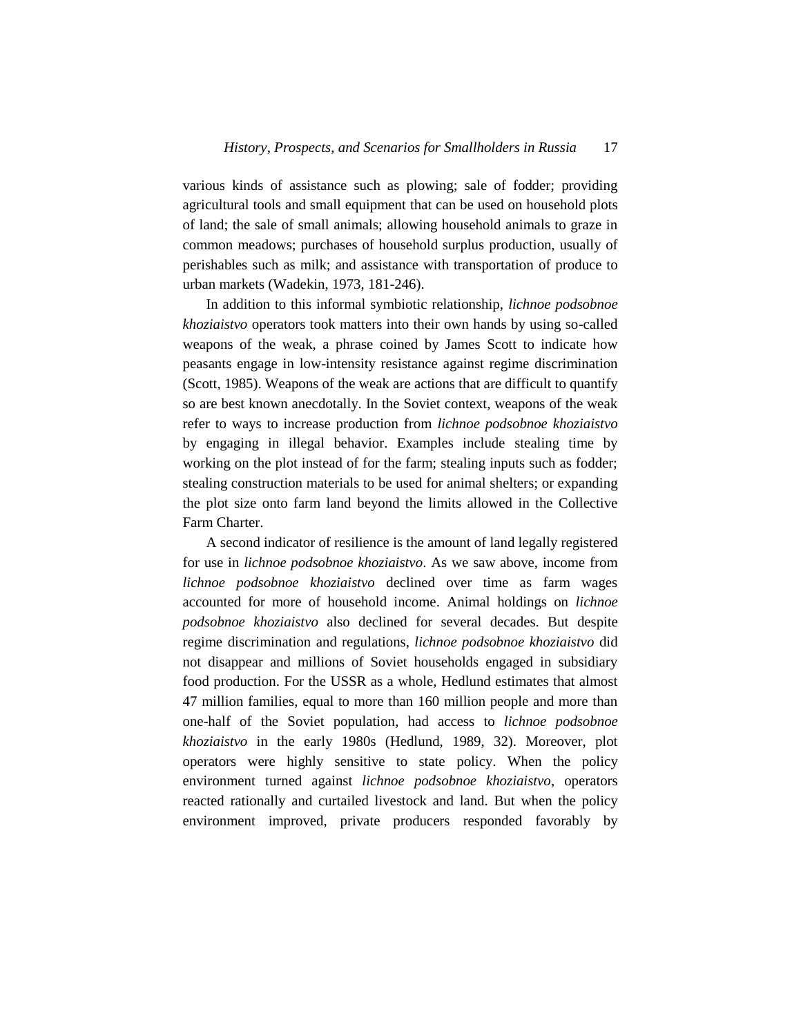various kinds of assistance such as plowing; sale of fodder; providing agricultural tools and small equipment that can be used on household plots of land; the sale of small animals; allowing household animals to graze in common meadows; purchases of household surplus production, usually of perishables such as milk; and assistance with transportation of produce to urban markets (Wadekin, 1973, 181-246).

In addition to this informal symbiotic relationship, *lichnoe podsobnoe khoziaistvo* operators took matters into their own hands by using so-called weapons of the weak, a phrase coined by James Scott to indicate how peasants engage in low-intensity resistance against regime discrimination (Scott, 1985). Weapons of the weak are actions that are difficult to quantify so are best known anecdotally. In the Soviet context, weapons of the weak refer to ways to increase production from *lichnoe podsobnoe khoziaistvo* by engaging in illegal behavior. Examples include stealing time by working on the plot instead of for the farm; stealing inputs such as fodder; stealing construction materials to be used for animal shelters; or expanding the plot size onto farm land beyond the limits allowed in the Collective Farm Charter.

A second indicator of resilience is the amount of land legally registered for use in *lichnoe podsobnoe khoziaistvo*. As we saw above, income from *lichnoe podsobnoe khoziaistvo* declined over time as farm wages accounted for more of household income. Animal holdings on *lichnoe podsobnoe khoziaistvo* also declined for several decades. But despite regime discrimination and regulations, *lichnoe podsobnoe khoziaistvo* did not disappear and millions of Soviet households engaged in subsidiary food production. For the USSR as a whole, Hedlund estimates that almost 47 million families, equal to more than 160 million people and more than one-half of the Soviet population, had access to *lichnoe podsobnoe khoziaistvo* in the early 1980s (Hedlund, 1989, 32). Moreover, plot operators were highly sensitive to state policy. When the policy environment turned against *lichnoe podsobnoe khoziaistvo*, operators reacted rationally and curtailed livestock and land. But when the policy environment improved, private producers responded favorably by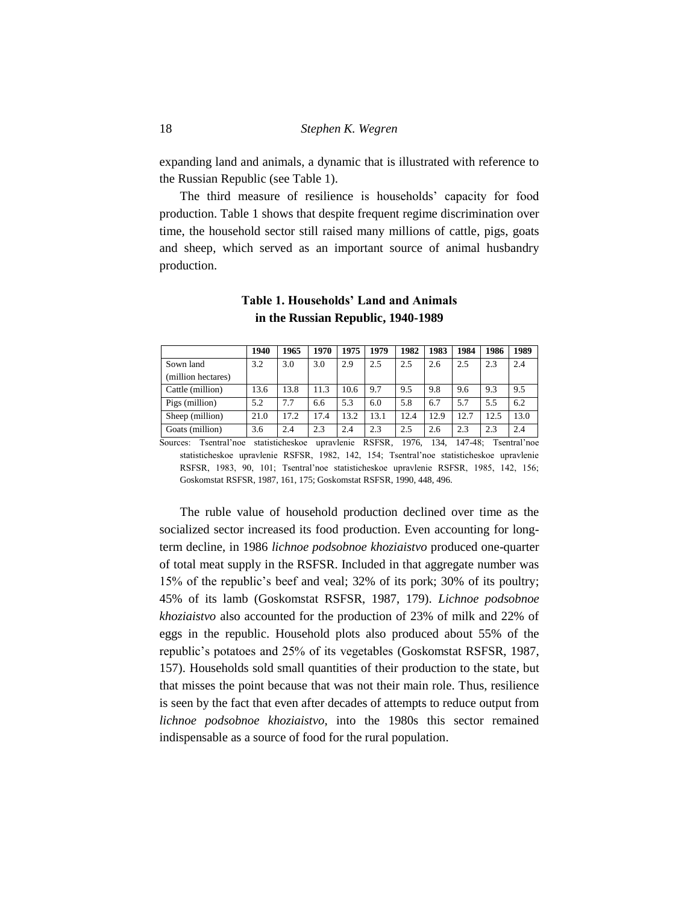expanding land and animals, a dynamic that is illustrated with reference to the Russian Republic (see Table 1).

The third measure of resilience is households' capacity for food production. Table 1 shows that despite frequent regime discrimination over time, the household sector still raised many millions of cattle, pigs, goats and sheep, which served as an important source of animal husbandry production.

**Table 1. Households' Land and Animals in the Russian Republic, 1940-1989**

| | 1940 | 1965 | 1970 | 1975 | 1979 | 1982 | 1983 | 1984 | 1986 | 1989 |
|---|---|---|---|---|---|---|---|---|---|---|
| Sown land (million hectares) | 3.2 | 3.0 | 3.0 | 2.9 | 2.5 | 2.5 | 2.6 | 2.5 | 2.3 | 2.4 |
| Cattle (million) | 13.6 | 13.8 | 11.3 | 10.6 | 9.7 | 9.5 | 9.8 | 9.6 | 9.3 | 9.5 |
| Pigs (million) | 5.2 | 7.7 | 6.6 | 5.3 | 6.0 | 5.8 | 6.7 | 5.7 | 5.5 | 6.2 |
| Sheep (million) | 21.0 | 17.2 | 17.4 | 13.2 | 13.1 | 12.4 | 12.9 | 12.7 | 12.5 | 13.0 |
| Goats (million) | 3.6 | 2.4 | 2.3 | 2.4 | 2.3 | 2.5 | 2.6 | 2.3 | 2.3 | 2.4 |

Sources: Tsentral'noe statisticheskoe upravlenie RSFSR, 1976, 134, 147-48; Tsentral'noe statisticheskoe upravlenie RSFSR, 1982, 142, 154; Tsentral'noe statisticheskoe upravlenie RSFSR, 1983, 90, 101; Tsentral'noe statisticheskoe upravlenie RSFSR, 1985, 142, 156; Goskomstat RSFSR, 1987, 161, 175; Goskomstat RSFSR, 1990, 448, 496.

The ruble value of household production declined over time as the socialized sector increased its food production. Even accounting for long-term decline, in 1986 *lichnoe podsobnoe khoziaistvo* produced one-quarter of total meat supply in the RSFSR. Included in that aggregate number was 15% of the republic's beef and veal; 32% of its pork; 30% of its poultry; 45% of its lamb (Goskomstat RSFSR, 1987, 179). *Lichnoe podsobnoe khoziaistvo* also accounted for the production of 23% of milk and 22% of eggs in the republic. Household plots also produced about 55% of the republic's potatoes and 25% of its vegetables (Goskomstat RSFSR, 1987, 157). Households sold small quantities of their production to the state, but that misses the point because that was not their main role. Thus, resilience is seen by the fact that even after decades of attempts to reduce output from *lichnoe podsobnoe khoziaistvo*, into the 1980s this sector remained indispensable as a source of food for the rural population.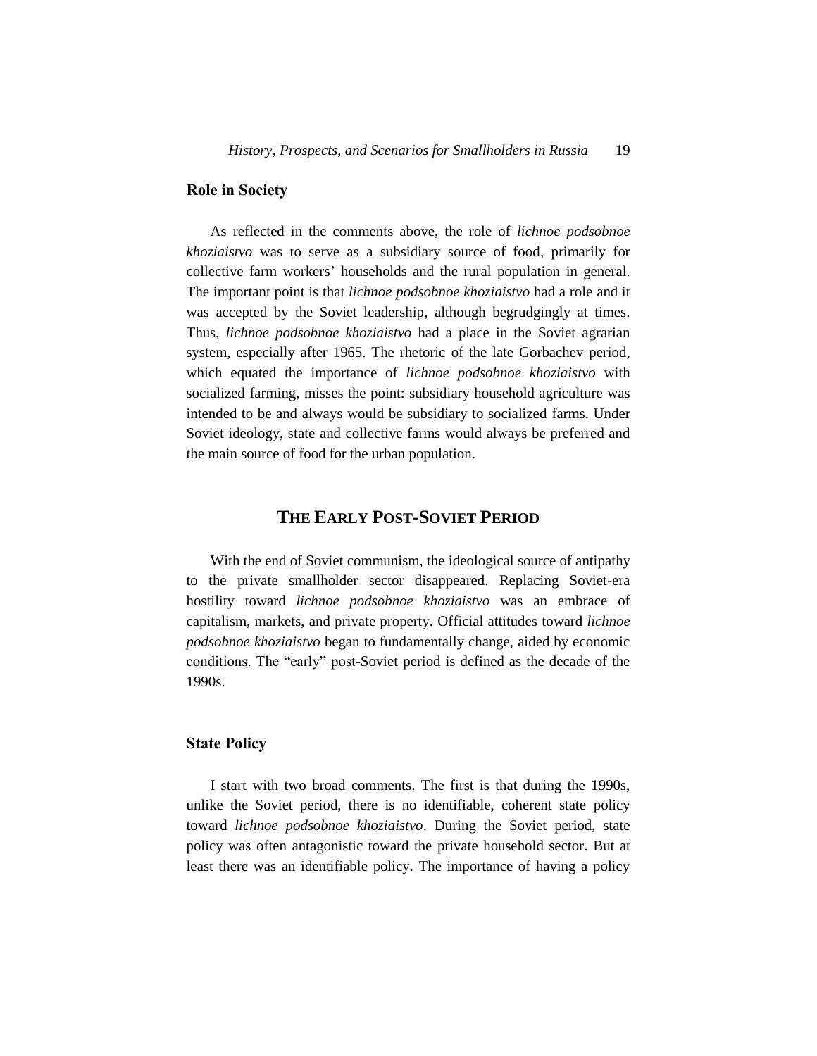### Role in Society

As reflected in the comments above, the role of *lichnoe podsobnoe khoziaistvo* was to serve as a subsidiary source of food, primarily for collective farm workers' households and the rural population in general. The important point is that *lichnoe podsobnoe khoziaistvo* had a role and it was accepted by the Soviet leadership, although begrudgingly at times. Thus, *lichnoe podsobnoe khoziaistvo* had a place in the Soviet agrarian system, especially after 1965. The rhetoric of the late Gorbachev period, which equated the importance of *lichnoe podsobnoe khoziaistvo* with socialized farming, misses the point: subsidiary household agriculture was intended to be and always would be subsidiary to socialized farms. Under Soviet ideology, state and collective farms would always be preferred and the main source of food for the urban population.

## The Early Post-Soviet Period

With the end of Soviet communism, the ideological source of antipathy to the private smallholder sector disappeared. Replacing Soviet-era hostility toward *lichnoe podsobnoe khoziaistvo* was an embrace of capitalism, markets, and private property. Official attitudes toward *lichnoe podsobnoe khoziaistvo* began to fundamentally change, aided by economic conditions. The "early" post-Soviet period is defined as the decade of the 1990s.

### State Policy

I start with two broad comments. The first is that during the 1990s, unlike the Soviet period, there is no identifiable, coherent state policy toward *lichnoe podsobnoe khoziaistvo*. During the Soviet period, state policy was often antagonistic toward the private household sector. But at least there was an identifiable policy. The importance of having a policy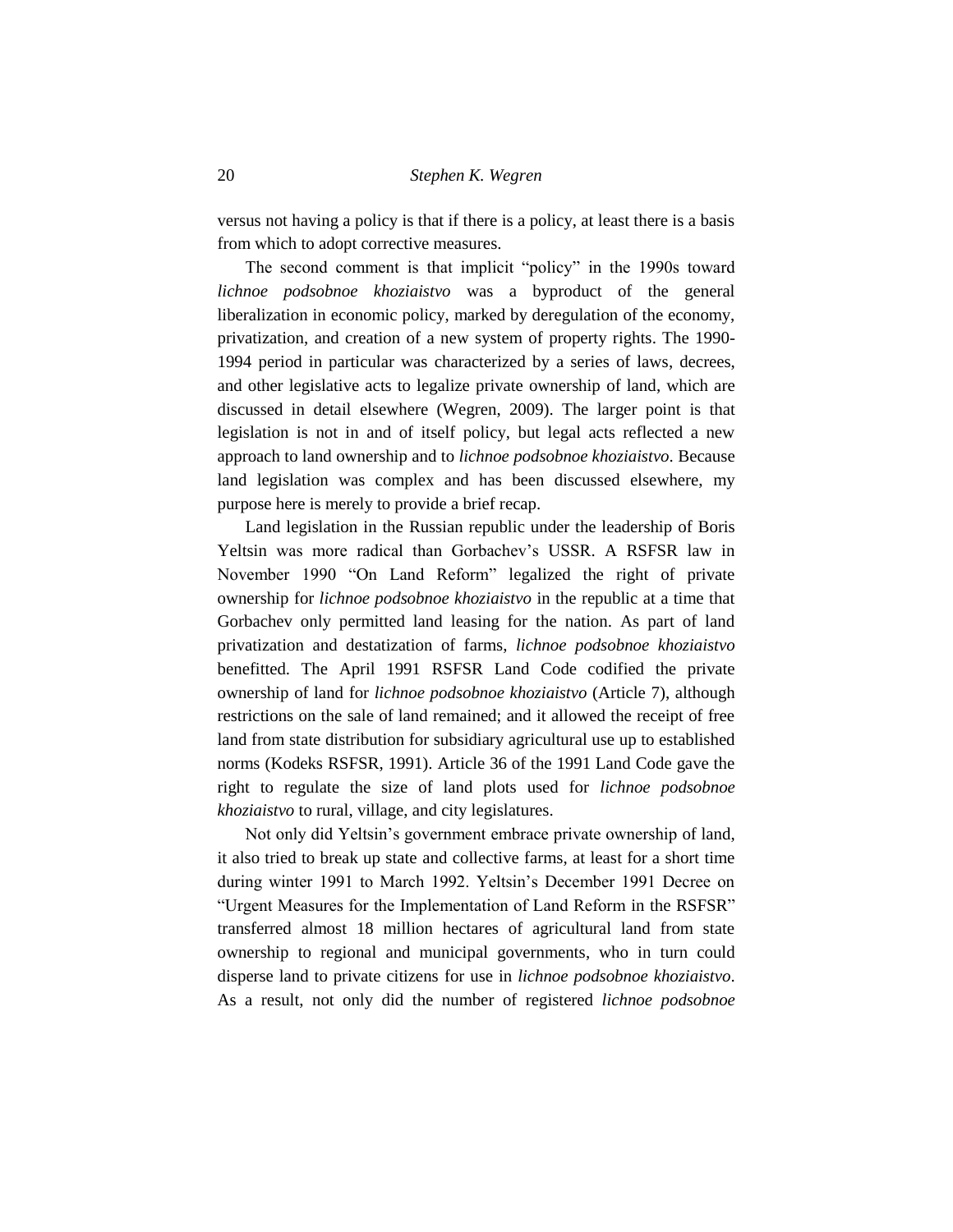versus not having a policy is that if there is a policy, at least there is a basis from which to adopt corrective measures.

The second comment is that implicit "policy" in the 1990s toward *lichnoe podsobnoe khoziaistvo* was a byproduct of the general liberalization in economic policy, marked by deregulation of the economy, privatization, and creation of a new system of property rights. The 1990-1994 period in particular was characterized by a series of laws, decrees, and other legislative acts to legalize private ownership of land, which are discussed in detail elsewhere (Wegren, 2009). The larger point is that legislation is not in and of itself policy, but legal acts reflected a new approach to land ownership and to *lichnoe podsobnoe khoziaistvo*. Because land legislation was complex and has been discussed elsewhere, my purpose here is merely to provide a brief recap.

Land legislation in the Russian republic under the leadership of Boris Yeltsin was more radical than Gorbachev's USSR. A RSFSR law in November 1990 "On Land Reform" legalized the right of private ownership for *lichnoe podsobnoe khoziaistvo* in the republic at a time that Gorbachev only permitted land leasing for the nation. As part of land privatization and destatization of farms, *lichnoe podsobnoe khoziaistvo* benefitted. The April 1991 RSFSR Land Code codified the private ownership of land for *lichnoe podsobnoe khoziaistvo* (Article 7), although restrictions on the sale of land remained; and it allowed the receipt of free land from state distribution for subsidiary agricultural use up to established norms (Kodeks RSFSR, 1991). Article 36 of the 1991 Land Code gave the right to regulate the size of land plots used for *lichnoe podsobnoe khoziaistvo* to rural, village, and city legislatures.

Not only did Yeltsin's government embrace private ownership of land, it also tried to break up state and collective farms, at least for a short time during winter 1991 to March 1992. Yeltsin's December 1991 Decree on "Urgent Measures for the Implementation of Land Reform in the RSFSR" transferred almost 18 million hectares of agricultural land from state ownership to regional and municipal governments, who in turn could disperse land to private citizens for use in *lichnoe podsobnoe khoziaistvo*. As a result, not only did the number of registered *lichnoe podsobnoe*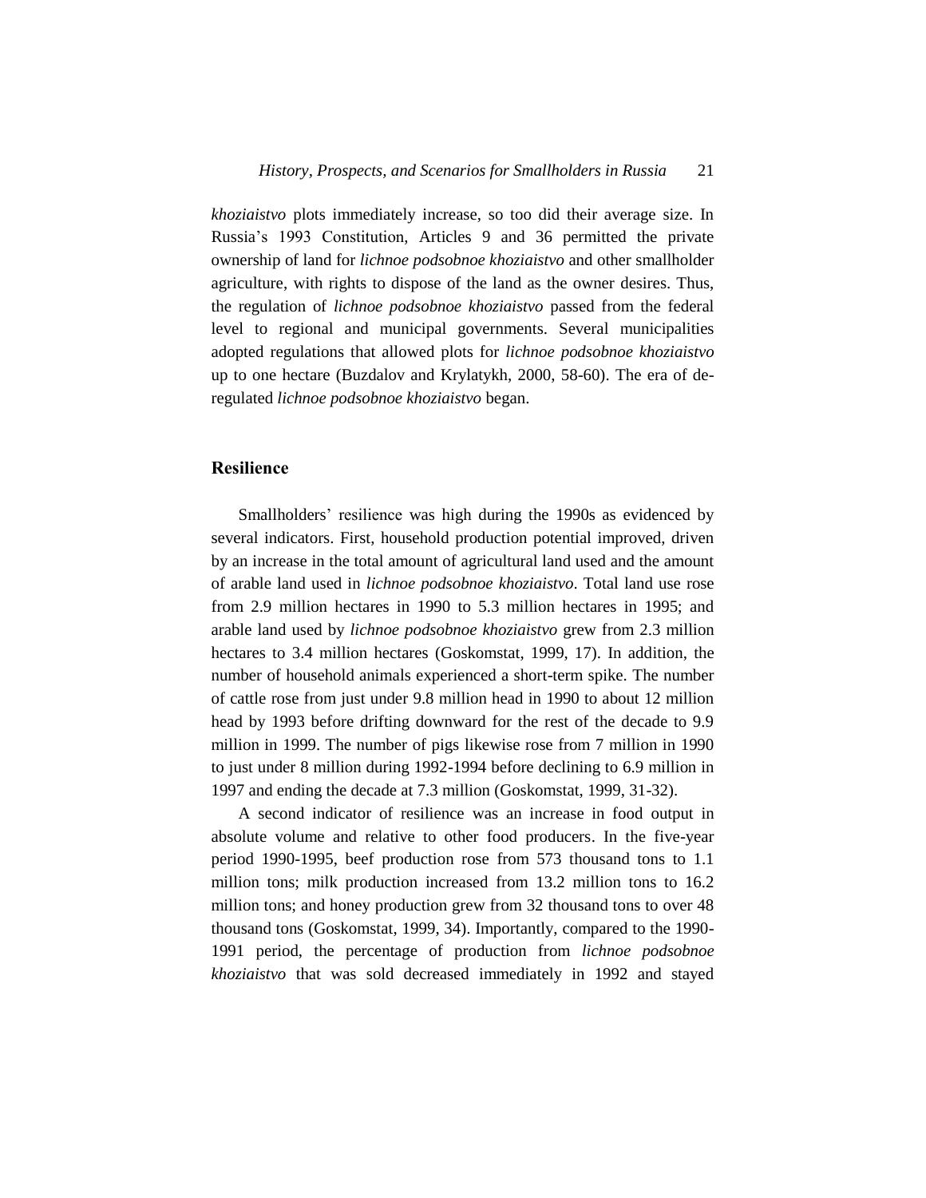*khoziaistvo* plots immediately increase, so too did their average size. In Russia's 1993 Constitution, Articles 9 and 36 permitted the private ownership of land for *lichnoe podsobnoe khoziaistvo* and other smallholder agriculture, with rights to dispose of the land as the owner desires. Thus, the regulation of *lichnoe podsobnoe khoziaistvo* passed from the federal level to regional and municipal governments. Several municipalities adopted regulations that allowed plots for *lichnoe podsobnoe khoziaistvo* up to one hectare (Buzdalov and Krylatykh, 2000, 58-60). The era of de-regulated *lichnoe podsobnoe khoziaistvo* began.

## Resilience

Smallholders' resilience was high during the 1990s as evidenced by several indicators. First, household production potential improved, driven by an increase in the total amount of agricultural land used and the amount of arable land used in *lichnoe podsobnoe khoziaistvo*. Total land use rose from 2.9 million hectares in 1990 to 5.3 million hectares in 1995; and arable land used by *lichnoe podsobnoe khoziaistvo* grew from 2.3 million hectares to 3.4 million hectares (Goskomstat, 1999, 17). In addition, the number of household animals experienced a short-term spike. The number of cattle rose from just under 9.8 million head in 1990 to about 12 million head by 1993 before drifting downward for the rest of the decade to 9.9 million in 1999. The number of pigs likewise rose from 7 million in 1990 to just under 8 million during 1992-1994 before declining to 6.9 million in 1997 and ending the decade at 7.3 million (Goskomstat, 1999, 31-32).

A second indicator of resilience was an increase in food output in absolute volume and relative to other food producers. In the five-year period 1990-1995, beef production rose from 573 thousand tons to 1.1 million tons; milk production increased from 13.2 million tons to 16.2 million tons; and honey production grew from 32 thousand tons to over 48 thousand tons (Goskomstat, 1999, 34). Importantly, compared to the 1990-1991 period, the percentage of production from *lichnoe podsobnoe khoziaistvo* that was sold decreased immediately in 1992 and stayed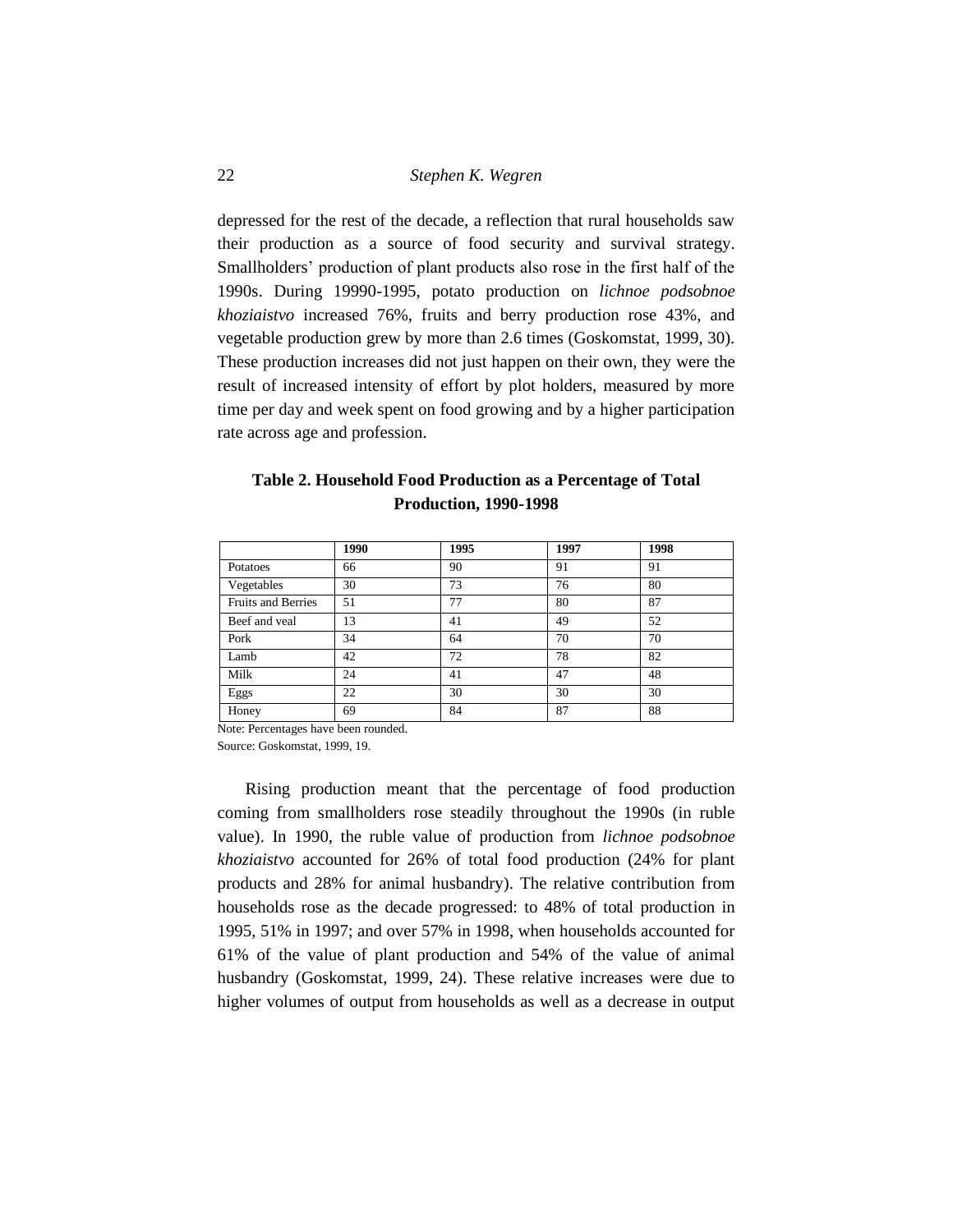depressed for the rest of the decade, a reflection that rural households saw their production as a source of food security and survival strategy. Smallholders' production of plant products also rose in the first half of the 1990s. During 19990-1995, potato production on *lichnoe podsobnoe khoziaistvo* increased 76%, fruits and berry production rose 43%, and vegetable production grew by more than 2.6 times (Goskomstat, 1999, 30). These production increases did not just happen on their own, they were the result of increased intensity of effort by plot holders, measured by more time per day and week spent on food growing and by a higher participation rate across age and profession.

**Table 2. Household Food Production as a Percentage of Total Production, 1990-1998**

| | 1990 | 1995 | 1997 | 1998 |
|---|---|---|---|---|
| Potatoes | 66 | 90 | 91 | 91 |
| Vegetables | 30 | 73 | 76 | 80 |
| Fruits and Berries | 51 | 77 | 80 | 87 |
| Beef and veal | 13 | 41 | 49 | 52 |
| Pork | 34 | 64 | 70 | 70 |
| Lamb | 42 | 72 | 78 | 82 |
| Milk | 24 | 41 | 47 | 48 |
| Eggs | 22 | 30 | 30 | 30 |
| Honey | 69 | 84 | 87 | 88 |

Note: Percentages have been rounded.
Source: Goskomstat, 1999, 19.

Rising production meant that the percentage of food production coming from smallholders rose steadily throughout the 1990s (in ruble value). In 1990, the ruble value of production from *lichnoe podsobnoe khoziaistvo* accounted for 26% of total food production (24% for plant products and 28% for animal husbandry). The relative contribution from households rose as the decade progressed: to 48% of total production in 1995, 51% in 1997; and over 57% in 1998, when households accounted for 61% of the value of plant production and 54% of the value of animal husbandry (Goskomstat, 1999, 24). These relative increases were due to higher volumes of output from households as well as a decrease in output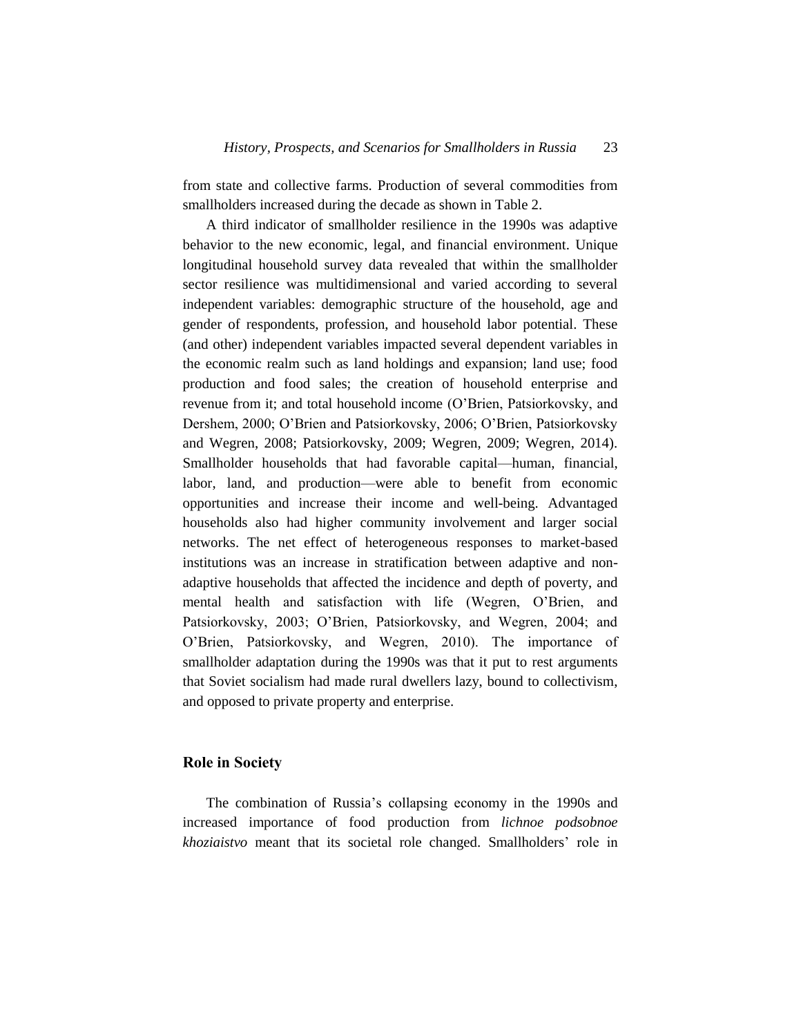from state and collective farms. Production of several commodities from smallholders increased during the decade as shown in Table 2.

A third indicator of smallholder resilience in the 1990s was adaptive behavior to the new economic, legal, and financial environment. Unique longitudinal household survey data revealed that within the smallholder sector resilience was multidimensional and varied according to several independent variables: demographic structure of the household, age and gender of respondents, profession, and household labor potential. These (and other) independent variables impacted several dependent variables in the economic realm such as land holdings and expansion; land use; food production and food sales; the creation of household enterprise and revenue from it; and total household income (O'Brien, Patsiorkovsky, and Dershem, 2000; O'Brien and Patsiorkovsky, 2006; O'Brien, Patsiorkovsky and Wegren, 2008; Patsiorkovsky, 2009; Wegren, 2009; Wegren, 2014). Smallholder households that had favorable capital—human, financial, labor, land, and production—were able to benefit from economic opportunities and increase their income and well-being. Advantaged households also had higher community involvement and larger social networks. The net effect of heterogeneous responses to market-based institutions was an increase in stratification between adaptive and non-adaptive households that affected the incidence and depth of poverty, and mental health and satisfaction with life (Wegren, O'Brien, and Patsiorkovsky, 2003; O'Brien, Patsiorkovsky, and Wegren, 2004; and O'Brien, Patsiorkovsky, and Wegren, 2010). The importance of smallholder adaptation during the 1990s was that it put to rest arguments that Soviet socialism had made rural dwellers lazy, bound to collectivism, and opposed to private property and enterprise.

## Role in Society

The combination of Russia's collapsing economy in the 1990s and increased importance of food production from *lichnoe podsobnoe khoziaistvo* meant that its societal role changed. Smallholders' role in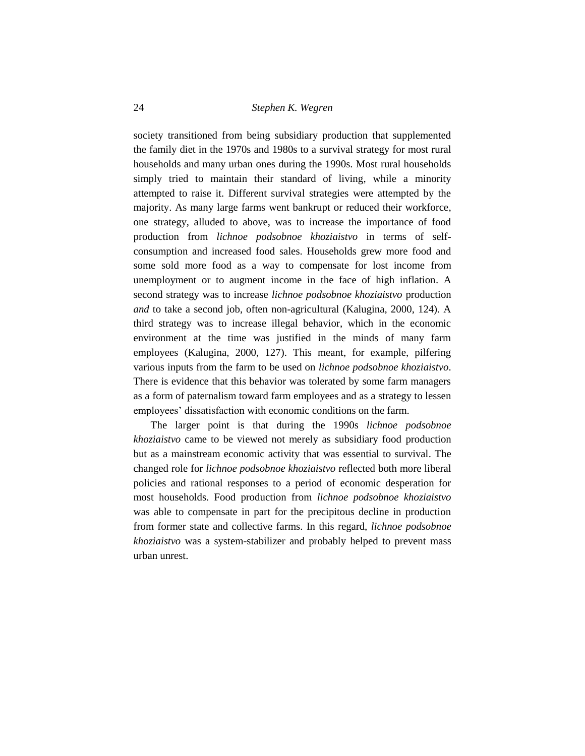society transitioned from being subsidiary production that supplemented the family diet in the 1970s and 1980s to a survival strategy for most rural households and many urban ones during the 1990s. Most rural households simply tried to maintain their standard of living, while a minority attempted to raise it. Different survival strategies were attempted by the majority. As many large farms went bankrupt or reduced their workforce, one strategy, alluded to above, was to increase the importance of food production from *lichnoe podsobnoe khoziaistvo* in terms of self-consumption and increased food sales. Households grew more food and some sold more food as a way to compensate for lost income from unemployment or to augment income in the face of high inflation. A second strategy was to increase *lichnoe podsobnoe khoziaistvo* production *and* to take a second job, often non-agricultural (Kalugina, 2000, 124). A third strategy was to increase illegal behavior, which in the economic environment at the time was justified in the minds of many farm employees (Kalugina, 2000, 127). This meant, for example, pilfering various inputs from the farm to be used on *lichnoe podsobnoe khoziaistvo*. There is evidence that this behavior was tolerated by some farm managers as a form of paternalism toward farm employees and as a strategy to lessen employees' dissatisfaction with economic conditions on the farm.

The larger point is that during the 1990s *lichnoe podsobnoe khoziaistvo* came to be viewed not merely as subsidiary food production but as a mainstream economic activity that was essential to survival. The changed role for *lichnoe podsobnoe khoziaistvo* reflected both more liberal policies and rational responses to a period of economic desperation for most households. Food production from *lichnoe podsobnoe khoziaistvo* was able to compensate in part for the precipitous decline in production from former state and collective farms. In this regard, *lichnoe podsobnoe khoziaistvo* was a system-stabilizer and probably helped to prevent mass urban unrest.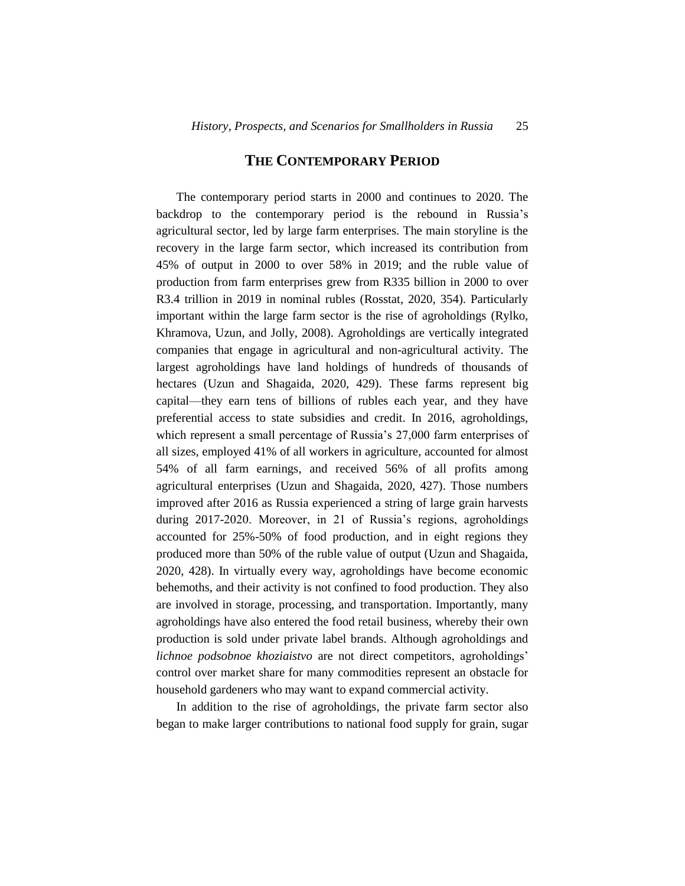## THE CONTEMPORARY PERIOD

The contemporary period starts in 2000 and continues to 2020. The backdrop to the contemporary period is the rebound in Russia's agricultural sector, led by large farm enterprises. The main storyline is the recovery in the large farm sector, which increased its contribution from 45% of output in 2000 to over 58% in 2019; and the ruble value of production from farm enterprises grew from R335 billion in 2000 to over R3.4 trillion in 2019 in nominal rubles (Rosstat, 2020, 354). Particularly important within the large farm sector is the rise of agroholdings (Rylko, Khramova, Uzun, and Jolly, 2008). Agroholdings are vertically integrated companies that engage in agricultural and non-agricultural activity. The largest agroholdings have land holdings of hundreds of thousands of hectares (Uzun and Shagaida, 2020, 429). These farms represent big capital—they earn tens of billions of rubles each year, and they have preferential access to state subsidies and credit. In 2016, agroholdings, which represent a small percentage of Russia's 27,000 farm enterprises of all sizes, employed 41% of all workers in agriculture, accounted for almost 54% of all farm earnings, and received 56% of all profits among agricultural enterprises (Uzun and Shagaida, 2020, 427). Those numbers improved after 2016 as Russia experienced a string of large grain harvests during 2017-2020. Moreover, in 21 of Russia's regions, agroholdings accounted for 25%-50% of food production, and in eight regions they produced more than 50% of the ruble value of output (Uzun and Shagaida, 2020, 428). In virtually every way, agroholdings have become economic behemoths, and their activity is not confined to food production. They also are involved in storage, processing, and transportation. Importantly, many agroholdings have also entered the food retail business, whereby their own production is sold under private label brands. Although agroholdings and *lichnoe podsobnoe khoziaistvo* are not direct competitors, agroholdings' control over market share for many commodities represent an obstacle for household gardeners who may want to expand commercial activity.

In addition to the rise of agroholdings, the private farm sector also began to make larger contributions to national food supply for grain, sugar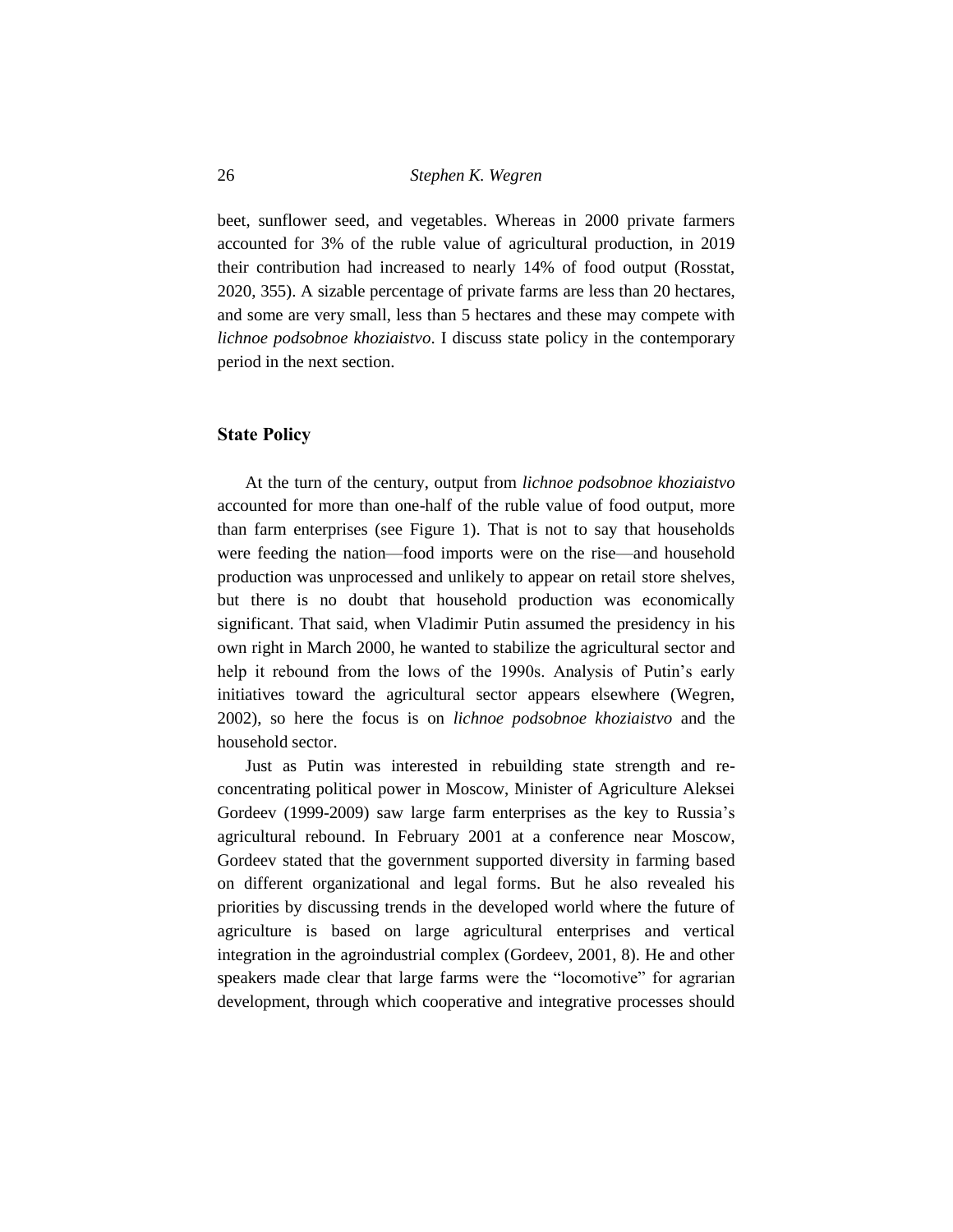beet, sunflower seed, and vegetables. Whereas in 2000 private farmers accounted for 3% of the ruble value of agricultural production, in 2019 their contribution had increased to nearly 14% of food output (Rosstat, 2020, 355). A sizable percentage of private farms are less than 20 hectares, and some are very small, less than 5 hectares and these may compete with *lichnoe podsobnoe khoziaistvo*. I discuss state policy in the contemporary period in the next section.

## State Policy

At the turn of the century, output from *lichnoe podsobnoe khoziaistvo* accounted for more than one-half of the ruble value of food output, more than farm enterprises (see Figure 1). That is not to say that households were feeding the nation—food imports were on the rise—and household production was unprocessed and unlikely to appear on retail store shelves, but there is no doubt that household production was economically significant. That said, when Vladimir Putin assumed the presidency in his own right in March 2000, he wanted to stabilize the agricultural sector and help it rebound from the lows of the 1990s. Analysis of Putin's early initiatives toward the agricultural sector appears elsewhere (Wegren, 2002), so here the focus is on *lichnoe podsobnoe khoziaistvo* and the household sector.

Just as Putin was interested in rebuilding state strength and re-concentrating political power in Moscow, Minister of Agriculture Aleksei Gordeev (1999-2009) saw large farm enterprises as the key to Russia's agricultural rebound. In February 2001 at a conference near Moscow, Gordeev stated that the government supported diversity in farming based on different organizational and legal forms. But he also revealed his priorities by discussing trends in the developed world where the future of agriculture is based on large agricultural enterprises and vertical integration in the agroindustrial complex (Gordeev, 2001, 8). He and other speakers made clear that large farms were the "locomotive" for agrarian development, through which cooperative and integrative processes should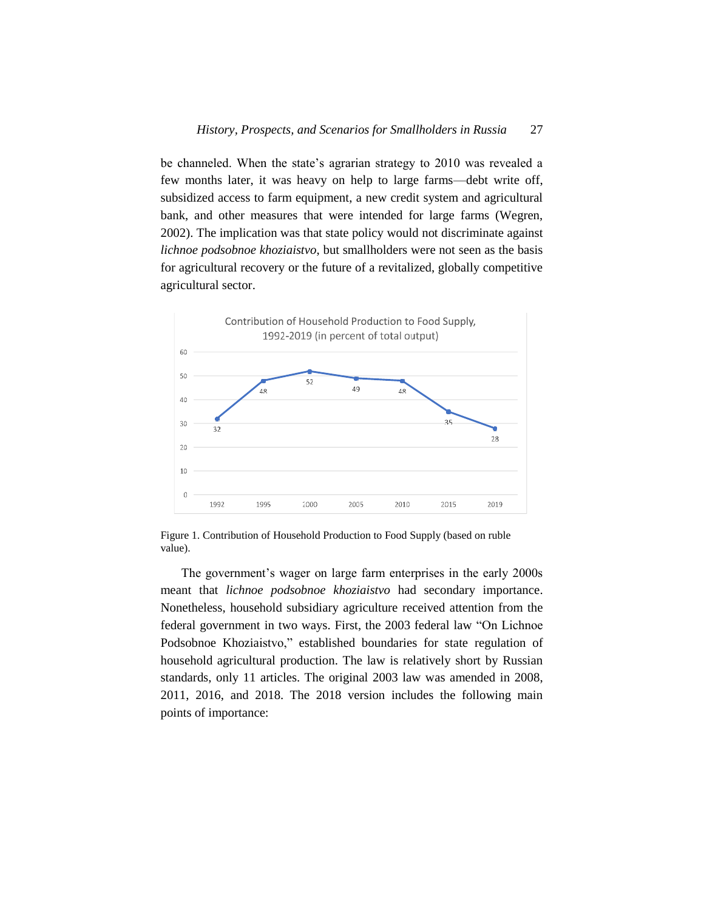be channeled. When the state's agrarian strategy to 2010 was revealed a few months later, it was heavy on help to large farms—debt write off, subsidized access to farm equipment, a new credit system and agricultural bank, and other measures that were intended for large farms (Wegren, 2002). The implication was that state policy would not discriminate against *lichnoe podsobnoe khoziaistvo*, but smallholders were not seen as the basis for agricultural recovery or the future of a revitalized, globally competitive agricultural sector.

Contribution of Household Production to Food Supply, 1992-2019 (in percent of total output)

| 1992 | 1995 | 2000 | 2005 | 2010 | 2015 | 2019 |
|---|---|---|---|---|---|---|
| 32 | 48 | 52 | 49 | 48 | 35 | 28 |

Figure 1. Contribution of Household Production to Food Supply (based on ruble value).

The government's wager on large farm enterprises in the early 2000s meant that *lichnoe podsobnoe khoziaistvo* had secondary importance. Nonetheless, household subsidiary agriculture received attention from the federal government in two ways. First, the 2003 federal law "On Lichnoe Podsobnoe Khoziaistvo," established boundaries for state regulation of household agricultural production. The law is relatively short by Russian standards, only 11 articles. The original 2003 law was amended in 2008, 2011, 2016, and 2018. The 2018 version includes the following main points of importance: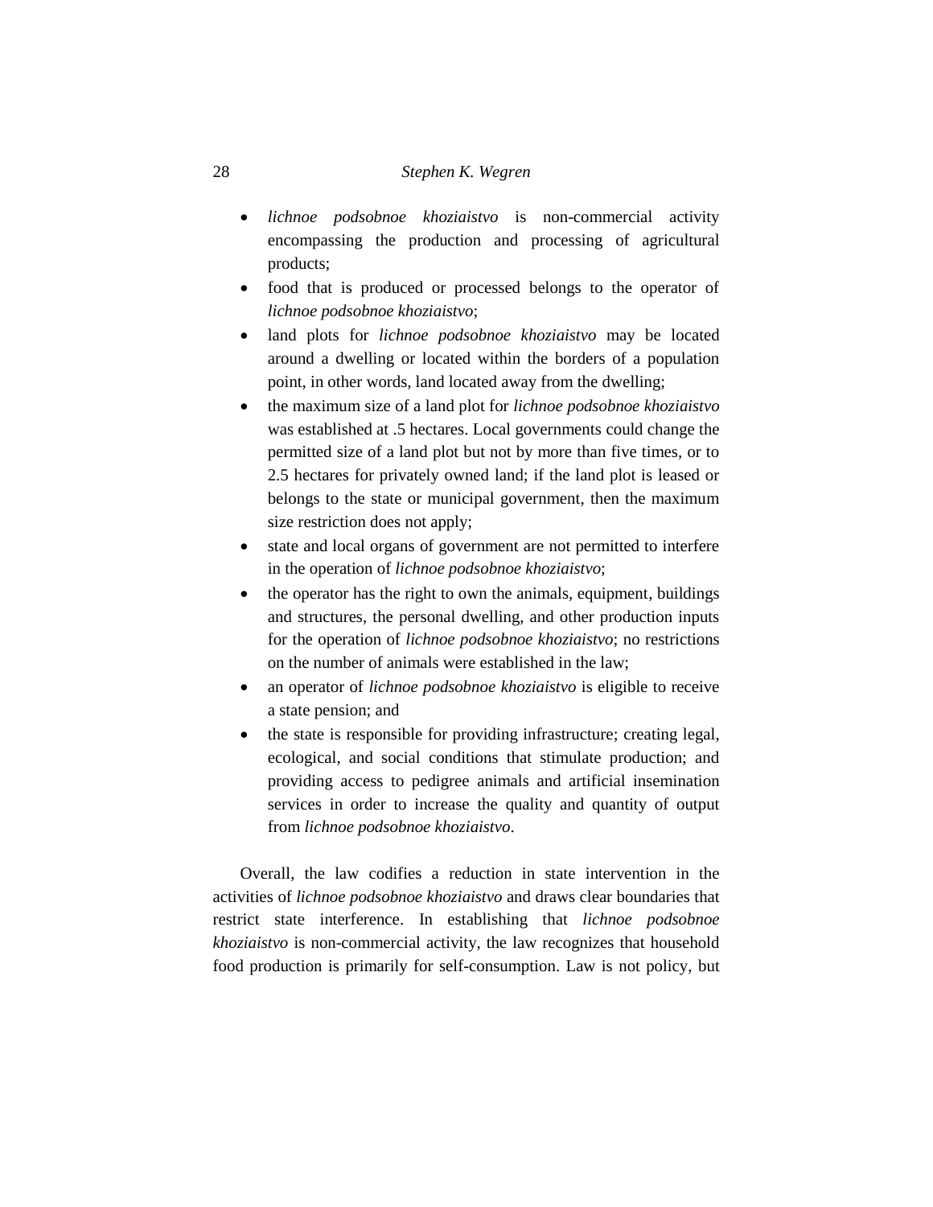- *lichnoe podsobnoe khoziaistvo* is non-commercial activity encompassing the production and processing of agricultural products;
- food that is produced or processed belongs to the operator of *lichnoe podsobnoe khoziaistvo*;
- land plots for *lichnoe podsobnoe khoziaistvo* may be located around a dwelling or located within the borders of a population point, in other words, land located away from the dwelling;
- the maximum size of a land plot for *lichnoe podsobnoe khoziaistvo* was established at .5 hectares. Local governments could change the permitted size of a land plot but not by more than five times, or to 2.5 hectares for privately owned land; if the land plot is leased or belongs to the state or municipal government, then the maximum size restriction does not apply;
- state and local organs of government are not permitted to interfere in the operation of *lichnoe podsobnoe khoziaistvo*;
- the operator has the right to own the animals, equipment, buildings and structures, the personal dwelling, and other production inputs for the operation of *lichnoe podsobnoe khoziaistvo*; no restrictions on the number of animals were established in the law;
- an operator of *lichnoe podsobnoe khoziaistvo* is eligible to receive a state pension; and
- the state is responsible for providing infrastructure; creating legal, ecological, and social conditions that stimulate production; and providing access to pedigree animals and artificial insemination services in order to increase the quality and quantity of output from *lichnoe podsobnoe khoziaistvo*.

Overall, the law codifies a reduction in state intervention in the activities of *lichnoe podsobnoe khoziaistvo* and draws clear boundaries that restrict state interference. In establishing that *lichnoe podsobnoe khoziaistvo* is non-commercial activity, the law recognizes that household food production is primarily for self-consumption. Law is not policy, but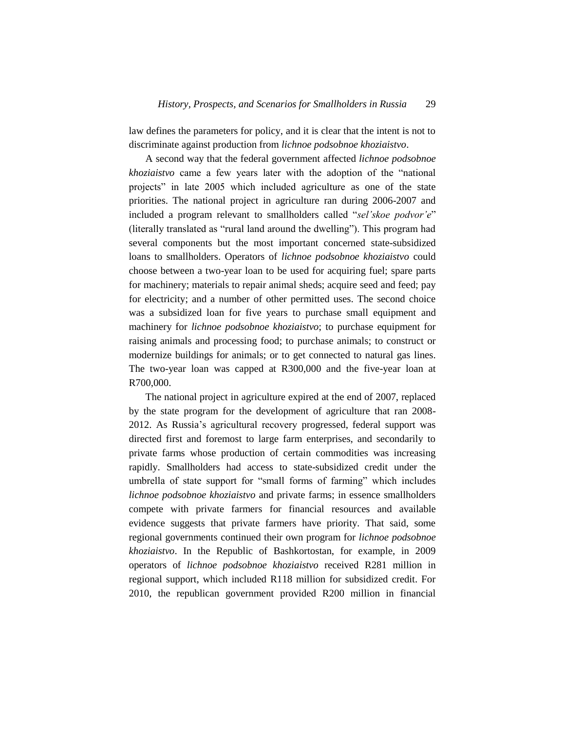law defines the parameters for policy, and it is clear that the intent is not to discriminate against production from *lichnoe podsobnoe khoziaistvo*.

A second way that the federal government affected *lichnoe podsobnoe khoziaistvo* came a few years later with the adoption of the "national projects" in late 2005 which included agriculture as one of the state priorities. The national project in agriculture ran during 2006-2007 and included a program relevant to smallholders called "*sel'skoe podvor'e*" (literally translated as "rural land around the dwelling"). This program had several components but the most important concerned state-subsidized loans to smallholders. Operators of *lichnoe podsobnoe khoziaistvo* could choose between a two-year loan to be used for acquiring fuel; spare parts for machinery; materials to repair animal sheds; acquire seed and feed; pay for electricity; and a number of other permitted uses. The second choice was a subsidized loan for five years to purchase small equipment and machinery for *lichnoe podsobnoe khoziaistvo*; to purchase equipment for raising animals and processing food; to purchase animals; to construct or modernize buildings for animals; or to get connected to natural gas lines. The two-year loan was capped at R300,000 and the five-year loan at R700,000.

The national project in agriculture expired at the end of 2007, replaced by the state program for the development of agriculture that ran 2008-2012. As Russia's agricultural recovery progressed, federal support was directed first and foremost to large farm enterprises, and secondarily to private farms whose production of certain commodities was increasing rapidly. Smallholders had access to state-subsidized credit under the umbrella of state support for "small forms of farming" which includes *lichnoe podsobnoe khoziaistvo* and private farms; in essence smallholders compete with private farmers for financial resources and available evidence suggests that private farmers have priority. That said, some regional governments continued their own program for *lichnoe podsobnoe khoziaistvo*. In the Republic of Bashkortostan, for example, in 2009 operators of *lichnoe podsobnoe khoziaistvo* received R281 million in regional support, which included R118 million for subsidized credit. For 2010, the republican government provided R200 million in financial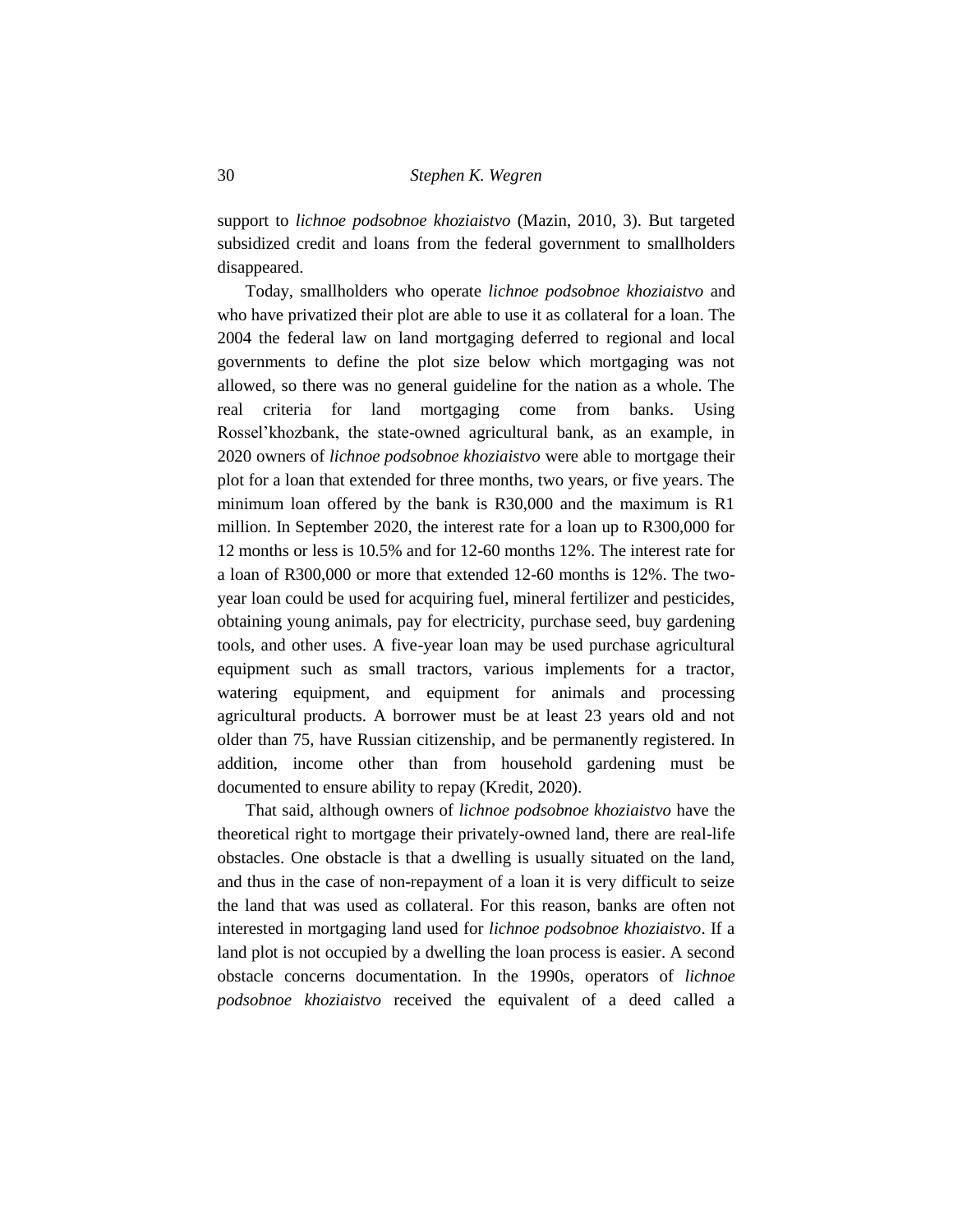support to *lichnoe podsobnoe khoziaistvo* (Mazin, 2010, 3). But targeted subsidized credit and loans from the federal government to smallholders disappeared.

Today, smallholders who operate *lichnoe podsobnoe khoziaistvo* and who have privatized their plot are able to use it as collateral for a loan. The 2004 the federal law on land mortgaging deferred to regional and local governments to define the plot size below which mortgaging was not allowed, so there was no general guideline for the nation as a whole. The real criteria for land mortgaging come from banks. Using Rossel'khozbank, the state-owned agricultural bank, as an example, in 2020 owners of *lichnoe podsobnoe khoziaistvo* were able to mortgage their plot for a loan that extended for three months, two years, or five years. The minimum loan offered by the bank is R30,000 and the maximum is R1 million. In September 2020, the interest rate for a loan up to R300,000 for 12 months or less is 10.5% and for 12-60 months 12%. The interest rate for a loan of R300,000 or more that extended 12-60 months is 12%. The two-year loan could be used for acquiring fuel, mineral fertilizer and pesticides, obtaining young animals, pay for electricity, purchase seed, buy gardening tools, and other uses. A five-year loan may be used purchase agricultural equipment such as small tractors, various implements for a tractor, watering equipment, and equipment for animals and processing agricultural products. A borrower must be at least 23 years old and not older than 75, have Russian citizenship, and be permanently registered. In addition, income other than from household gardening must be documented to ensure ability to repay (Kredit, 2020).

That said, although owners of *lichnoe podsobnoe khoziaistvo* have the theoretical right to mortgage their privately-owned land, there are real-life obstacles. One obstacle is that a dwelling is usually situated on the land, and thus in the case of non-repayment of a loan it is very difficult to seize the land that was used as collateral. For this reason, banks are often not interested in mortgaging land used for *lichnoe podsobnoe khoziaistvo*. If a land plot is not occupied by a dwelling the loan process is easier. A second obstacle concerns documentation. In the 1990s, operators of *lichnoe podsobnoe khoziaistvo* received the equivalent of a deed called a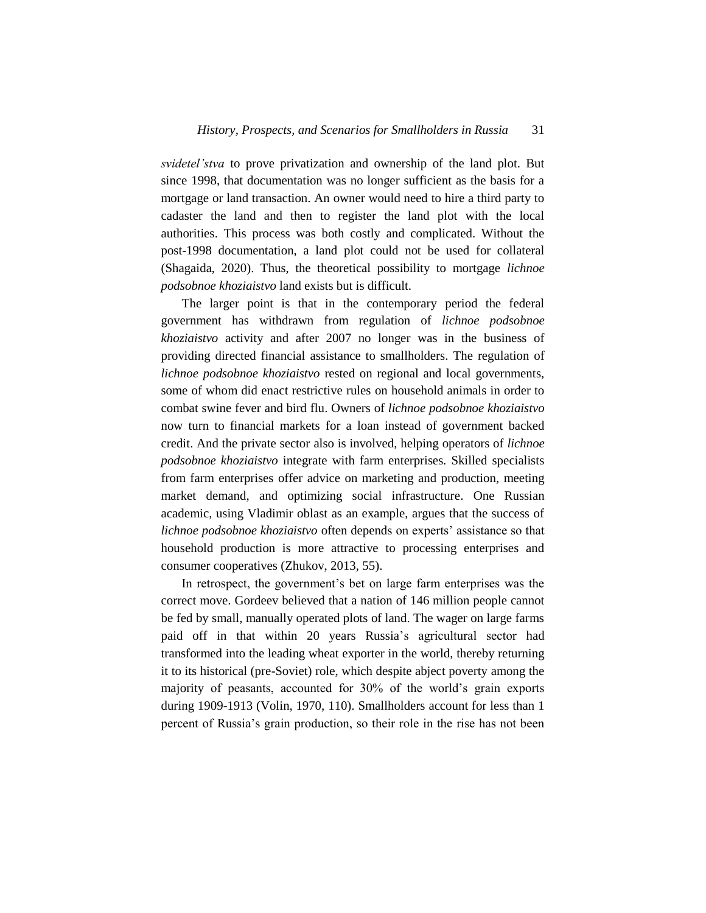*svidetel'stva* to prove privatization and ownership of the land plot. But since 1998, that documentation was no longer sufficient as the basis for a mortgage or land transaction. An owner would need to hire a third party to cadaster the land and then to register the land plot with the local authorities. This process was both costly and complicated. Without the post-1998 documentation, a land plot could not be used for collateral (Shagaida, 2020). Thus, the theoretical possibility to mortgage *lichnoe podsobnoe khoziaistvo* land exists but is difficult.

The larger point is that in the contemporary period the federal government has withdrawn from regulation of *lichnoe podsobnoe khoziaistvo* activity and after 2007 no longer was in the business of providing directed financial assistance to smallholders. The regulation of *lichnoe podsobnoe khoziaistvo* rested on regional and local governments, some of whom did enact restrictive rules on household animals in order to combat swine fever and bird flu. Owners of *lichnoe podsobnoe khoziaistvo* now turn to financial markets for a loan instead of government backed credit. And the private sector also is involved, helping operators of *lichnoe podsobnoe khoziaistvo* integrate with farm enterprises. Skilled specialists from farm enterprises offer advice on marketing and production, meeting market demand, and optimizing social infrastructure. One Russian academic, using Vladimir oblast as an example, argues that the success of *lichnoe podsobnoe khoziaistvo* often depends on experts' assistance so that household production is more attractive to processing enterprises and consumer cooperatives (Zhukov, 2013, 55).

In retrospect, the government's bet on large farm enterprises was the correct move. Gordeev believed that a nation of 146 million people cannot be fed by small, manually operated plots of land. The wager on large farms paid off in that within 20 years Russia's agricultural sector had transformed into the leading wheat exporter in the world, thereby returning it to its historical (pre-Soviet) role, which despite abject poverty among the majority of peasants, accounted for 30% of the world's grain exports during 1909-1913 (Volin, 1970, 110). Smallholders account for less than 1 percent of Russia's grain production, so their role in the rise has not been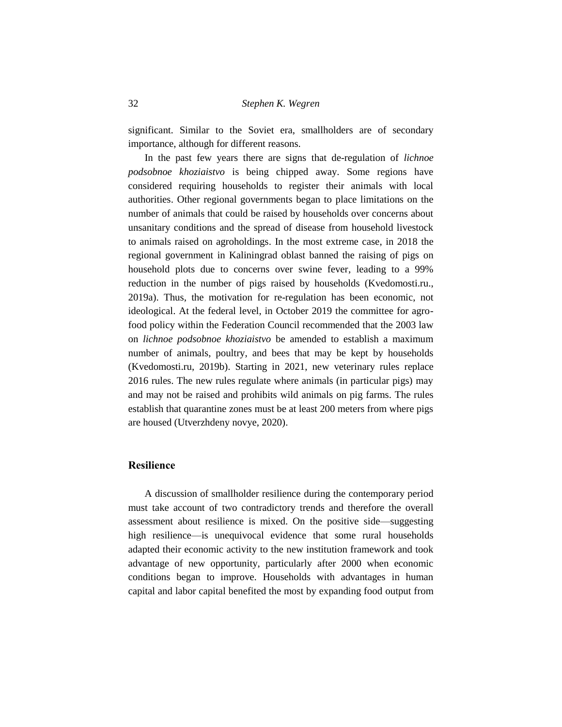significant. Similar to the Soviet era, smallholders are of secondary importance, although for different reasons.

In the past few years there are signs that de-regulation of *lichnoe podsobnoe khoziaistvo* is being chipped away. Some regions have considered requiring households to register their animals with local authorities. Other regional governments began to place limitations on the number of animals that could be raised by households over concerns about unsanitary conditions and the spread of disease from household livestock to animals raised on agroholdings. In the most extreme case, in 2018 the regional government in Kaliningrad oblast banned the raising of pigs on household plots due to concerns over swine fever, leading to a 99% reduction in the number of pigs raised by households (Kvedomosti.ru., 2019a). Thus, the motivation for re-regulation has been economic, not ideological. At the federal level, in October 2019 the committee for agro-food policy within the Federation Council recommended that the 2003 law on *lichnoe podsobnoe khoziaistvo* be amended to establish a maximum number of animals, poultry, and bees that may be kept by households (Kvedomosti.ru, 2019b). Starting in 2021, new veterinary rules replace 2016 rules. The new rules regulate where animals (in particular pigs) may and may not be raised and prohibits wild animals on pig farms. The rules establish that quarantine zones must be at least 200 meters from where pigs are housed (Utverzhdeny novye, 2020).

## Resilience

A discussion of smallholder resilience during the contemporary period must take account of two contradictory trends and therefore the overall assessment about resilience is mixed. On the positive side—suggesting high resilience—is unequivocal evidence that some rural households adapted their economic activity to the new institution framework and took advantage of new opportunity, particularly after 2000 when economic conditions began to improve. Households with advantages in human capital and labor capital benefited the most by expanding food output from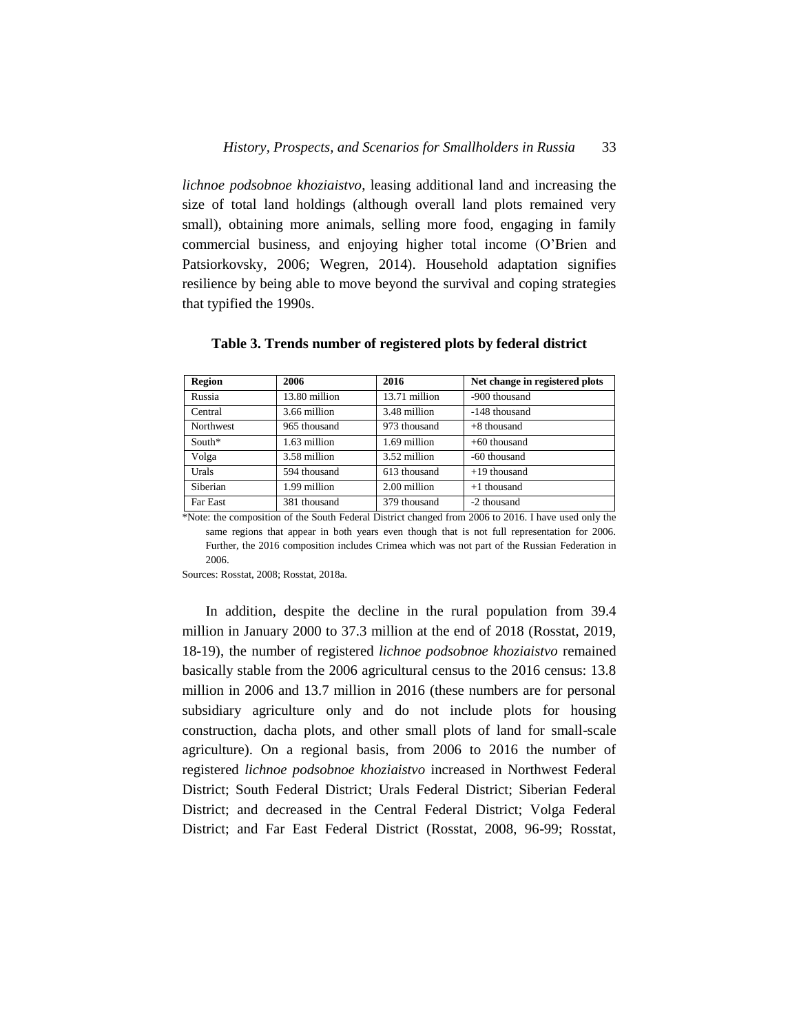*lichnoe podsobnoe khoziaistvo*, leasing additional land and increasing the size of total land holdings (although overall land plots remained very small), obtaining more animals, selling more food, engaging in family commercial business, and enjoying higher total income (O'Brien and Patsiorkovsky, 2006; Wegren, 2014). Household adaptation signifies resilience by being able to move beyond the survival and coping strategies that typified the 1990s.

**Table 3. Trends number of registered plots by federal district**

| Region | 2006 | 2016 | Net change in registered plots |
|---|---|---|---|
| Russia | 13.80 million | 13.71 million | -900 thousand |
| Central | 3.66 million | 3.48 million | -148 thousand |
| Northwest | 965 thousand | 973 thousand | +8 thousand |
| South* | 1.63 million | 1.69 million | +60 thousand |
| Volga | 3.58 million | 3.52 million | -60 thousand |
| Urals | 594 thousand | 613 thousand | +19 thousand |
| Siberian | 1.99 million | 2.00 million | +1 thousand |
| Far East | 381 thousand | 379 thousand | -2 thousand |

*Note: the composition of the South Federal District changed from 2006 to 2016. I have used only the same regions that appear in both years even though that is not full representation for 2006. Further, the 2016 composition includes Crimea which was not part of the Russian Federation in 2006.

Sources: Rosstat, 2008; Rosstat, 2018a.

In addition, despite the decline in the rural population from 39.4 million in January 2000 to 37.3 million at the end of 2018 (Rosstat, 2019, 18-19), the number of registered *lichnoe podsobnoe khoziaistvo* remained basically stable from the 2006 agricultural census to the 2016 census: 13.8 million in 2006 and 13.7 million in 2016 (these numbers are for personal subsidiary agriculture only and do not include plots for housing construction, dacha plots, and other small plots of land for small-scale agriculture). On a regional basis, from 2006 to 2016 the number of registered *lichnoe podsobnoe khoziaistvo* increased in Northwest Federal District; South Federal District; Urals Federal District; Siberian Federal District; and decreased in the Central Federal District; Volga Federal District; and Far East Federal District (Rosstat, 2008, 96-99; Rosstat,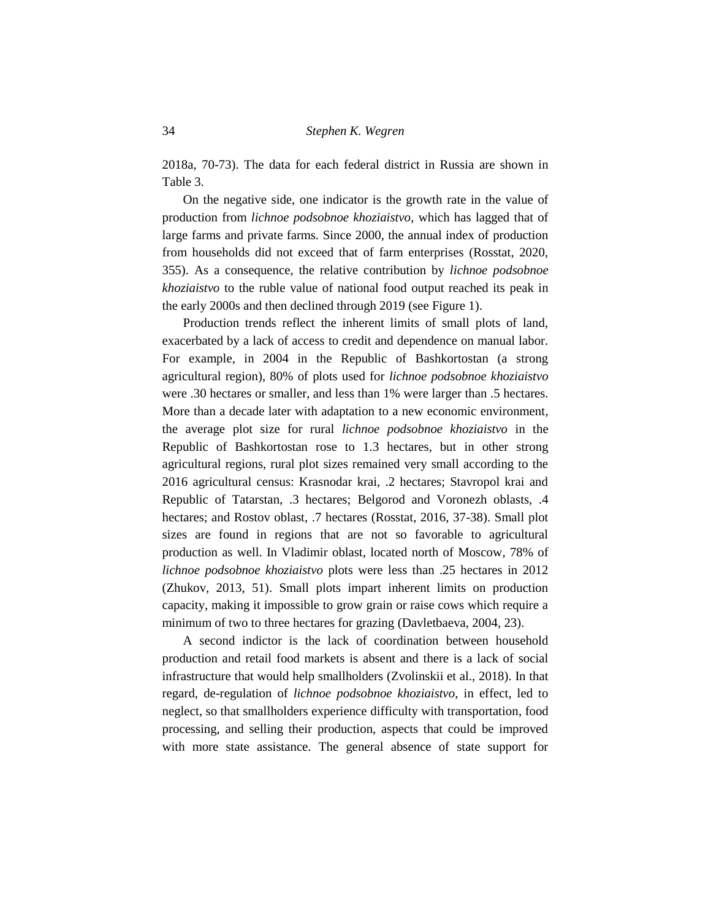2018a, 70-73). The data for each federal district in Russia are shown in Table 3.

On the negative side, one indicator is the growth rate in the value of production from *lichnoe podsobnoe khoziaistvo*, which has lagged that of large farms and private farms. Since 2000, the annual index of production from households did not exceed that of farm enterprises (Rosstat, 2020, 355). As a consequence, the relative contribution by *lichnoe podsobnoe khoziaistvo* to the ruble value of national food output reached its peak in the early 2000s and then declined through 2019 (see Figure 1).

Production trends reflect the inherent limits of small plots of land, exacerbated by a lack of access to credit and dependence on manual labor. For example, in 2004 in the Republic of Bashkortostan (a strong agricultural region), 80% of plots used for *lichnoe podsobnoe khoziaistvo* were .30 hectares or smaller, and less than 1% were larger than .5 hectares. More than a decade later with adaptation to a new economic environment, the average plot size for rural *lichnoe podsobnoe khoziaistvo* in the Republic of Bashkortostan rose to 1.3 hectares, but in other strong agricultural regions, rural plot sizes remained very small according to the 2016 agricultural census: Krasnodar krai, .2 hectares; Stavropol krai and Republic of Tatarstan, .3 hectares; Belgorod and Voronezh oblasts, .4 hectares; and Rostov oblast, .7 hectares (Rosstat, 2016, 37-38). Small plot sizes are found in regions that are not so favorable to agricultural production as well. In Vladimir oblast, located north of Moscow, 78% of *lichnoe podsobnoe khoziaistvo* plots were less than .25 hectares in 2012 (Zhukov, 2013, 51). Small plots impart inherent limits on production capacity, making it impossible to grow grain or raise cows which require a minimum of two to three hectares for grazing (Davletbaeva, 2004, 23).

A second indictor is the lack of coordination between household production and retail food markets is absent and there is a lack of social infrastructure that would help smallholders (Zvolinskii et al., 2018). In that regard, de-regulation of *lichnoe podsobnoe khoziaistvo*, in effect, led to neglect, so that smallholders experience difficulty with transportation, food processing, and selling their production, aspects that could be improved with more state assistance. The general absence of state support for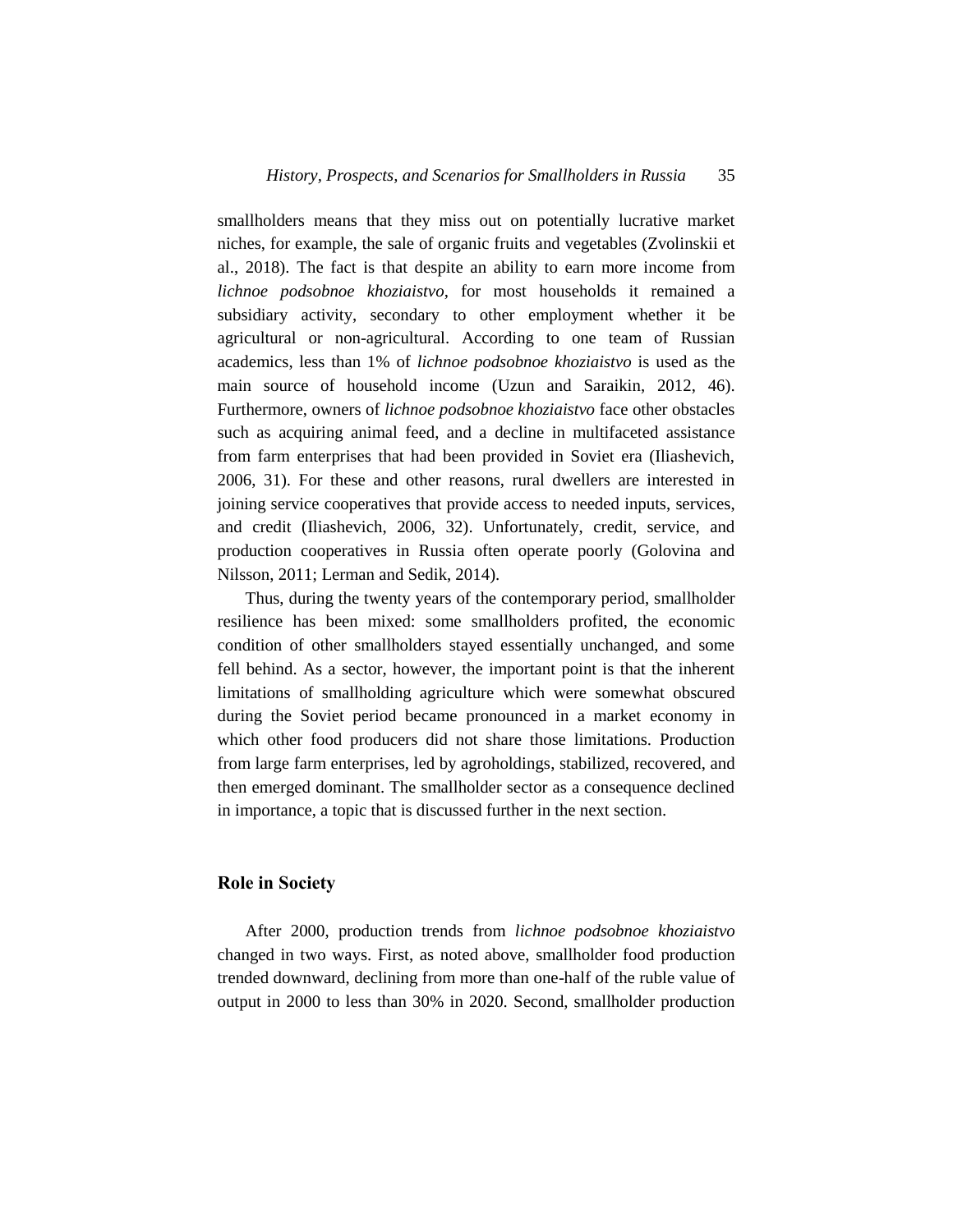smallholders means that they miss out on potentially lucrative market niches, for example, the sale of organic fruits and vegetables (Zvolinskii et al., 2018). The fact is that despite an ability to earn more income from *lichnoe podsobnoe khoziaistvo*, for most households it remained a subsidiary activity, secondary to other employment whether it be agricultural or non-agricultural. According to one team of Russian academics, less than 1% of *lichnoe podsobnoe khoziaistvo* is used as the main source of household income (Uzun and Saraikin, 2012, 46). Furthermore, owners of *lichnoe podsobnoe khoziaistvo* face other obstacles such as acquiring animal feed, and a decline in multifaceted assistance from farm enterprises that had been provided in Soviet era (Iliashevich, 2006, 31). For these and other reasons, rural dwellers are interested in joining service cooperatives that provide access to needed inputs, services, and credit (Iliashevich, 2006, 32). Unfortunately, credit, service, and production cooperatives in Russia often operate poorly (Golovina and Nilsson, 2011; Lerman and Sedik, 2014).

Thus, during the twenty years of the contemporary period, smallholder resilience has been mixed: some smallholders profited, the economic condition of other smallholders stayed essentially unchanged, and some fell behind. As a sector, however, the important point is that the inherent limitations of smallholding agriculture which were somewhat obscured during the Soviet period became pronounced in a market economy in which other food producers did not share those limitations. Production from large farm enterprises, led by agroholdings, stabilized, recovered, and then emerged dominant. The smallholder sector as a consequence declined in importance, a topic that is discussed further in the next section.

## Role in Society

After 2000, production trends from *lichnoe podsobnoe khoziaistvo* changed in two ways. First, as noted above, smallholder food production trended downward, declining from more than one-half of the ruble value of output in 2000 to less than 30% in 2020. Second, smallholder production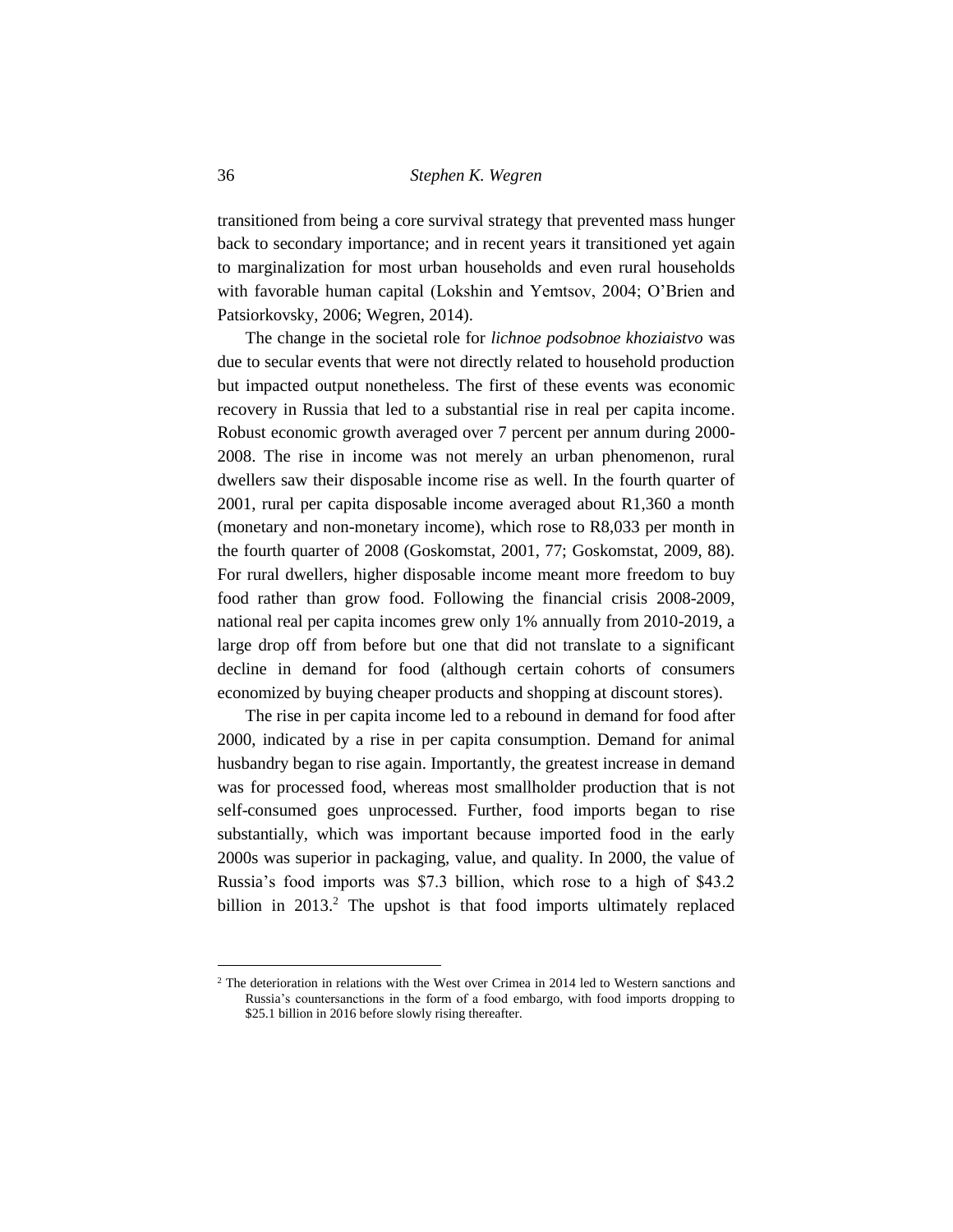transitioned from being a core survival strategy that prevented mass hunger back to secondary importance; and in recent years it transitioned yet again to marginalization for most urban households and even rural households with favorable human capital (Lokshin and Yemtsov, 2004; O'Brien and Patsiorkovsky, 2006; Wegren, 2014).

The change in the societal role for *lichnoe podsobnoe khoziaistvo* was due to secular events that were not directly related to household production but impacted output nonetheless. The first of these events was economic recovery in Russia that led to a substantial rise in real per capita income. Robust economic growth averaged over 7 percent per annum during 2000-2008. The rise in income was not merely an urban phenomenon, rural dwellers saw their disposable income rise as well. In the fourth quarter of 2001, rural per capita disposable income averaged about R1,360 a month (monetary and non-monetary income), which rose to R8,033 per month in the fourth quarter of 2008 (Goskomstat, 2001, 77; Goskomstat, 2009, 88). For rural dwellers, higher disposable income meant more freedom to buy food rather than grow food. Following the financial crisis 2008-2009, national real per capita incomes grew only 1% annually from 2010-2019, a large drop off from before but one that did not translate to a significant decline in demand for food (although certain cohorts of consumers economized by buying cheaper products and shopping at discount stores).

The rise in per capita income led to a rebound in demand for food after 2000, indicated by a rise in per capita consumption. Demand for animal husbandry began to rise again. Importantly, the greatest increase in demand was for processed food, whereas most smallholder production that is not self-consumed goes unprocessed. Further, food imports began to rise substantially, which was important because imported food in the early 2000s was superior in packaging, value, and quality. In 2000, the value of Russia's food imports was $7.3 billion, which rose to a high of $43.2 billion in 2013.[2] The upshot is that food imports ultimately replaced

[2] The deterioration in relations with the West over Crimea in 2014 led to Western sanctions and Russia's countersanctions in the form of a food embargo, with food imports dropping to $25.1 billion in 2016 before slowly rising thereafter.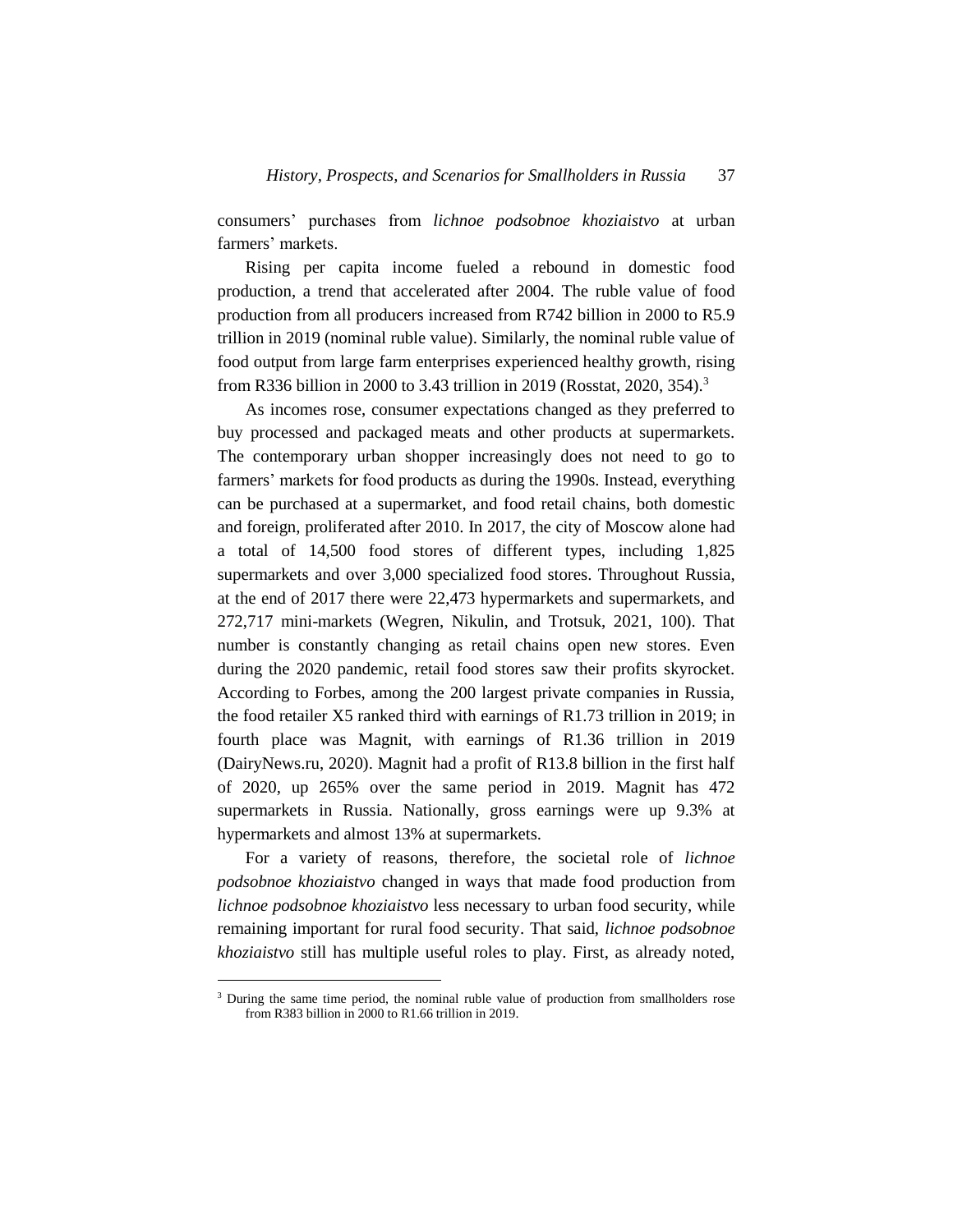consumers' purchases from *lichnoe podsobnoe khoziaistvo* at urban farmers' markets.

Rising per capita income fueled a rebound in domestic food production, a trend that accelerated after 2004. The ruble value of food production from all producers increased from R742 billion in 2000 to R5.9 trillion in 2019 (nominal ruble value). Similarly, the nominal ruble value of food output from large farm enterprises experienced healthy growth, rising from R336 billion in 2000 to 3.43 trillion in 2019 (Rosstat, 2020, 354).[3]

As incomes rose, consumer expectations changed as they preferred to buy processed and packaged meats and other products at supermarkets. The contemporary urban shopper increasingly does not need to go to farmers' markets for food products as during the 1990s. Instead, everything can be purchased at a supermarket, and food retail chains, both domestic and foreign, proliferated after 2010. In 2017, the city of Moscow alone had a total of 14,500 food stores of different types, including 1,825 supermarkets and over 3,000 specialized food stores. Throughout Russia, at the end of 2017 there were 22,473 hypermarkets and supermarkets, and 272,717 mini-markets (Wegren, Nikulin, and Trotsuk, 2021, 100). That number is constantly changing as retail chains open new stores. Even during the 2020 pandemic, retail food stores saw their profits skyrocket. According to Forbes, among the 200 largest private companies in Russia, the food retailer X5 ranked third with earnings of R1.73 trillion in 2019; in fourth place was Magnit, with earnings of R1.36 trillion in 2019 (DairyNews.ru, 2020). Magnit had a profit of R13.8 billion in the first half of 2020, up 265% over the same period in 2019. Magnit has 472 supermarkets in Russia. Nationally, gross earnings were up 9.3% at hypermarkets and almost 13% at supermarkets.

For a variety of reasons, therefore, the societal role of *lichnoe podsobnoe khoziaistvo* changed in ways that made food production from *lichnoe podsobnoe khoziaistvo* less necessary to urban food security, while remaining important for rural food security. That said, *lichnoe podsobnoe khoziaistvo* still has multiple useful roles to play. First, as already noted,

[3] During the same time period, the nominal ruble value of production from smallholders rose from R383 billion in 2000 to R1.66 trillion in 2019.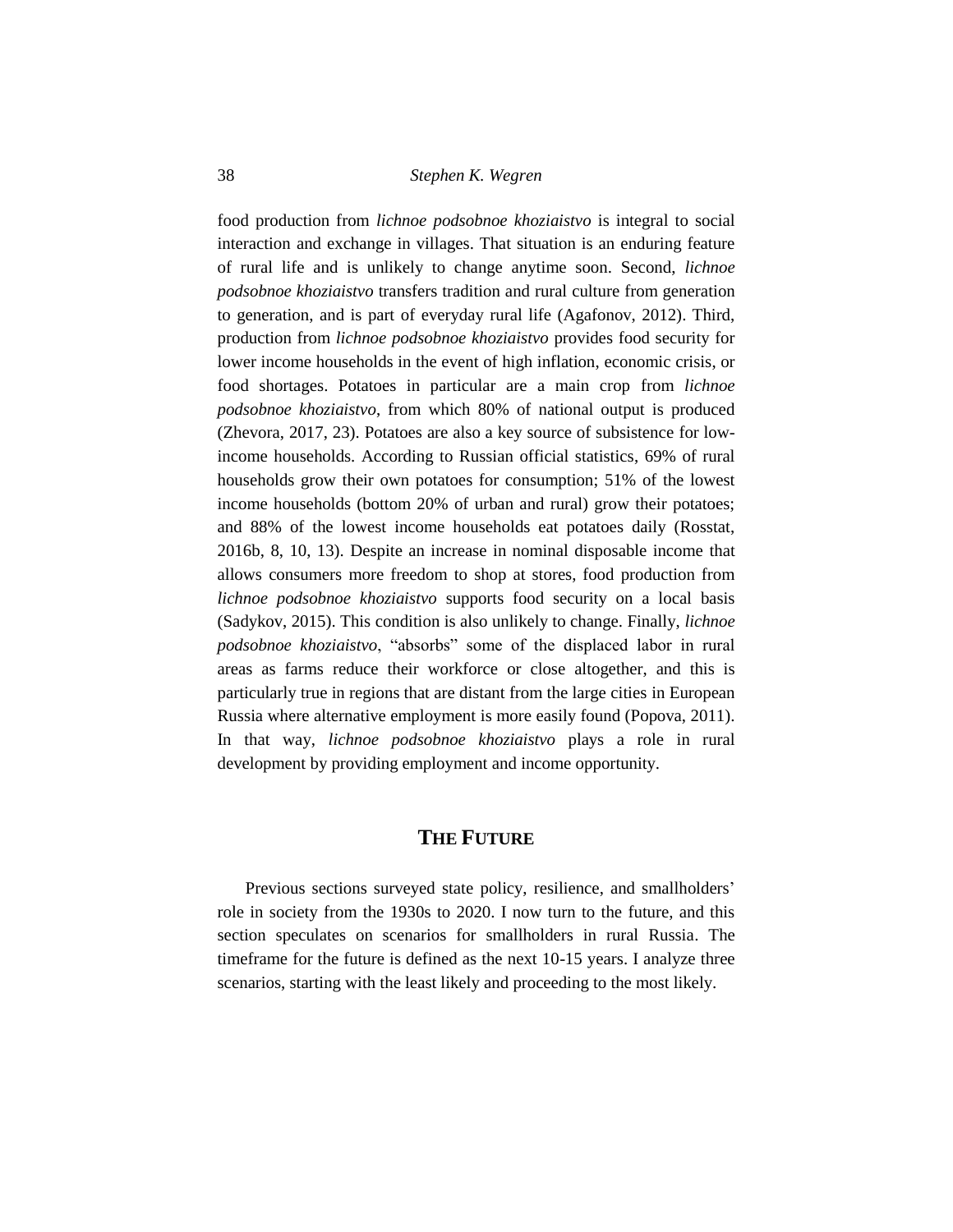food production from *lichnoe podsobnoe khoziaistvo* is integral to social interaction and exchange in villages. That situation is an enduring feature of rural life and is unlikely to change anytime soon. Second, *lichnoe podsobnoe khoziaistvo* transfers tradition and rural culture from generation to generation, and is part of everyday rural life (Agafonov, 2012). Third, production from *lichnoe podsobnoe khoziaistvo* provides food security for lower income households in the event of high inflation, economic crisis, or food shortages. Potatoes in particular are a main crop from *lichnoe podsobnoe khoziaistvo*, from which 80% of national output is produced (Zhevora, 2017, 23). Potatoes are also a key source of subsistence for low-income households. According to Russian official statistics, 69% of rural households grow their own potatoes for consumption; 51% of the lowest income households (bottom 20% of urban and rural) grow their potatoes; and 88% of the lowest income households eat potatoes daily (Rosstat, 2016b, 8, 10, 13). Despite an increase in nominal disposable income that allows consumers more freedom to shop at stores, food production from *lichnoe podsobnoe khoziaistvo* supports food security on a local basis (Sadykov, 2015). This condition is also unlikely to change. Finally, *lichnoe podsobnoe khoziaistvo*, "absorbs" some of the displaced labor in rural areas as farms reduce their workforce or close altogether, and this is particularly true in regions that are distant from the large cities in European Russia where alternative employment is more easily found (Popova, 2011). In that way, *lichnoe podsobnoe khoziaistvo* plays a role in rural development by providing employment and income opportunity.

## THE FUTURE

Previous sections surveyed state policy, resilience, and smallholders' role in society from the 1930s to 2020. I now turn to the future, and this section speculates on scenarios for smallholders in rural Russia. The timeframe for the future is defined as the next 10-15 years. I analyze three scenarios, starting with the least likely and proceeding to the most likely.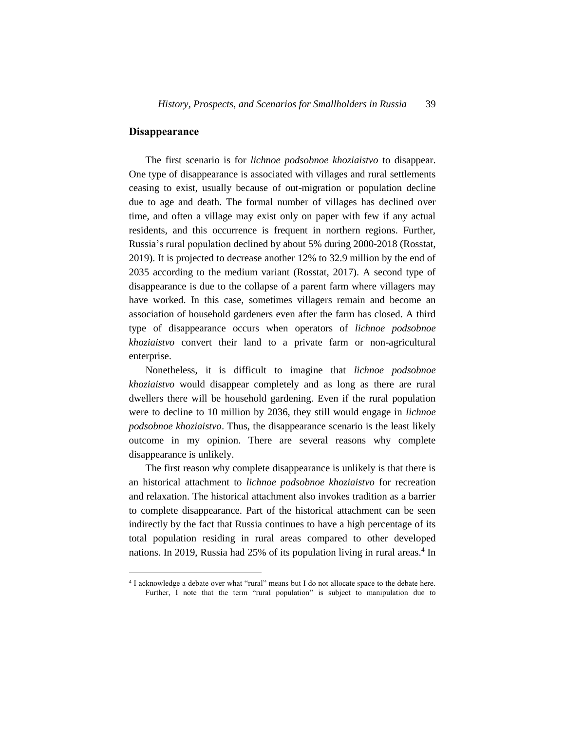## Disappearance

The first scenario is for *lichnoe podsobnoe khoziaistvo* to disappear. One type of disappearance is associated with villages and rural settlements ceasing to exist, usually because of out-migration or population decline due to age and death. The formal number of villages has declined over time, and often a village may exist only on paper with few if any actual residents, and this occurrence is frequent in northern regions. Further, Russia's rural population declined by about 5% during 2000-2018 (Rosstat, 2019). It is projected to decrease another 12% to 32.9 million by the end of 2035 according to the medium variant (Rosstat, 2017). A second type of disappearance is due to the collapse of a parent farm where villagers may have worked. In this case, sometimes villagers remain and become an association of household gardeners even after the farm has closed. A third type of disappearance occurs when operators of *lichnoe podsobnoe khoziaistvo* convert their land to a private farm or non-agricultural enterprise.

Nonetheless, it is difficult to imagine that *lichnoe podsobnoe khoziaistvo* would disappear completely and as long as there are rural dwellers there will be household gardening. Even if the rural population were to decline to 10 million by 2036, they still would engage in *lichnoe podsobnoe khoziaistvo*. Thus, the disappearance scenario is the least likely outcome in my opinion. There are several reasons why complete disappearance is unlikely.

The first reason why complete disappearance is unlikely is that there is an historical attachment to *lichnoe podsobnoe khoziaistvo* for recreation and relaxation. The historical attachment also invokes tradition as a barrier to complete disappearance. Part of the historical attachment can be seen indirectly by the fact that Russia continues to have a high percentage of its total population residing in rural areas compared to other developed nations. In 2019, Russia had 25% of its population living in rural areas.[4] In

---

[4] I acknowledge a debate over what "rural" means but I do not allocate space to the debate here. Further, I note that the term "rural population" is subject to manipulation due to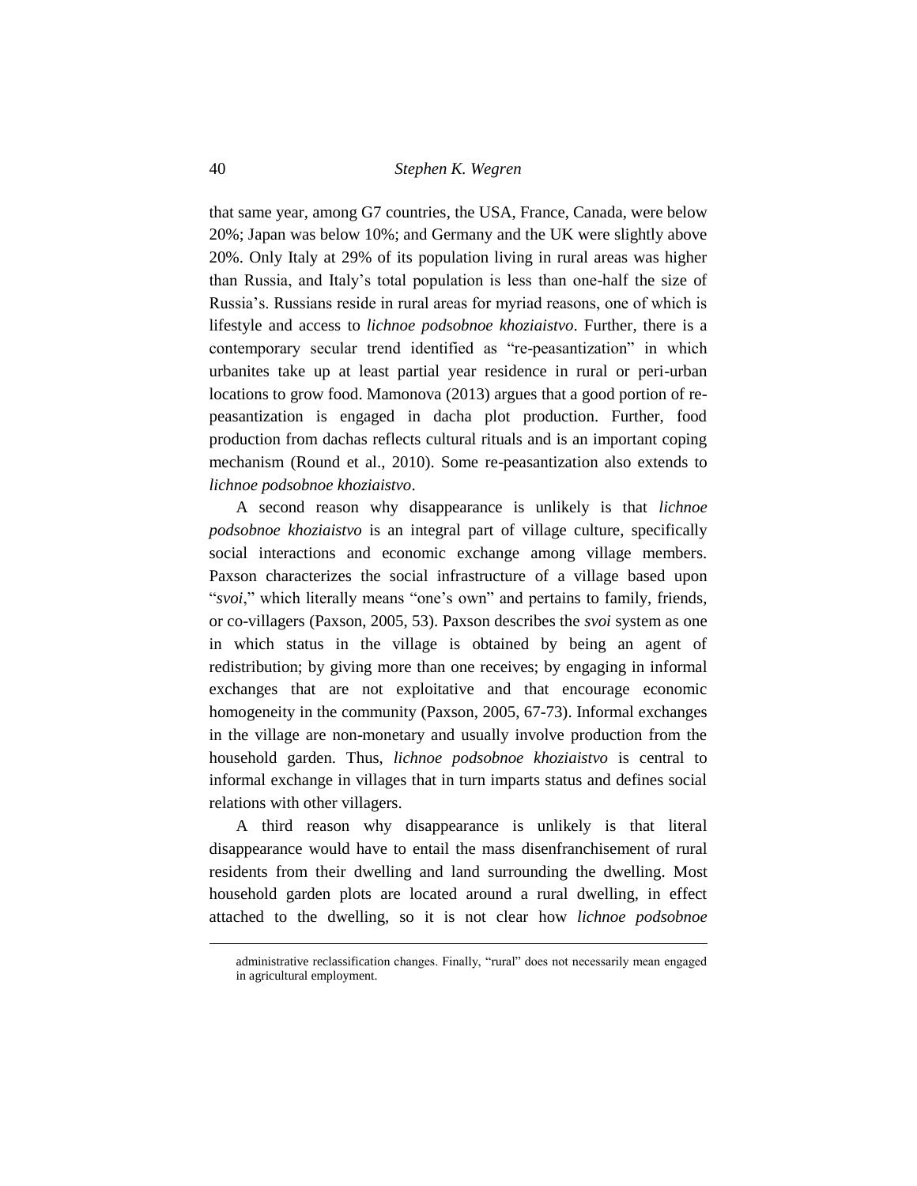that same year, among G7 countries, the USA, France, Canada, were below 20%; Japan was below 10%; and Germany and the UK were slightly above 20%. Only Italy at 29% of its population living in rural areas was higher than Russia, and Italy's total population is less than one-half the size of Russia's. Russians reside in rural areas for myriad reasons, one of which is lifestyle and access to *lichnoe podsobnoe khoziaistvo*. Further, there is a contemporary secular trend identified as "re-peasantization" in which urbanites take up at least partial year residence in rural or peri-urban locations to grow food. Mamonova (2013) argues that a good portion of re-peasantization is engaged in dacha plot production. Further, food production from dachas reflects cultural rituals and is an important coping mechanism (Round et al., 2010). Some re-peasantization also extends to *lichnoe podsobnoe khoziaistvo*.

A second reason why disappearance is unlikely is that *lichnoe podsobnoe khoziaistvo* is an integral part of village culture, specifically social interactions and economic exchange among village members. Paxson characterizes the social infrastructure of a village based upon "*svoi*," which literally means "one's own" and pertains to family, friends, or co-villagers (Paxson, 2005, 53). Paxson describes the *svoi* system as one in which status in the village is obtained by being an agent of redistribution; by giving more than one receives; by engaging in informal exchanges that are not exploitative and that encourage economic homogeneity in the community (Paxson, 2005, 67-73). Informal exchanges in the village are non-monetary and usually involve production from the household garden. Thus, *lichnoe podsobnoe khoziaistvo* is central to informal exchange in villages that in turn imparts status and defines social relations with other villagers.

A third reason why disappearance is unlikely is that literal disappearance would have to entail the mass disenfranchisement of rural residents from their dwelling and land surrounding the dwelling. Most household garden plots are located around a rural dwelling, in effect attached to the dwelling, so it is not clear how *lichnoe podsobnoe*

administrative reclassification changes. Finally, "rural" does not necessarily mean engaged in agricultural employment.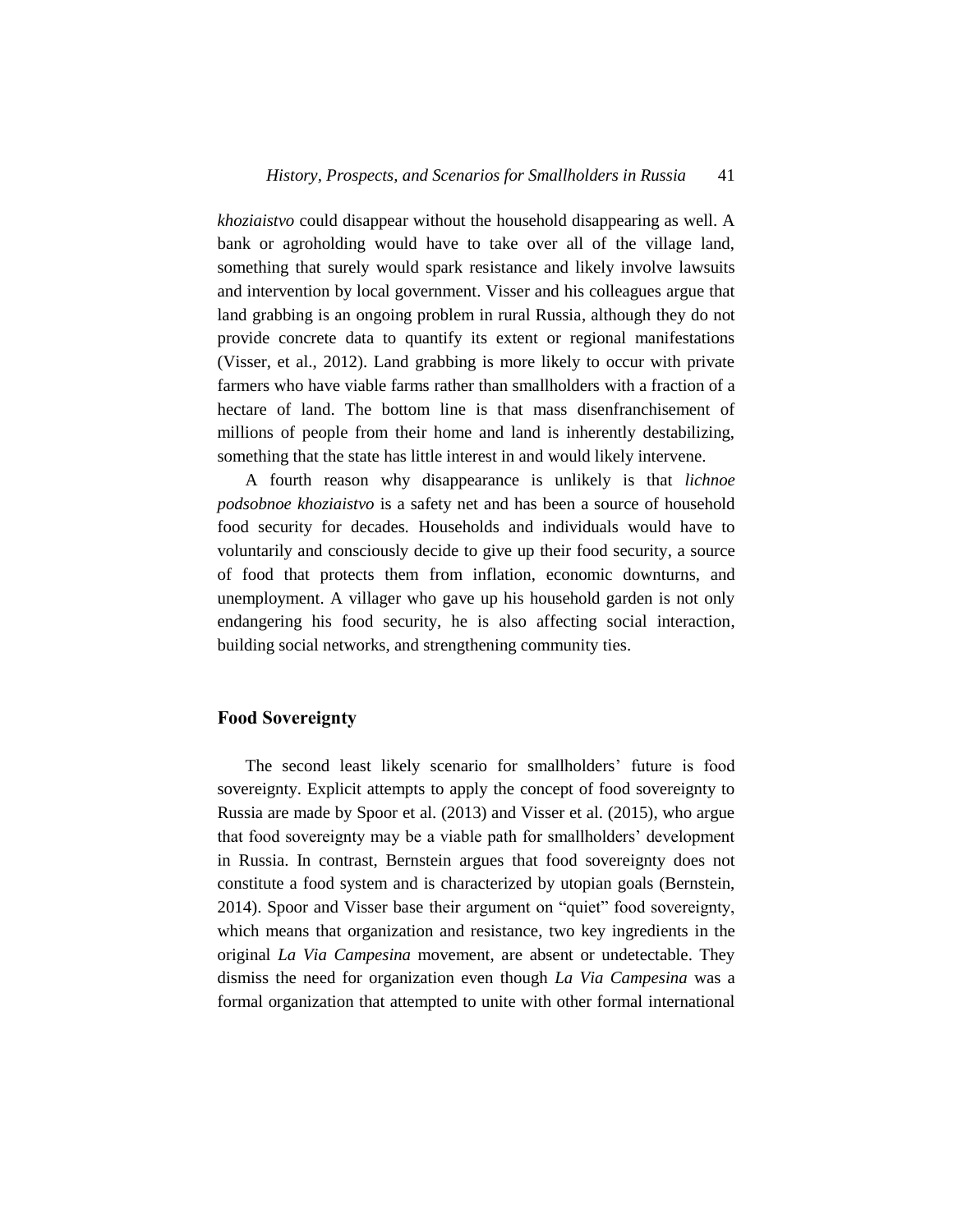*khoziaistvo* could disappear without the household disappearing as well. A bank or agroholding would have to take over all of the village land, something that surely would spark resistance and likely involve lawsuits and intervention by local government. Visser and his colleagues argue that land grabbing is an ongoing problem in rural Russia, although they do not provide concrete data to quantify its extent or regional manifestations (Visser, et al., 2012). Land grabbing is more likely to occur with private farmers who have viable farms rather than smallholders with a fraction of a hectare of land. The bottom line is that mass disenfranchisement of millions of people from their home and land is inherently destabilizing, something that the state has little interest in and would likely intervene.

A fourth reason why disappearance is unlikely is that *lichnoe podsobnoe khoziaistvo* is a safety net and has been a source of household food security for decades. Households and individuals would have to voluntarily and consciously decide to give up their food security, a source of food that protects them from inflation, economic downturns, and unemployment. A villager who gave up his household garden is not only endangering his food security, he is also affecting social interaction, building social networks, and strengthening community ties.

## Food Sovereignty

The second least likely scenario for smallholders' future is food sovereignty. Explicit attempts to apply the concept of food sovereignty to Russia are made by Spoor et al. (2013) and Visser et al. (2015), who argue that food sovereignty may be a viable path for smallholders' development in Russia. In contrast, Bernstein argues that food sovereignty does not constitute a food system and is characterized by utopian goals (Bernstein, 2014). Spoor and Visser base their argument on "quiet" food sovereignty, which means that organization and resistance, two key ingredients in the original *La Via Campesina* movement, are absent or undetectable. They dismiss the need for organization even though *La Via Campesina* was a formal organization that attempted to unite with other formal international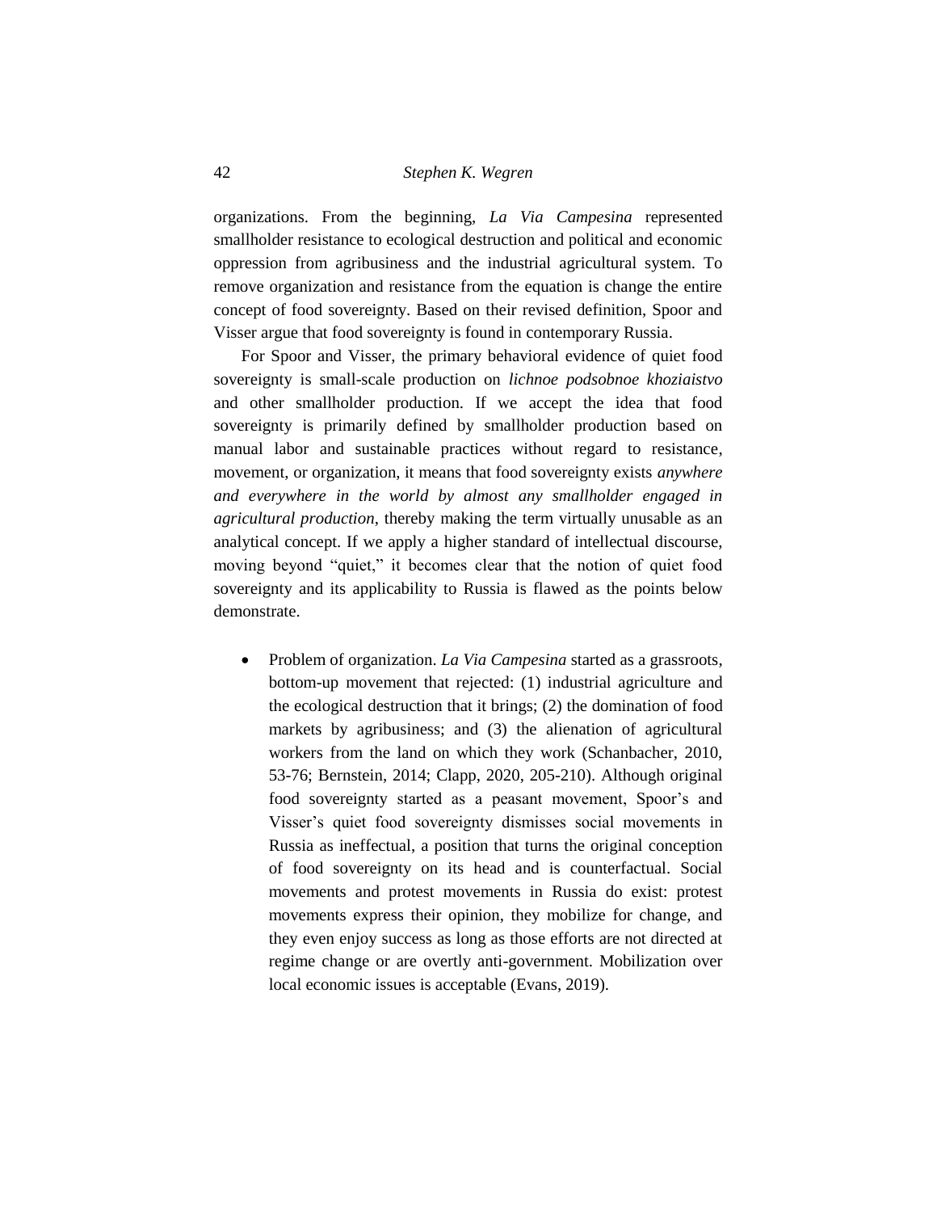organizations. From the beginning, *La Via Campesina* represented smallholder resistance to ecological destruction and political and economic oppression from agribusiness and the industrial agricultural system. To remove organization and resistance from the equation is change the entire concept of food sovereignty. Based on their revised definition, Spoor and Visser argue that food sovereignty is found in contemporary Russia.

For Spoor and Visser, the primary behavioral evidence of quiet food sovereignty is small-scale production on *lichnoe podsobnoe khoziaistvo* and other smallholder production. If we accept the idea that food sovereignty is primarily defined by smallholder production based on manual labor and sustainable practices without regard to resistance, movement, or organization, it means that food sovereignty exists *anywhere and everywhere in the world by almost any smallholder engaged in agricultural production*, thereby making the term virtually unusable as an analytical concept. If we apply a higher standard of intellectual discourse, moving beyond "quiet," it becomes clear that the notion of quiet food sovereignty and its applicability to Russia is flawed as the points below demonstrate.

- Problem of organization. *La Via Campesina* started as a grassroots, bottom-up movement that rejected: (1) industrial agriculture and the ecological destruction that it brings; (2) the domination of food markets by agribusiness; and (3) the alienation of agricultural workers from the land on which they work (Schanbacher, 2010, 53-76; Bernstein, 2014; Clapp, 2020, 205-210). Although original food sovereignty started as a peasant movement, Spoor's and Visser's quiet food sovereignty dismisses social movements in Russia as ineffectual, a position that turns the original conception of food sovereignty on its head and is counterfactual. Social movements and protest movements in Russia do exist: protest movements express their opinion, they mobilize for change, and they even enjoy success as long as those efforts are not directed at regime change or are overtly anti-government. Mobilization over local economic issues is acceptable (Evans, 2019).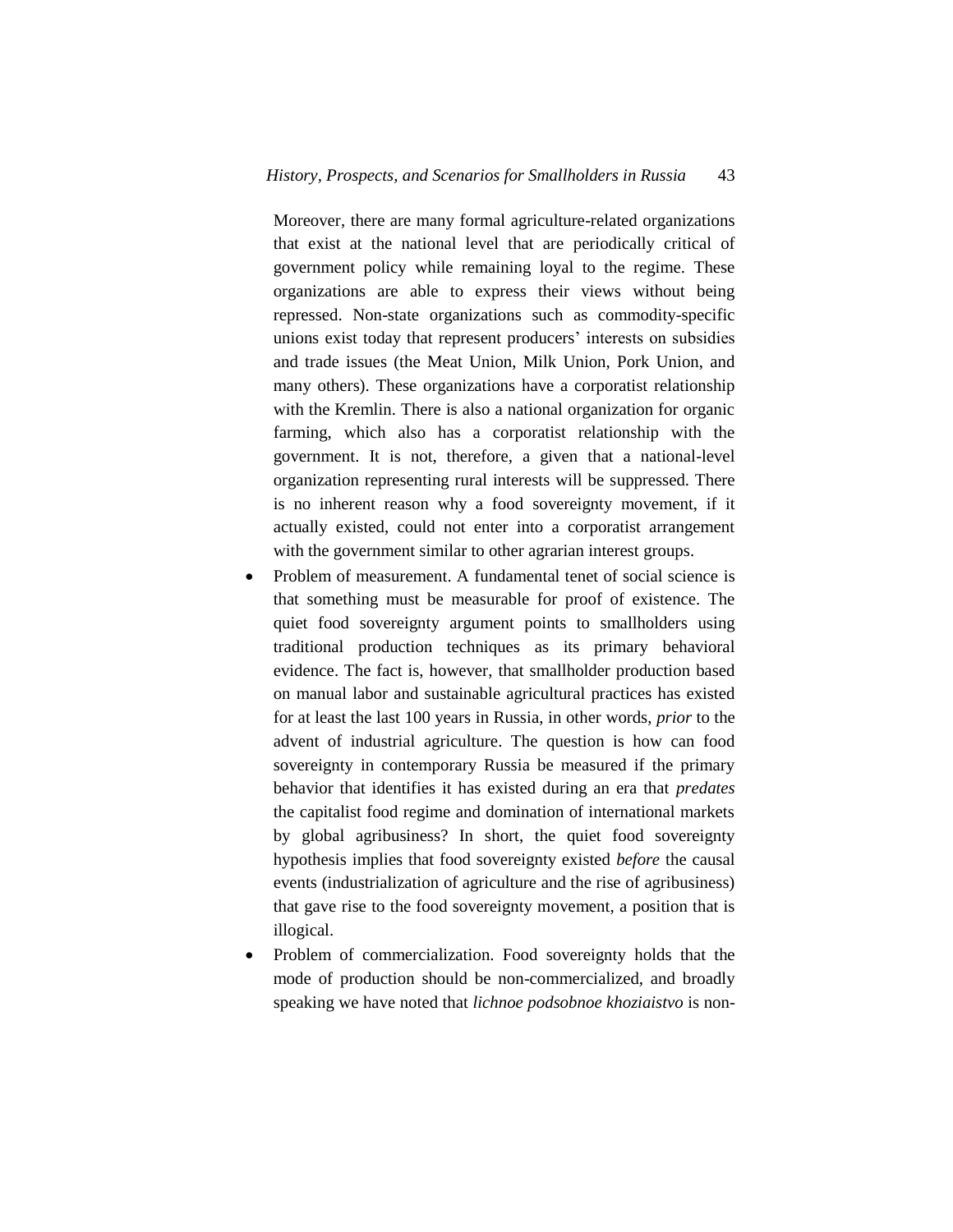Moreover, there are many formal agriculture-related organizations that exist at the national level that are periodically critical of government policy while remaining loyal to the regime. These organizations are able to express their views without being repressed. Non-state organizations such as commodity-specific unions exist today that represent producers' interests on subsidies and trade issues (the Meat Union, Milk Union, Pork Union, and many others). These organizations have a corporatist relationship with the Kremlin. There is also a national organization for organic farming, which also has a corporatist relationship with the government. It is not, therefore, a given that a national-level organization representing rural interests will be suppressed. There is no inherent reason why a food sovereignty movement, if it actually existed, could not enter into a corporatist arrangement with the government similar to other agrarian interest groups.

- Problem of measurement. A fundamental tenet of social science is that something must be measurable for proof of existence. The quiet food sovereignty argument points to smallholders using traditional production techniques as its primary behavioral evidence. The fact is, however, that smallholder production based on manual labor and sustainable agricultural practices has existed for at least the last 100 years in Russia, in other words, *prior* to the advent of industrial agriculture. The question is how can food sovereignty in contemporary Russia be measured if the primary behavior that identifies it has existed during an era that *predates* the capitalist food regime and domination of international markets by global agribusiness? In short, the quiet food sovereignty hypothesis implies that food sovereignty existed *before* the causal events (industrialization of agriculture and the rise of agribusiness) that gave rise to the food sovereignty movement, a position that is illogical.
- Problem of commercialization. Food sovereignty holds that the mode of production should be non-commercialized, and broadly speaking we have noted that *lichnoe podsobnoe khoziaistvo* is non-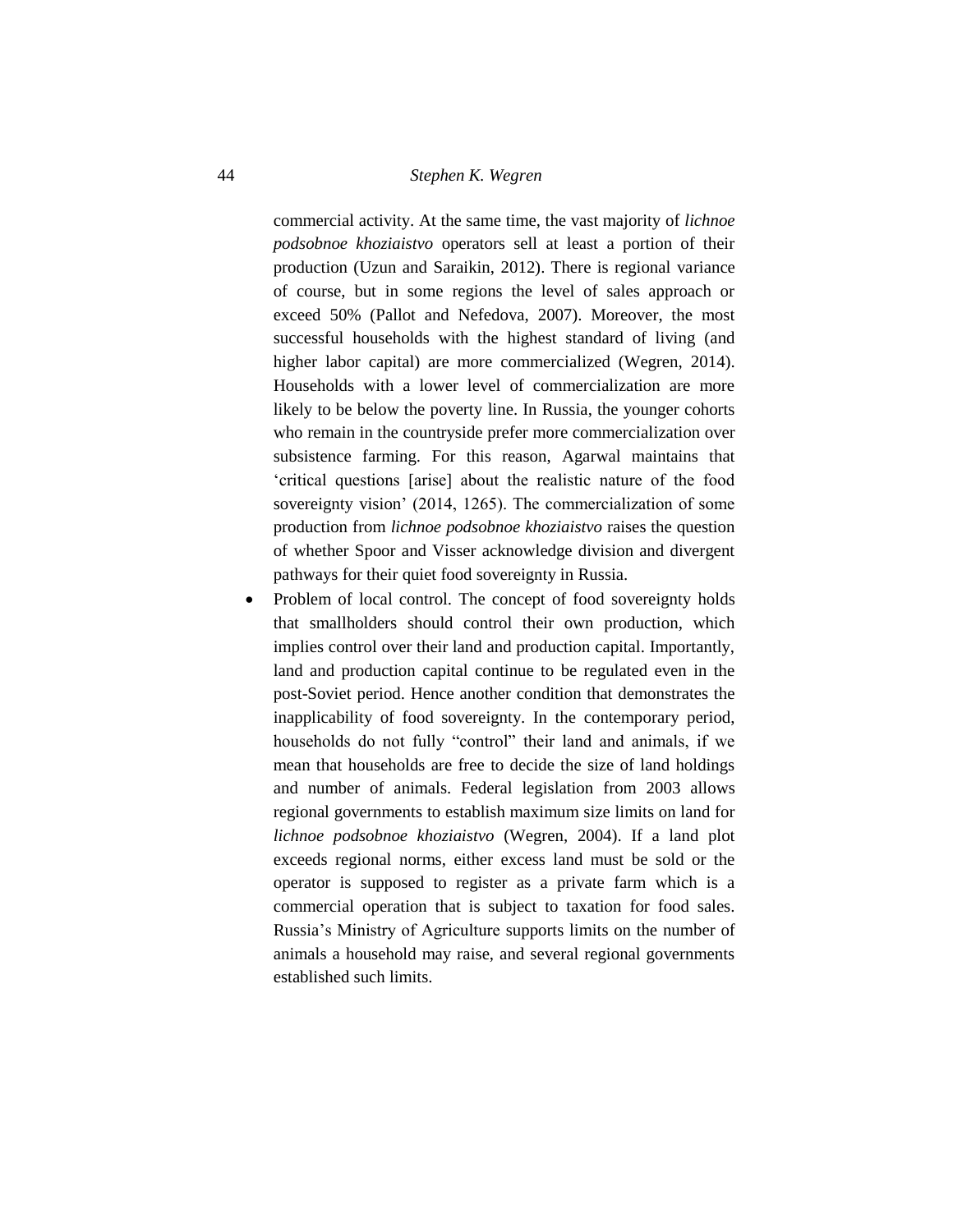commercial activity. At the same time, the vast majority of *lichnoe podsobnoe khoziaistvo* operators sell at least a portion of their production (Uzun and Saraikin, 2012). There is regional variance of course, but in some regions the level of sales approach or exceed 50% (Pallot and Nefedova, 2007). Moreover, the most successful households with the highest standard of living (and higher labor capital) are more commercialized (Wegren, 2014). Households with a lower level of commercialization are more likely to be below the poverty line. In Russia, the younger cohorts who remain in the countryside prefer more commercialization over subsistence farming. For this reason, Agarwal maintains that 'critical questions [arise] about the realistic nature of the food sovereignty vision' (2014, 1265). The commercialization of some production from *lichnoe podsobnoe khoziaistvo* raises the question of whether Spoor and Visser acknowledge division and divergent pathways for their quiet food sovereignty in Russia.

- Problem of local control. The concept of food sovereignty holds that smallholders should control their own production, which implies control over their land and production capital. Importantly, land and production capital continue to be regulated even in the post-Soviet period. Hence another condition that demonstrates the inapplicability of food sovereignty. In the contemporary period, households do not fully "control" their land and animals, if we mean that households are free to decide the size of land holdings and number of animals. Federal legislation from 2003 allows regional governments to establish maximum size limits on land for *lichnoe podsobnoe khoziaistvo* (Wegren, 2004). If a land plot exceeds regional norms, either excess land must be sold or the operator is supposed to register as a private farm which is a commercial operation that is subject to taxation for food sales. Russia's Ministry of Agriculture supports limits on the number of animals a household may raise, and several regional governments established such limits.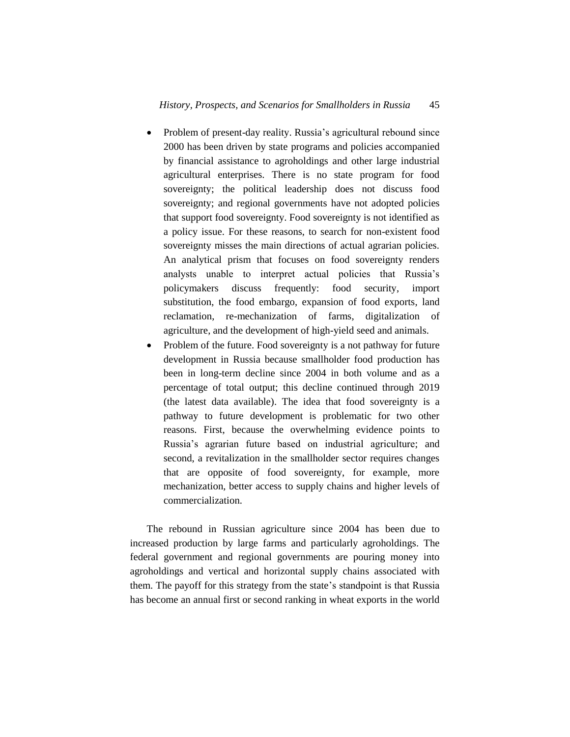- Problem of present-day reality. Russia's agricultural rebound since 2000 has been driven by state programs and policies accompanied by financial assistance to agroholdings and other large industrial agricultural enterprises. There is no state program for food sovereignty; the political leadership does not discuss food sovereignty; and regional governments have not adopted policies that support food sovereignty. Food sovereignty is not identified as a policy issue. For these reasons, to search for non-existent food sovereignty misses the main directions of actual agrarian policies. An analytical prism that focuses on food sovereignty renders analysts unable to interpret actual policies that Russia's policymakers discuss frequently: food security, import substitution, the food embargo, expansion of food exports, land reclamation, re-mechanization of farms, digitalization of agriculture, and the development of high-yield seed and animals.
- Problem of the future. Food sovereignty is a not pathway for future development in Russia because smallholder food production has been in long-term decline since 2004 in both volume and as a percentage of total output; this decline continued through 2019 (the latest data available). The idea that food sovereignty is a pathway to future development is problematic for two other reasons. First, because the overwhelming evidence points to Russia's agrarian future based on industrial agriculture; and second, a revitalization in the smallholder sector requires changes that are opposite of food sovereignty, for example, more mechanization, better access to supply chains and higher levels of commercialization.

The rebound in Russian agriculture since 2004 has been due to increased production by large farms and particularly agroholdings. The federal government and regional governments are pouring money into agroholdings and vertical and horizontal supply chains associated with them. The payoff for this strategy from the state's standpoint is that Russia has become an annual first or second ranking in wheat exports in the world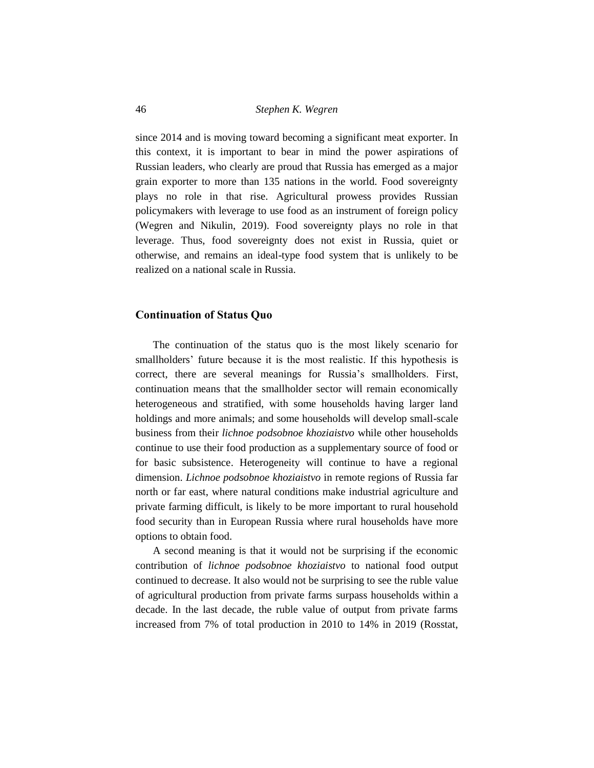since 2014 and is moving toward becoming a significant meat exporter. In this context, it is important to bear in mind the power aspirations of Russian leaders, who clearly are proud that Russia has emerged as a major grain exporter to more than 135 nations in the world. Food sovereignty plays no role in that rise. Agricultural prowess provides Russian policymakers with leverage to use food as an instrument of foreign policy (Wegren and Nikulin, 2019). Food sovereignty plays no role in that leverage. Thus, food sovereignty does not exist in Russia, quiet or otherwise, and remains an ideal-type food system that is unlikely to be realized on a national scale in Russia.

## Continuation of Status Quo

The continuation of the status quo is the most likely scenario for smallholders' future because it is the most realistic. If this hypothesis is correct, there are several meanings for Russia's smallholders. First, continuation means that the smallholder sector will remain economically heterogeneous and stratified, with some households having larger land holdings and more animals; and some households will develop small-scale business from their *lichnoe podsobnoe khoziaistvo* while other households continue to use their food production as a supplementary source of food or for basic subsistence. Heterogeneity will continue to have a regional dimension. *Lichnoe podsobnoe khoziaistvo* in remote regions of Russia far north or far east, where natural conditions make industrial agriculture and private farming difficult, is likely to be more important to rural household food security than in European Russia where rural households have more options to obtain food.

A second meaning is that it would not be surprising if the economic contribution of *lichnoe podsobnoe khoziaistvo* to national food output continued to decrease. It also would not be surprising to see the ruble value of agricultural production from private farms surpass households within a decade. In the last decade, the ruble value of output from private farms increased from 7% of total production in 2010 to 14% in 2019 (Rosstat,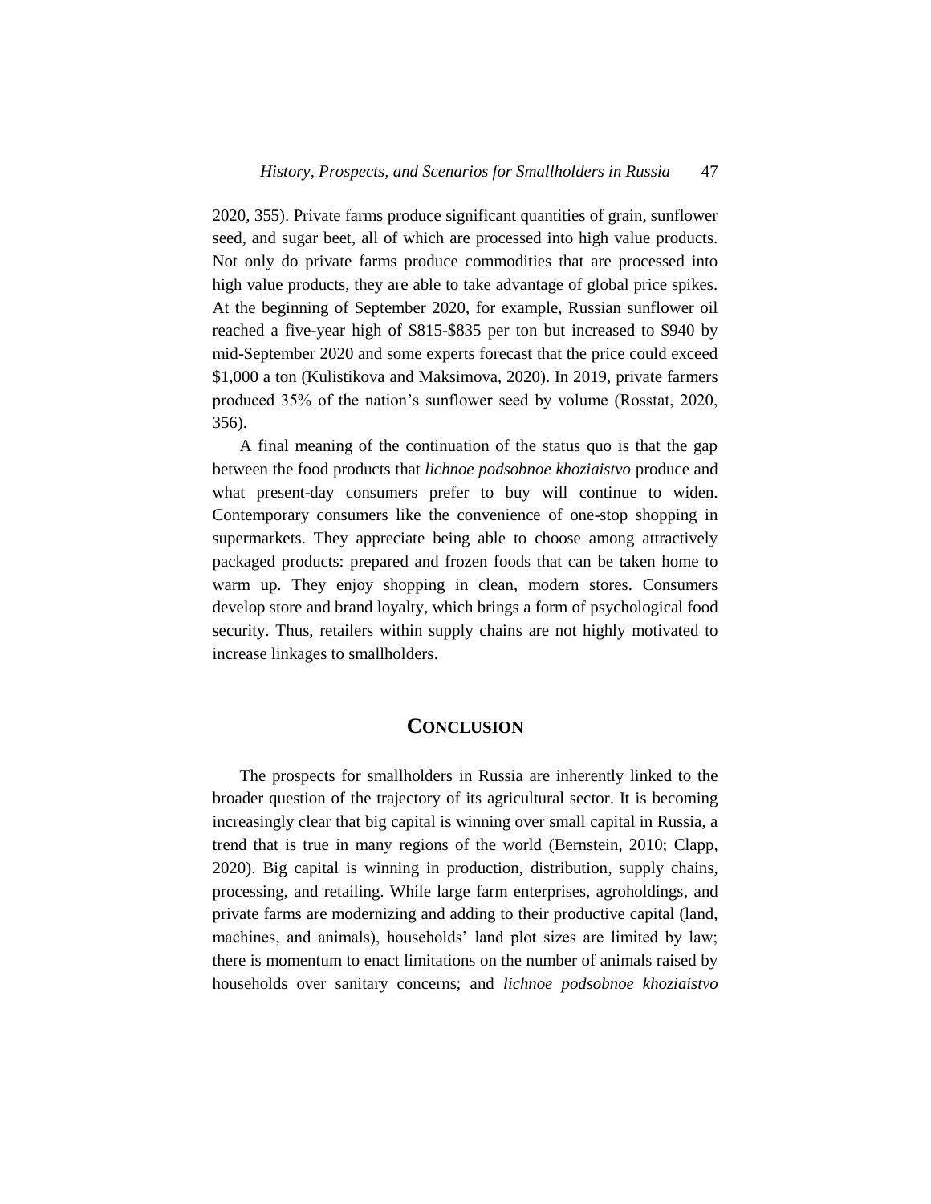2020, 355). Private farms produce significant quantities of grain, sunflower seed, and sugar beet, all of which are processed into high value products. Not only do private farms produce commodities that are processed into high value products, they are able to take advantage of global price spikes. At the beginning of September 2020, for example, Russian sunflower oil reached a five-year high of $815-$835 per ton but increased to $940 by mid-September 2020 and some experts forecast that the price could exceed $1,000 a ton (Kulistikova and Maksimova, 2020). In 2019, private farmers produced 35% of the nation's sunflower seed by volume (Rosstat, 2020, 356).

A final meaning of the continuation of the status quo is that the gap between the food products that *lichnoe podsobnoe khoziaistvo* produce and what present-day consumers prefer to buy will continue to widen. Contemporary consumers like the convenience of one-stop shopping in supermarkets. They appreciate being able to choose among attractively packaged products: prepared and frozen foods that can be taken home to warm up. They enjoy shopping in clean, modern stores. Consumers develop store and brand loyalty, which brings a form of psychological food security. Thus, retailers within supply chains are not highly motivated to increase linkages to smallholders.

## CONCLUSION

The prospects for smallholders in Russia are inherently linked to the broader question of the trajectory of its agricultural sector. It is becoming increasingly clear that big capital is winning over small capital in Russia, a trend that is true in many regions of the world (Bernstein, 2010; Clapp, 2020). Big capital is winning in production, distribution, supply chains, processing, and retailing. While large farm enterprises, agroholdings, and private farms are modernizing and adding to their productive capital (land, machines, and animals), households' land plot sizes are limited by law; there is momentum to enact limitations on the number of animals raised by households over sanitary concerns; and *lichnoe podsobnoe khoziaistvo*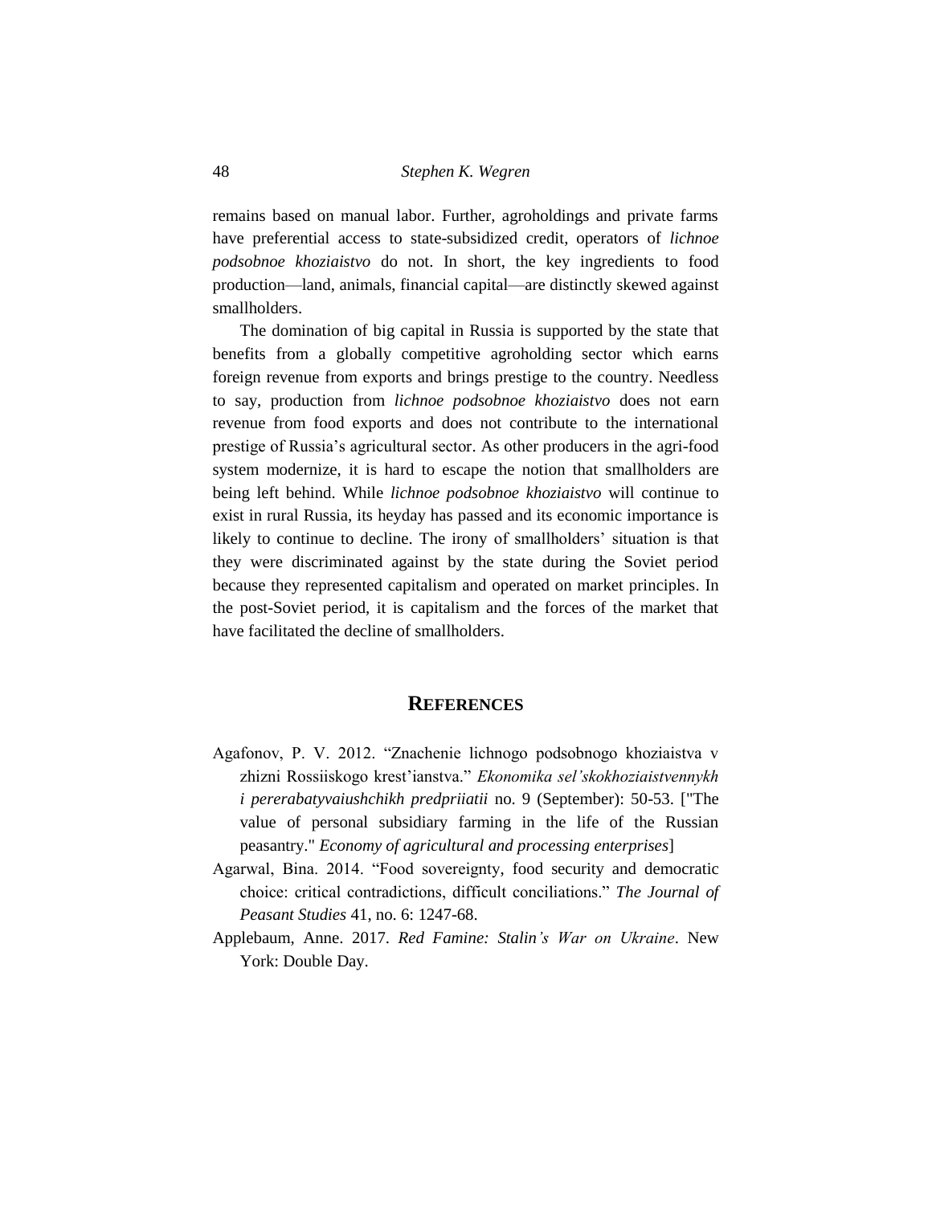remains based on manual labor. Further, agroholdings and private farms have preferential access to state-subsidized credit, operators of *lichnoe podsobnoe khoziaistvo* do not. In short, the key ingredients to food production—land, animals, financial capital—are distinctly skewed against smallholders.

The domination of big capital in Russia is supported by the state that benefits from a globally competitive agroholding sector which earns foreign revenue from exports and brings prestige to the country. Needless to say, production from *lichnoe podsobnoe khoziaistvo* does not earn revenue from food exports and does not contribute to the international prestige of Russia's agricultural sector. As other producers in the agri-food system modernize, it is hard to escape the notion that smallholders are being left behind. While *lichnoe podsobnoe khoziaistvo* will continue to exist in rural Russia, its heyday has passed and its economic importance is likely to continue to decline. The irony of smallholders' situation is that they were discriminated against by the state during the Soviet period because they represented capitalism and operated on market principles. In the post-Soviet period, it is capitalism and the forces of the market that have facilitated the decline of smallholders.

## References

Agafonov, P. V. 2012. "Znachenie lichnogo podsobnogo khoziaistva v zhizni Rossiiskogo krest'ianstva." *Ekonomika sel'skokhoziaistvennykh i pererabatyvaiushchikh predpriiatii* no. 9 (September): 50-53. ["The value of personal subsidiary farming in the life of the Russian peasantry." *Economy of agricultural and processing enterprises*]

Agarwal, Bina. 2014. "Food sovereignty, food security and democratic choice: critical contradictions, difficult conciliations." *The Journal of Peasant Studies* 41, no. 6: 1247-68.

Applebaum, Anne. 2017. *Red Famine: Stalin's War on Ukraine*. New York: Double Day.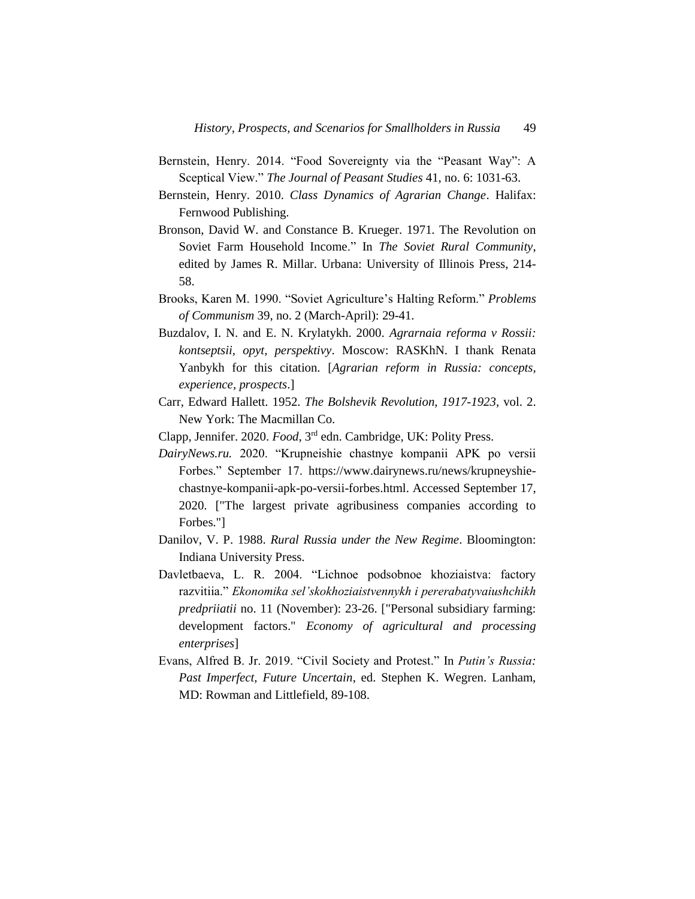Bernstein, Henry. 2014. “Food Sovereignty via the “Peasant Way”: A Sceptical View.” *The Journal of Peasant Studies* 41, no. 6: 1031-63.

Bernstein, Henry. 2010. *Class Dynamics of Agrarian Change*. Halifax: Fernwood Publishing.

Bronson, David W. and Constance B. Krueger. 1971. The Revolution on Soviet Farm Household Income.” In *The Soviet Rural Community*, edited by James R. Millar. Urbana: University of Illinois Press, 214-58.

Brooks, Karen M. 1990. “Soviet Agriculture’s Halting Reform.” *Problems of Communism* 39, no. 2 (March-April): 29-41.

Buzdalov, I. N. and E. N. Krylatykh. 2000. *Agrarnaia reforma v Rossii: kontseptsii, opyt, perspektivy*. Moscow: RASKhN. I thank Renata Yanbykh for this citation. [*Agrarian reform in Russia: concepts, experience, prospects*.]

Carr, Edward Hallett. 1952. *The Bolshevik Revolution, 1917-1923*, vol. 2. New York: The Macmillan Co.

Clapp, Jennifer. 2020. *Food*, 3rd edn. Cambridge, UK: Polity Press.

*DairyNews.ru.* 2020. “Krupneishie chastnye kompanii APK po versii Forbes.” September 17. https://www.dairynews.ru/news/krupneyshie-chastnye-kompanii-apk-po-versii-forbes.html. Accessed September 17, 2020. ["The largest private agribusiness companies according to Forbes."]

Danilov, V. P. 1988. *Rural Russia under the New Regime*. Bloomington: Indiana University Press.

Davletbaeva, L. R. 2004. “Lichnoe podsobnoe khoziaistva: factory razvitiia.” *Ekonomika sel’skokhoziaistvennykh i pererabatyvaiushchikh predpriiatii* no. 11 (November): 23-26. ["Personal subsidiary farming: development factors." *Economy of agricultural and processing enterprises*]

Evans, Alfred B. Jr. 2019. “Civil Society and Protest.” In *Putin’s Russia: Past Imperfect, Future Uncertain*, ed. Stephen K. Wegren. Lanham, MD: Rowman and Littlefield, 89-108.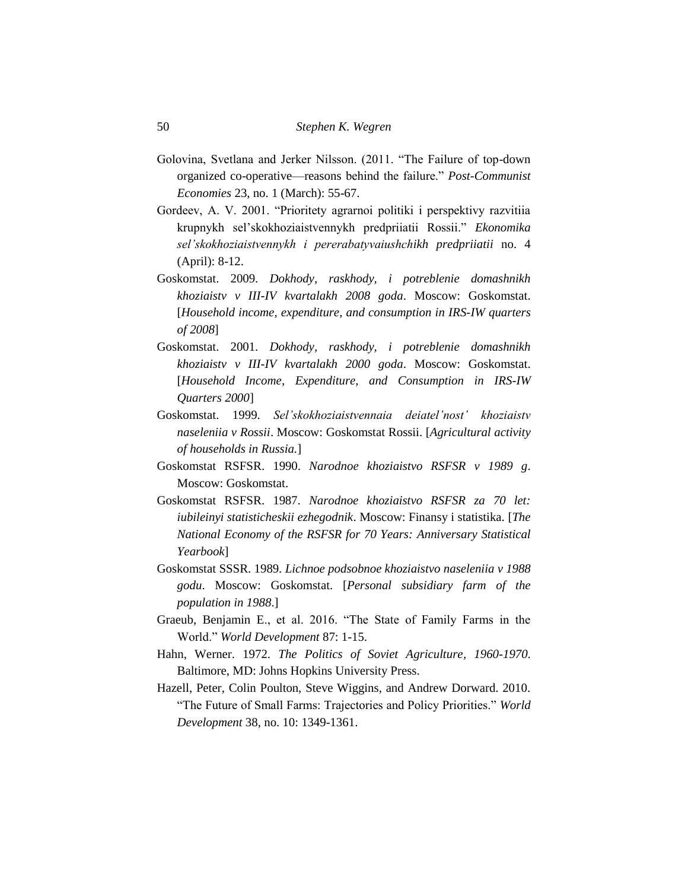Golovina, Svetlana and Jerker Nilsson. (2011. "The Failure of top-down organized co-operative—reasons behind the failure." *Post-Communist Economies* 23, no. 1 (March): 55-67.

Gordeev, A. V. 2001. "Prioritety agrarnoi politiki i perspektivy razvitiia krupnykh sel'skokhoziaistvennykh predpriiatii Rossii." *Ekonomika sel'skokhoziaistvennykh i pererabatyvaiushchikh predpriiatii* no. 4 (April): 8-12.

Goskomstat. 2009. *Dokhody, raskhody, i potreblenie domashnikh khoziaistv v III-IV kvartalakh 2008 goda*. Moscow: Goskomstat. [*Household income, expenditure, and consumption in IRS-IW quarters of 2008*]

Goskomstat. 2001. *Dokhody, raskhody, i potreblenie domashnikh khoziaistv v III-IV kvartalakh 2000 goda*. Moscow: Goskomstat. [*Household Income, Expenditure, and Consumption in IRS-IW Quarters 2000*]

Goskomstat. 1999. *Sel'skokhoziaistvennaia deiatel'nost' khoziaistv naseleniia v Rossii*. Moscow: Goskomstat Rossii. [*Agricultural activity of households in Russia.*]

Goskomstat RSFSR. 1990. *Narodnoe khoziaistvo RSFSR v 1989 g*. Moscow: Goskomstat.

Goskomstat RSFSR. 1987. *Narodnoe khoziaistvo RSFSR za 70 let: iubileinyi statisticheskii ezhegodnik*. Moscow: Finansy i statistika. [*The National Economy of the RSFSR for 70 Years: Anniversary Statistical Yearbook*]

Goskomstat SSSR. 1989. *Lichnoe podsobnoe khoziaistvo naseleniia v 1988 godu*. Moscow: Goskomstat. [*Personal subsidiary farm of the population in 1988*.]

Graeub, Benjamin E., et al. 2016. "The State of Family Farms in the World." *World Development* 87: 1-15.

Hahn, Werner. 1972. *The Politics of Soviet Agriculture, 1960-1970*. Baltimore, MD: Johns Hopkins University Press.

Hazell, Peter, Colin Poulton, Steve Wiggins, and Andrew Dorward. 2010. "The Future of Small Farms: Trajectories and Policy Priorities." *World Development* 38, no. 10: 1349-1361.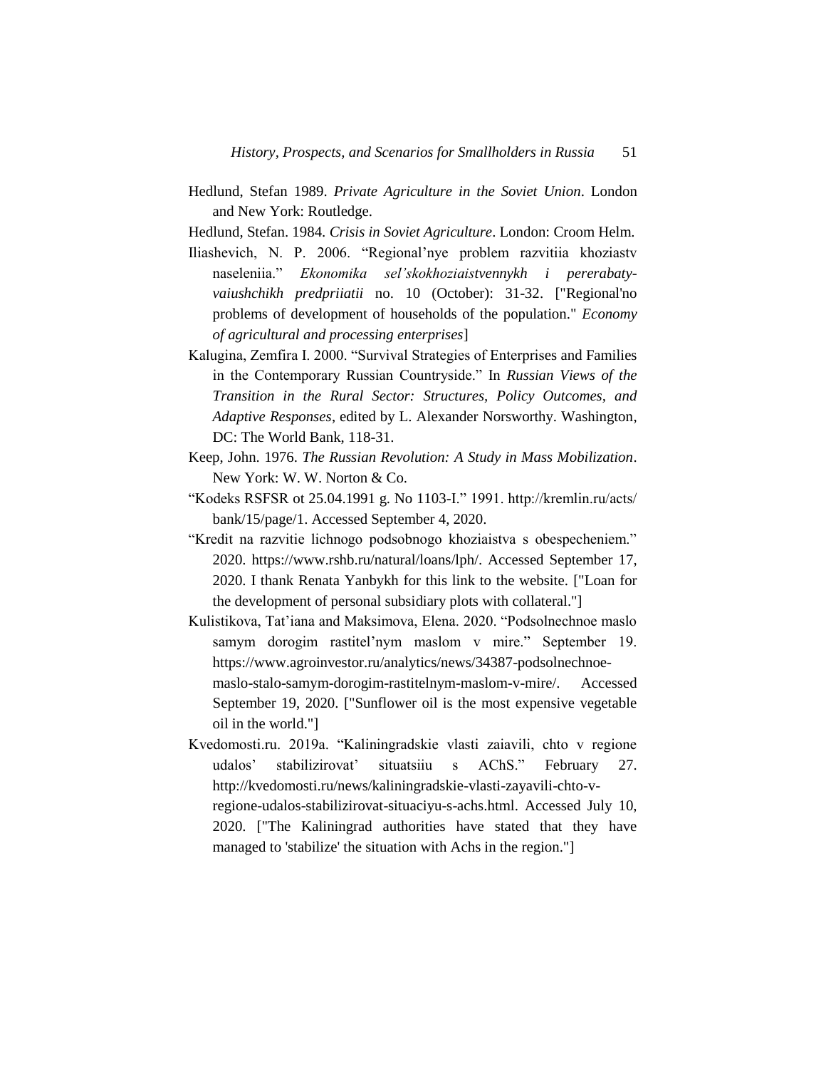Hedlund, Stefan 1989. *Private Agriculture in the Soviet Union*. London and New York: Routledge.

Hedlund, Stefan. 1984. *Crisis in Soviet Agriculture*. London: Croom Helm.

Iliashevich, N. P. 2006. "Regional'nye problem razvitiia khoziastv naseleniia." *Ekonomika sel'skokhoziaistvennykh i pererabaty-vaiushchikh predpriiatii* no. 10 (October): 31-32. ["Regional'no problems of development of households of the population." *Economy of agricultural and processing enterprises*]

Kalugina, Zemfira I. 2000. "Survival Strategies of Enterprises and Families in the Contemporary Russian Countryside." In *Russian Views of the Transition in the Rural Sector: Structures, Policy Outcomes, and Adaptive Responses*, edited by L. Alexander Norsworthy. Washington, DC: The World Bank, 118-31.

Keep, John. 1976. *The Russian Revolution: A Study in Mass Mobilization*. New York: W. W. Norton & Co.

"Kodeks RSFSR ot 25.04.1991 g. No 1103-I." 1991. http://kremlin.ru/acts/bank/15/page/1. Accessed September 4, 2020.

"Kredit na razvitie lichnogo podsobnogo khoziaistva s obespecheniem." 2020. https://www.rshb.ru/natural/loans/lph/. Accessed September 17, 2020. I thank Renata Yanbykh for this link to the website. ["Loan for the development of personal subsidiary plots with collateral."]

Kulistikova, Tat'iana and Maksimova, Elena. 2020. "Podsolnechnoe maslo samym dorogim rastitel'nym maslom v mire." September 19. https://www.agroinvestor.ru/analytics/news/34387-podsolnechnoe-maslo-stalo-samym-dorogim-rastitelnym-maslom-v-mire/. Accessed September 19, 2020. ["Sunflower oil is the most expensive vegetable oil in the world."]

Kvedomosti.ru. 2019a. "Kaliningradskie vlasti zaiavili, chto v regione udalos' stabilizirovat' situatsiiu s AChS." February 27. http://kvedomosti.ru/news/kaliningradskie-vlasti-zayavili-chto-v-regione-udalos-stabilizirovat-situaciyu-s-achs.html. Accessed July 10, 2020. ["The Kaliningrad authorities have stated that they have managed to 'stabilize' the situation with Achs in the region."]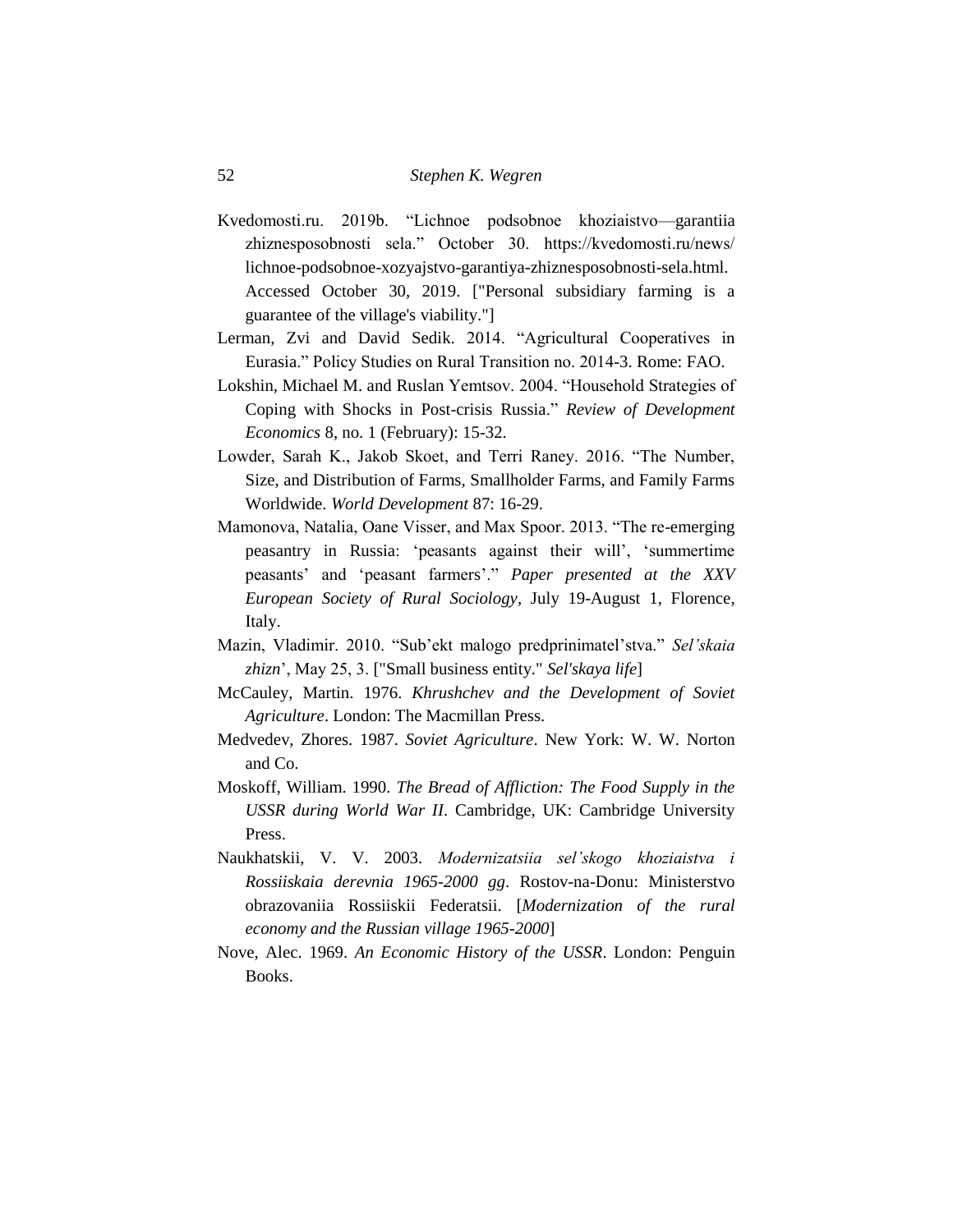Kvedomosti.ru. 2019b. “Lichnoe podsobnoe khoziaistvo—garantiia zhiznesposobnosti sela.” October 30. https://kvedomosti.ru/news/lichnoe-podsobnoe-xozyajstvo-garantiya-zhiznesposobnosti-sela.html. Accessed October 30, 2019. ["Personal subsidiary farming is a guarantee of the village's viability."]

Lerman, Zvi and David Sedik. 2014. “Agricultural Cooperatives in Eurasia.” Policy Studies on Rural Transition no. 2014-3. Rome: FAO.

Lokshin, Michael M. and Ruslan Yemtsov. 2004. “Household Strategies of Coping with Shocks in Post-crisis Russia.” *Review of Development Economics* 8, no. 1 (February): 15-32.

Lowder, Sarah K., Jakob Skoet, and Terri Raney. 2016. “The Number, Size, and Distribution of Farms, Smallholder Farms, and Family Farms Worldwide. *World Development* 87: 16-29.

Mamonova, Natalia, Oane Visser, and Max Spoor. 2013. “The re-emerging peasantry in Russia: ‘peasants against their will’, ‘summertime peasants’ and ‘peasant farmers’.” *Paper presented at the XXV European Society of Rural Sociology*, July 19-August 1, Florence, Italy.

Mazin, Vladimir. 2010. “Sub’ekt malogo predprinimatel’stva.” *Sel’skaia zhizn*’, May 25, 3. ["Small business entity." *Sel'skaya life*]

McCauley, Martin. 1976. *Khrushchev and the Development of Soviet Agriculture*. London: The Macmillan Press.

Medvedev, Zhores. 1987. *Soviet Agriculture*. New York: W. W. Norton and Co.

Moskoff, William. 1990. *The Bread of Affliction: The Food Supply in the USSR during World War II*. Cambridge, UK: Cambridge University Press.

Naukhatskii, V. V. 2003. *Modernizatsiia sel’skogo khoziaistva i Rossiiskaia derevnia 1965-2000 gg*. Rostov-na-Donu: Ministerstvo obrazovaniia Rossiiskii Federatsii. [*Modernization of the rural economy and the Russian village 1965-2000*]

Nove, Alec. 1969. *An Economic History of the USSR*. London: Penguin Books.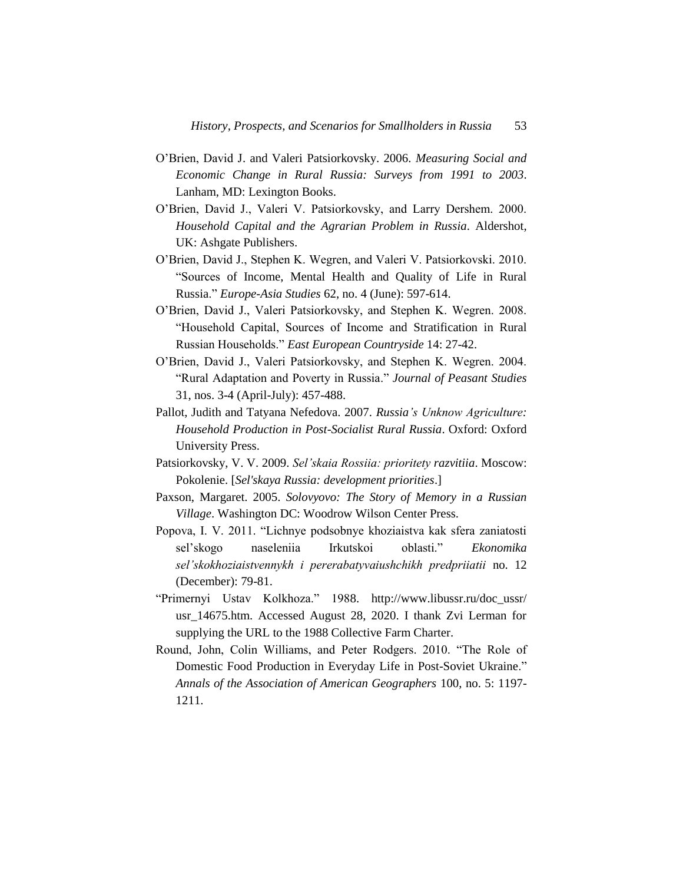O'Brien, David J. and Valeri Patsiorkovsky. 2006. *Measuring Social and Economic Change in Rural Russia: Surveys from 1991 to 2003*. Lanham, MD: Lexington Books.

O'Brien, David J., Valeri V. Patsiorkovsky, and Larry Dershem. 2000. *Household Capital and the Agrarian Problem in Russia*. Aldershot, UK: Ashgate Publishers.

O'Brien, David J., Stephen K. Wegren, and Valeri V. Patsiorkovski. 2010. "Sources of Income, Mental Health and Quality of Life in Rural Russia." *Europe-Asia Studies* 62, no. 4 (June): 597-614.

O'Brien, David J., Valeri Patsiorkovsky, and Stephen K. Wegren. 2008. "Household Capital, Sources of Income and Stratification in Rural Russian Households." *East European Countryside* 14: 27-42.

O'Brien, David J., Valeri Patsiorkovsky, and Stephen K. Wegren. 2004. "Rural Adaptation and Poverty in Russia." *Journal of Peasant Studies* 31, nos. 3-4 (April-July): 457-488.

Pallot, Judith and Tatyana Nefedova. 2007. *Russia's Unknow Agriculture: Household Production in Post-Socialist Rural Russia*. Oxford: Oxford University Press.

Patsiorkovsky, V. V. 2009. *Sel'skaia Rossiia: prioritety razvitiia*. Moscow: Pokolenie. [*Sel'skaya Russia: development priorities*.]

Paxson, Margaret. 2005. *Solovyovo: The Story of Memory in a Russian Village*. Washington DC: Woodrow Wilson Center Press.

Popova, I. V. 2011. "Lichnye podsobnye khoziaistva kak sfera zaniatosti sel'skogo naseleniia Irkutskoi oblasti." *Ekonomika sel'skokhoziaistvennykh i pererabatyvaiushchikh predpriiatii* no. 12 (December): 79-81.

"Primernyi Ustav Kolkhoza." 1988. http://www.libussr.ru/doc_ussr/usr_14675.htm. Accessed August 28, 2020. I thank Zvi Lerman for supplying the URL to the 1988 Collective Farm Charter.

Round, John, Colin Williams, and Peter Rodgers. 2010. "The Role of Domestic Food Production in Everyday Life in Post-Soviet Ukraine." *Annals of the Association of American Geographers* 100, no. 5: 1197-1211.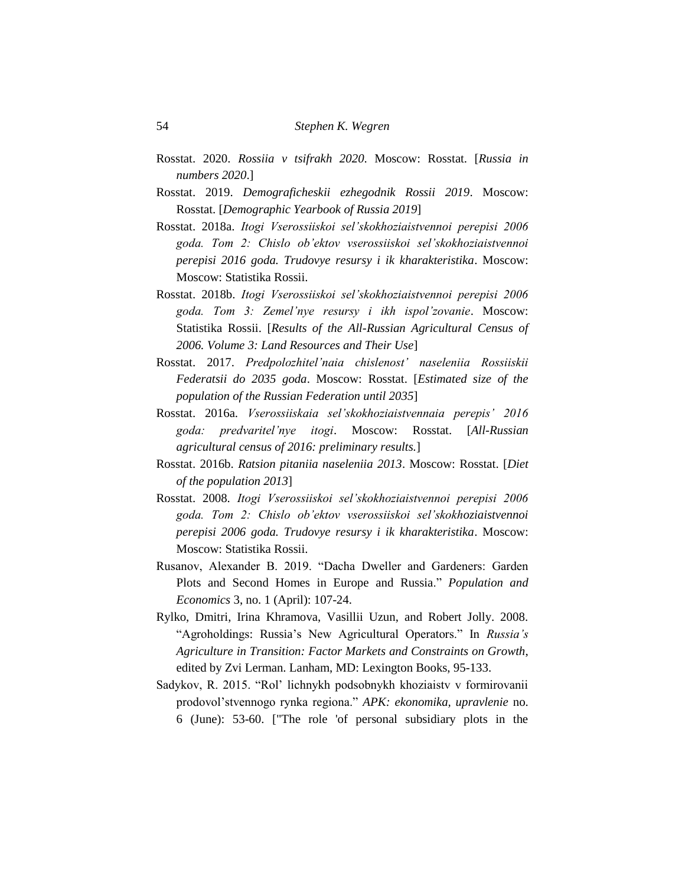Rosstat. 2020. *Rossiia v tsifrakh 2020*. Moscow: Rosstat. [*Russia in numbers 2020*.]

Rosstat. 2019. *Demograficheskii ezhegodnik Rossii 2019*. Moscow: Rosstat. [*Demographic Yearbook of Russia 2019*]

Rosstat. 2018a. *Itogi Vserossiiskoi sel'skokhoziaistvennoi perepisi 2006 goda. Tom 2: Chislo ob'ektov vserossiiskoi sel'skokhoziaistvennoi perepisi 2016 goda. Trudovye resursy i ik kharakteristika*. Moscow: Moscow: Statistika Rossii.

Rosstat. 2018b. *Itogi Vserossiiskoi sel'skokhoziaistvennoi perepisi 2006 goda. Tom 3: Zemel'nye resursy i ikh ispol'zovanie*. Moscow: Statistika Rossii. [*Results of the All-Russian Agricultural Census of 2006. Volume 3: Land Resources and Their Use*]

Rosstat. 2017. *Predpolozhitel'naia chislenost' naseleniia Rossiiskii Federatsii do 2035 goda*. Moscow: Rosstat. [*Estimated size of the population of the Russian Federation until 2035*]

Rosstat. 2016a. *Vserossiiskaia sel'skokhoziaistvennaia perepis' 2016 goda: predvaritel'nye itogi*. Moscow: Rosstat. [*All-Russian agricultural census of 2016: preliminary results.*]

Rosstat. 2016b. *Ratsion pitaniia naseleniia 2013*. Moscow: Rosstat. [*Diet of the population 2013*]

Rosstat. 2008. *Itogi Vserossiiskoi sel'skokhoziaistvennoi perepisi 2006 goda. Tom 2: Chislo ob'ektov vserossiiskoi sel'skokhoziaistvennoi perepisi 2006 goda. Trudovye resursy i ik kharakteristika*. Moscow: Moscow: Statistika Rossii.

Rusanov, Alexander B. 2019. "Dacha Dweller and Gardeners: Garden Plots and Second Homes in Europe and Russia." *Population and Economics* 3, no. 1 (April): 107-24.

Rylko, Dmitri, Irina Khramova, Vasillii Uzun, and Robert Jolly. 2008. "Agroholdings: Russia's New Agricultural Operators." In *Russia's Agriculture in Transition: Factor Markets and Constraints on Growth*, edited by Zvi Lerman. Lanham, MD: Lexington Books, 95-133.

Sadykov, R. 2015. "Rol' lichnykh podsobnykh khoziaistv v formirovanii prodovol'stvennogo rynka regiona." *APK: ekonomika, upravlenie* no. 6 (June): 53-60. ["The role 'of personal subsidiary plots in the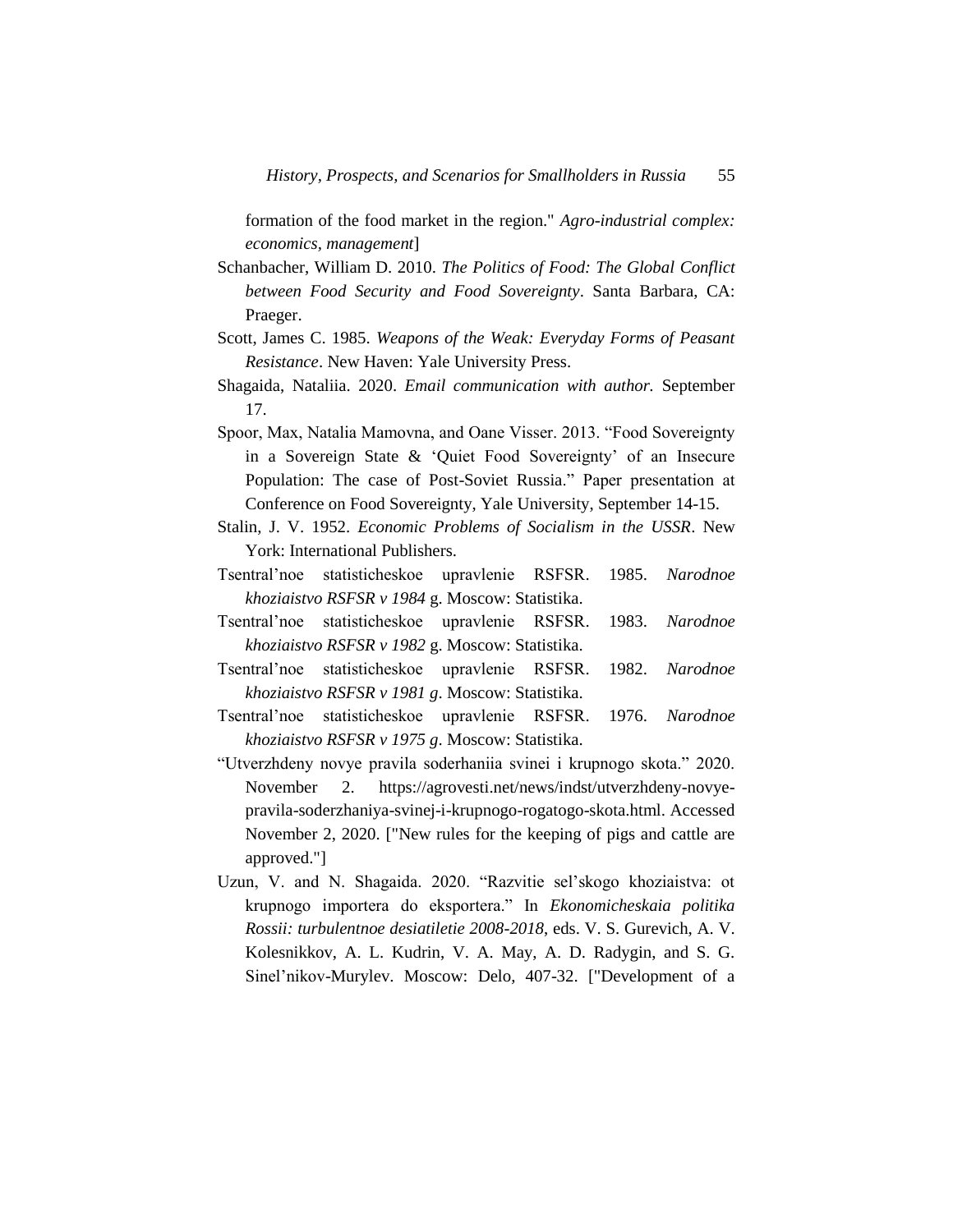formation of the food market in the region." *Agro-industrial complex: economics, management*]

Schanbacher, William D. 2010. *The Politics of Food: The Global Conflict between Food Security and Food Sovereignty*. Santa Barbara, CA: Praeger.

Scott, James C. 1985. *Weapons of the Weak: Everyday Forms of Peasant Resistance*. New Haven: Yale University Press.

Shagaida, Nataliia. 2020. *Email communication with author.* September 17.

Spoor, Max, Natalia Mamovna, and Oane Visser. 2013. "Food Sovereignty in a Sovereign State & 'Quiet Food Sovereignty' of an Insecure Population: The case of Post-Soviet Russia." Paper presentation at Conference on Food Sovereignty, Yale University, September 14-15.

Stalin, J. V. 1952. *Economic Problems of Socialism in the USSR*. New York: International Publishers.

Tsentral'noe statisticheskoe upravlenie RSFSR. 1985. *Narodnoe khoziaistvo RSFSR v 1984* g. Moscow: Statistika.

Tsentral'noe statisticheskoe upravlenie RSFSR. 1983. *Narodnoe khoziaistvo RSFSR v 1982* g. Moscow: Statistika.

Tsentral'noe statisticheskoe upravlenie RSFSR. 1982. *Narodnoe khoziaistvo RSFSR v 1981 g*. Moscow: Statistika.

Tsentral'noe statisticheskoe upravlenie RSFSR. 1976. *Narodnoe khoziaistvo RSFSR v 1975 g*. Moscow: Statistika.

"Utverzhdeny novye pravila soderhaniia svinei i krupnogo skota." 2020. November 2. https://agrovesti.net/news/indst/utverzhdeny-novye-pravila-soderzhaniya-svinej-i-krupnogo-rogatogo-skota.html. Accessed November 2, 2020. ["New rules for the keeping of pigs and cattle are approved."]

Uzun, V. and N. Shagaida. 2020. "Razvitie sel'skogo khoziaistva: ot krupnogo importera do eksportera." In *Ekonomicheskaia politika Rossii: turbulentnoe desiatiletie 2008-2018*, eds. V. S. Gurevich, A. V. Kolesnikkov, A. L. Kudrin, V. A. May, A. D. Radygin, and S. G. Sinel'nikov-Murylev. Moscow: Delo, 407-32. ["Development of a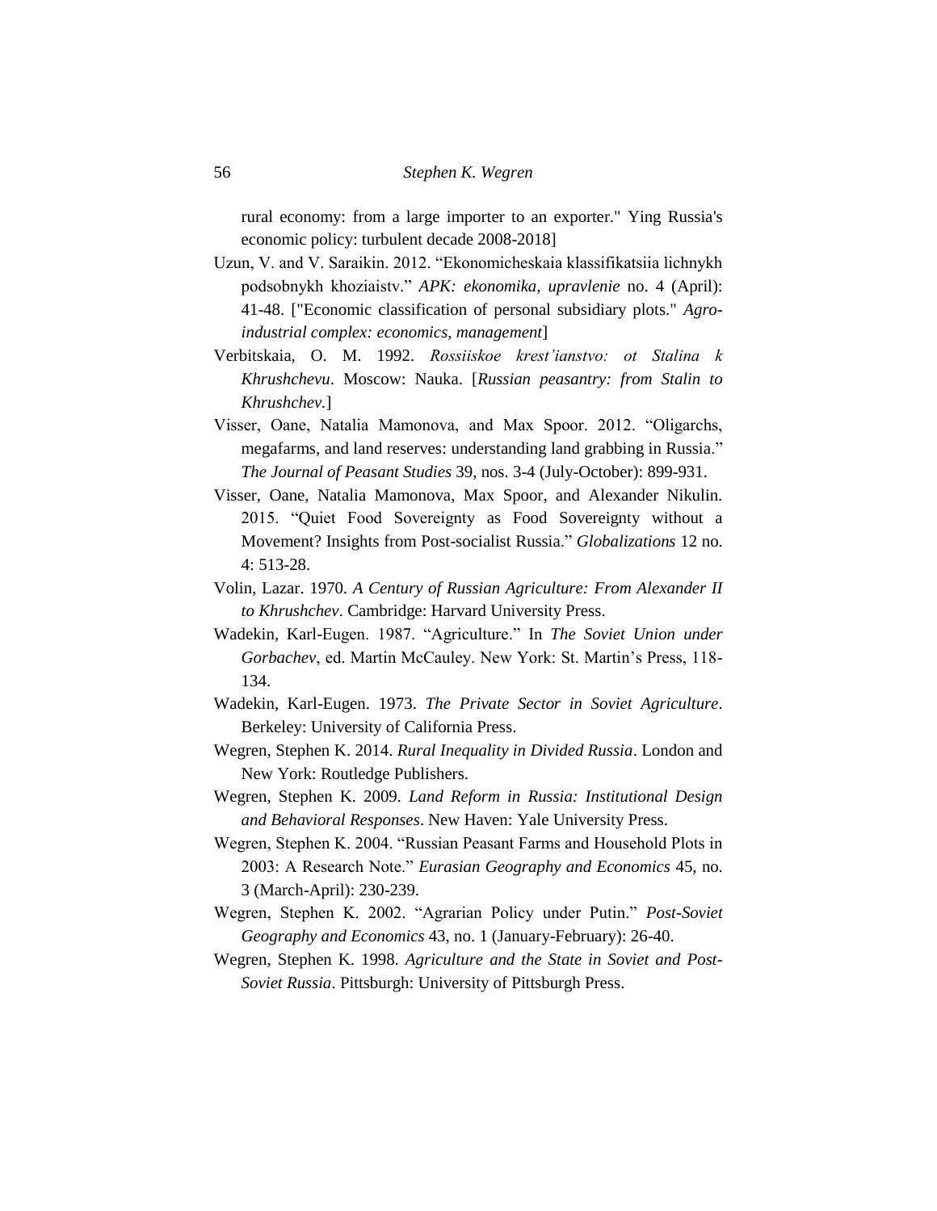rural economy: from a large importer to an exporter." Ying Russia's economic policy: turbulent decade 2008-2018]

Uzun, V. and V. Saraikin. 2012. "Ekonomicheskaia klassifikatsiia lichnykh podsobnykh khoziaistv." *APK: ekonomika, upravlenie* no. 4 (April): 41-48. ["Economic classification of personal subsidiary plots." *Agro-industrial complex: economics, management*]

Verbitskaia, O. M. 1992. *Rossiiskoe krest'ianstvo: ot Stalina k Khrushchevu*. Moscow: Nauka. [*Russian peasantry: from Stalin to Khrushchev.*]

Visser, Oane, Natalia Mamonova, and Max Spoor. 2012. "Oligarchs, megafarms, and land reserves: understanding land grabbing in Russia." *The Journal of Peasant Studies* 39, nos. 3-4 (July-October): 899-931.

Visser, Oane, Natalia Mamonova, Max Spoor, and Alexander Nikulin. 2015. "Quiet Food Sovereignty as Food Sovereignty without a Movement? Insights from Post-socialist Russia." *Globalizations* 12 no. 4: 513-28.

Volin, Lazar. 1970. *A Century of Russian Agriculture: From Alexander II to Khrushchev*. Cambridge: Harvard University Press.

Wadekin, Karl-Eugen. 1987. "Agriculture." In *The Soviet Union under Gorbachev*, ed. Martin McCauley. New York: St. Martin's Press, 118-134.

Wadekin, Karl-Eugen. 1973. *The Private Sector in Soviet Agriculture*. Berkeley: University of California Press.

Wegren, Stephen K. 2014. *Rural Inequality in Divided Russia*. London and New York: Routledge Publishers.

Wegren, Stephen K. 2009. *Land Reform in Russia: Institutional Design and Behavioral Responses*. New Haven: Yale University Press.

Wegren, Stephen K. 2004. "Russian Peasant Farms and Household Plots in 2003: A Research Note." *Eurasian Geography and Economics* 45, no. 3 (March-April): 230-239.

Wegren, Stephen K. 2002. "Agrarian Policy under Putin." *Post-Soviet Geography and Economics* 43, no. 1 (January-February): 26-40.

Wegren, Stephen K. 1998. *Agriculture and the State in Soviet and Post-Soviet Russia*. Pittsburgh: University of Pittsburgh Press.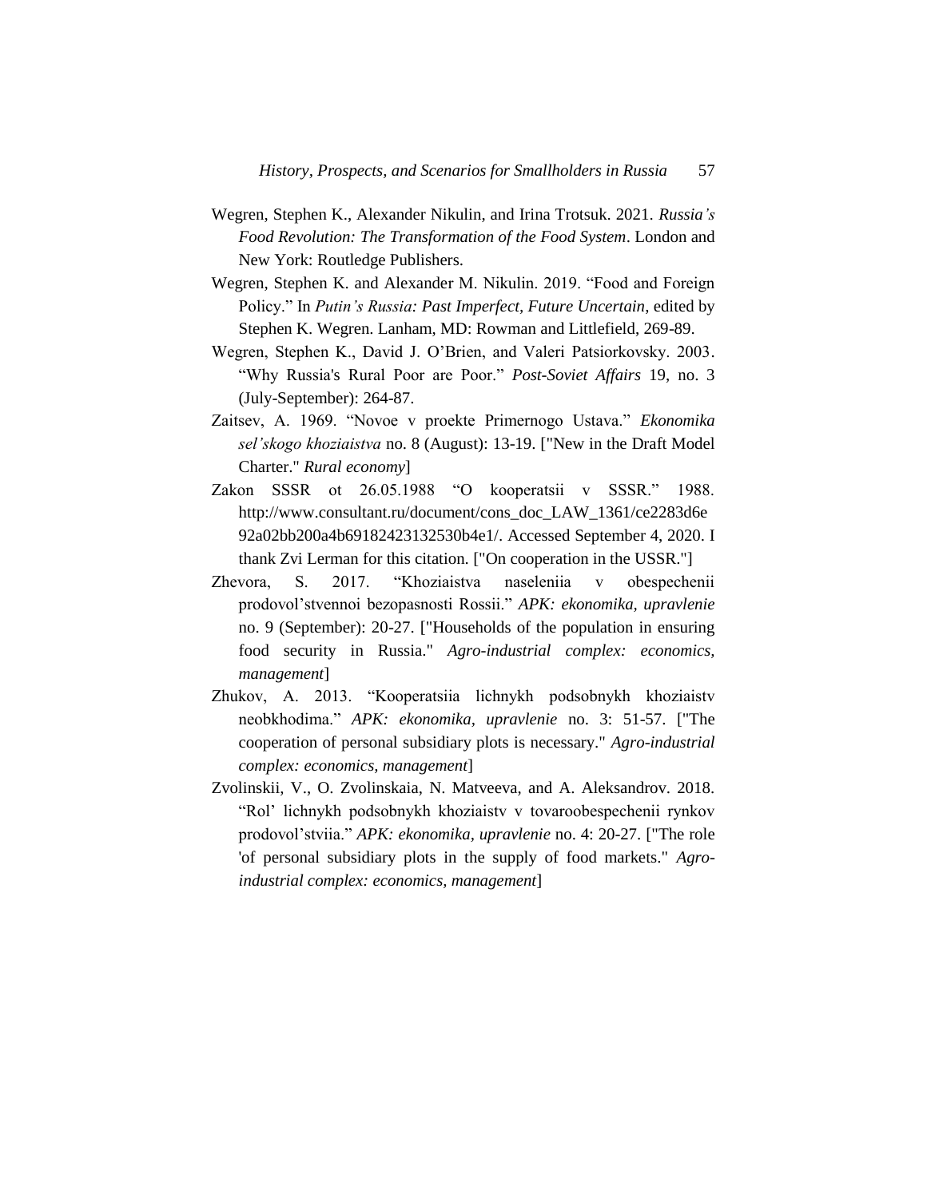Wegren, Stephen K., Alexander Nikulin, and Irina Trotsuk. 2021. *Russia's Food Revolution: The Transformation of the Food System*. London and New York: Routledge Publishers.

Wegren, Stephen K. and Alexander M. Nikulin. 2019. "Food and Foreign Policy." In *Putin's Russia: Past Imperfect, Future Uncertain*, edited by Stephen K. Wegren. Lanham, MD: Rowman and Littlefield, 269-89.

Wegren, Stephen K., David J. O'Brien, and Valeri Patsiorkovsky. 2003. "Why Russia's Rural Poor are Poor." *Post-Soviet Affairs* 19, no. 3 (July-September): 264-87.

Zaitsev, A. 1969. "Novoe v proekte Primernogo Ustava." *Ekonomika sel'skogo khoziaistva* no. 8 (August): 13-19. ["New in the Draft Model Charter." *Rural economy*]

Zakon SSSR ot 26.05.1988 "O kooperatsii v SSSR." 1988. http://www.consultant.ru/document/cons_doc_LAW_1361/ce2283d6e92a02bb200a4b69182423132530b4e1/. Accessed September 4, 2020. I thank Zvi Lerman for this citation. ["On cooperation in the USSR."]

Zhevora, S. 2017. "Khoziaistva naseleniia v obespechenii prodovol'stvennoi bezopasnosti Rossii." *APK: ekonomika, upravlenie* no. 9 (September): 20-27. ["Households of the population in ensuring food security in Russia." *Agro-industrial complex: economics, management*]

Zhukov, A. 2013. "Kooperatsiia lichnykh podsobnykh khoziaistv neobkhodima." *APK: ekonomika, upravlenie* no. 3: 51-57. ["The cooperation of personal subsidiary plots is necessary." *Agro-industrial complex: economics, management*]

Zvolinskii, V., O. Zvolinskaia, N. Matveeva, and A. Aleksandrov. 2018. "Rol' lichnykh podsobnykh khoziaistv v tovaroobespechenii rynkov prodovol'stviia." *APK: ekonomika, upravlenie* no. 4: 20-27. ["The role 'of personal subsidiary plots in the supply of food markets." *Agro-industrial complex: economics, management*]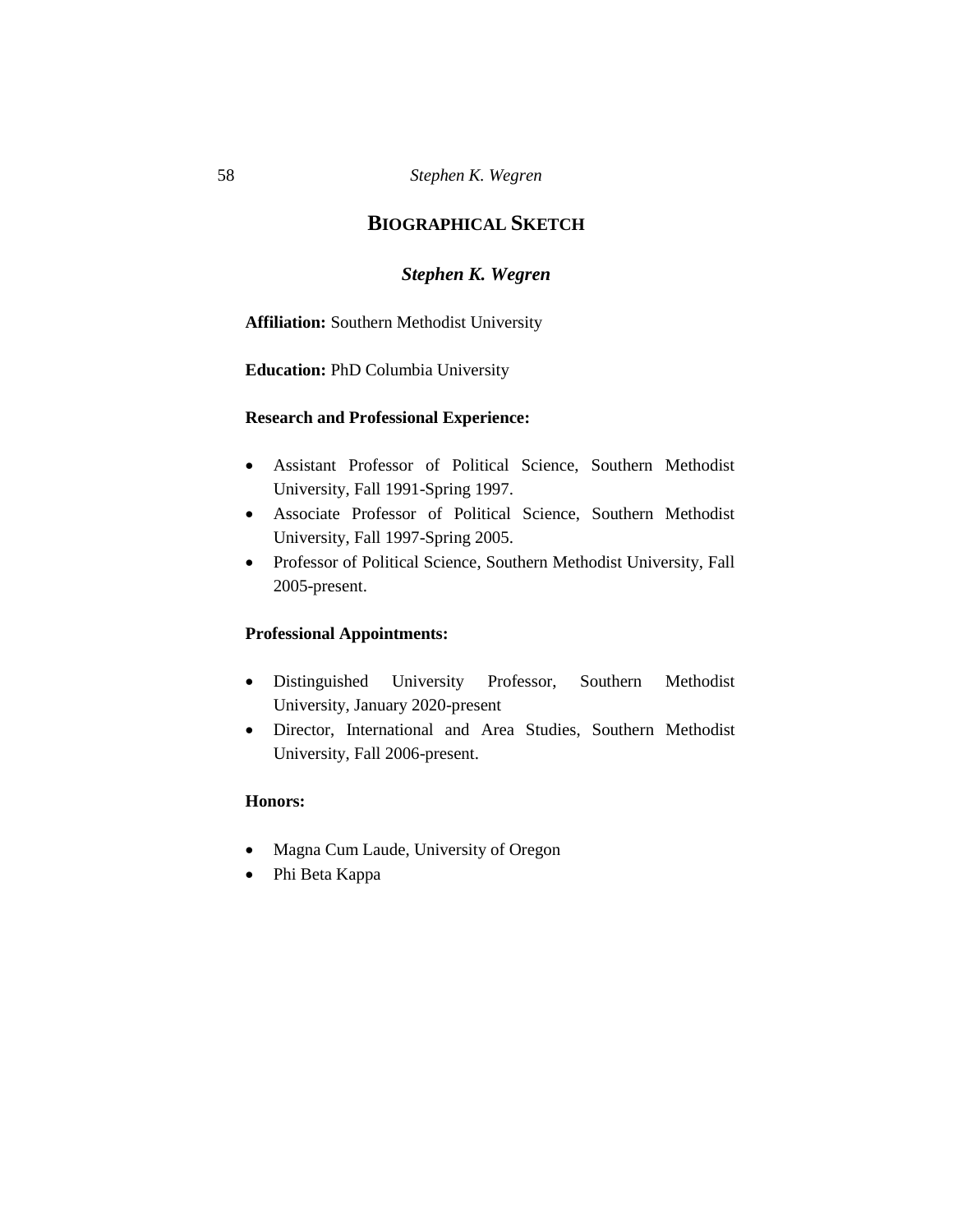## Biographical Sketch

### *Stephen K. Wegren*

**Affiliation:** Southern Methodist University

**Education:** PhD Columbia University

**Research and Professional Experience:**

- Assistant Professor of Political Science, Southern Methodist University, Fall 1991-Spring 1997.
- Associate Professor of Political Science, Southern Methodist University, Fall 1997-Spring 2005.
- Professor of Political Science, Southern Methodist University, Fall 2005-present.

**Professional Appointments:**

- Distinguished University Professor, Southern Methodist University, January 2020-present
- Director, International and Area Studies, Southern Methodist University, Fall 2006-present.

**Honors:**

- Magna Cum Laude, University of Oregon
- Phi Beta Kappa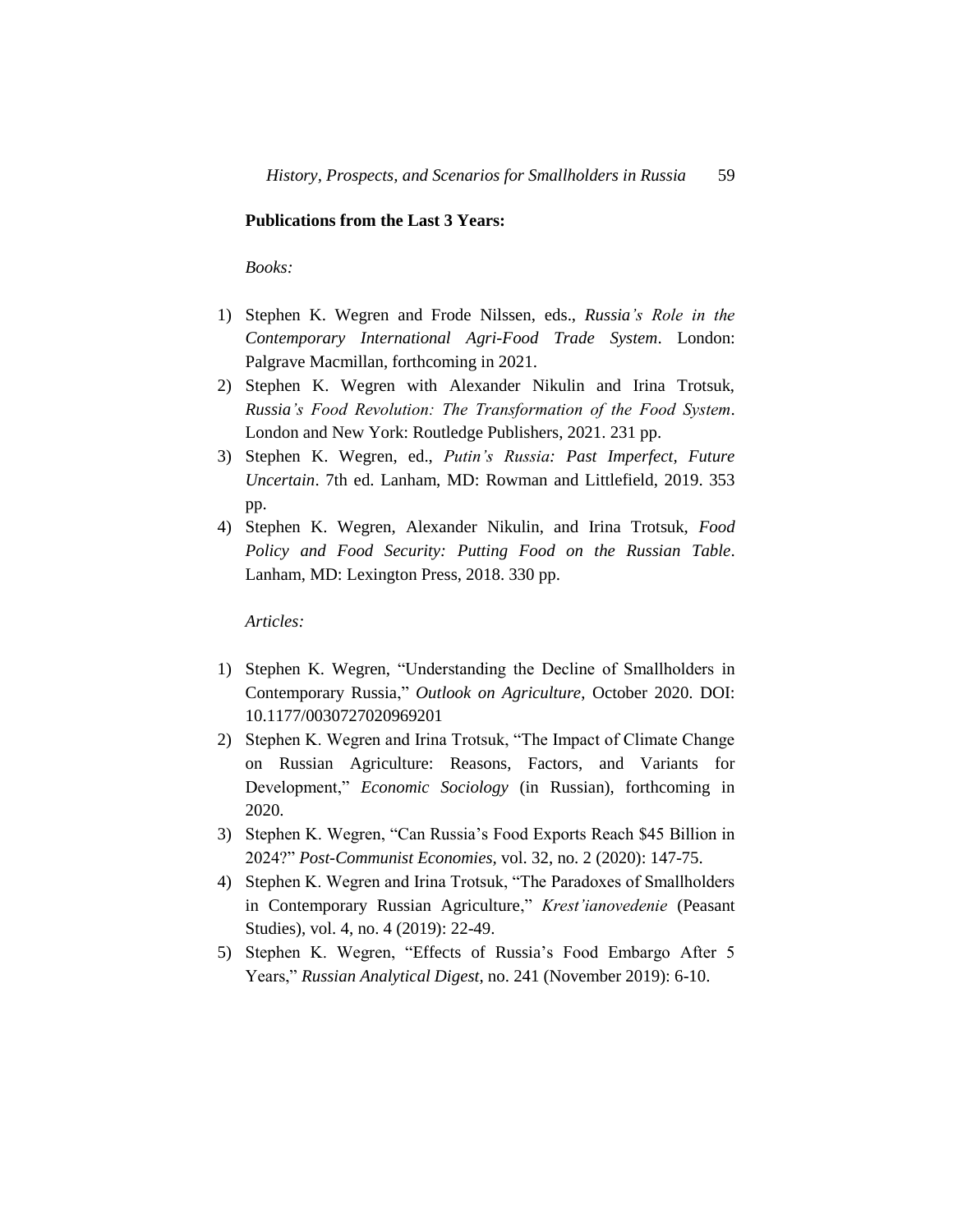**Publications from the Last 3 Years:**

*Books:*

1) Stephen K. Wegren and Frode Nilssen, eds., *Russia's Role in the Contemporary International Agri-Food Trade System*. London: Palgrave Macmillan, forthcoming in 2021.
2) Stephen K. Wegren with Alexander Nikulin and Irina Trotsuk, *Russia's Food Revolution: The Transformation of the Food System*. London and New York: Routledge Publishers, 2021. 231 pp.
3) Stephen K. Wegren, ed., *Putin's Russia: Past Imperfect, Future Uncertain*. 7th ed. Lanham, MD: Rowman and Littlefield, 2019. 353 pp.
4) Stephen K. Wegren, Alexander Nikulin, and Irina Trotsuk, *Food Policy and Food Security: Putting Food on the Russian Table*. Lanham, MD: Lexington Press, 2018. 330 pp.

*Articles:*

1) Stephen K. Wegren, "Understanding the Decline of Smallholders in Contemporary Russia," *Outlook on Agriculture*, October 2020. DOI: 10.1177/0030727020969201
2) Stephen K. Wegren and Irina Trotsuk, "The Impact of Climate Change on Russian Agriculture: Reasons, Factors, and Variants for Development," *Economic Sociology* (in Russian), forthcoming in 2020.
3) Stephen K. Wegren, "Can Russia's Food Exports Reach $45 Billion in 2024?" *Post-Communist Economies*, vol. 32, no. 2 (2020): 147-75.
4) Stephen K. Wegren and Irina Trotsuk, "The Paradoxes of Smallholders in Contemporary Russian Agriculture," *Krest'ianovedenie* (Peasant Studies), vol. 4, no. 4 (2019): 22-49.
5) Stephen K. Wegren, "Effects of Russia's Food Embargo After 5 Years," *Russian Analytical Digest*, no. 241 (November 2019): 6-10.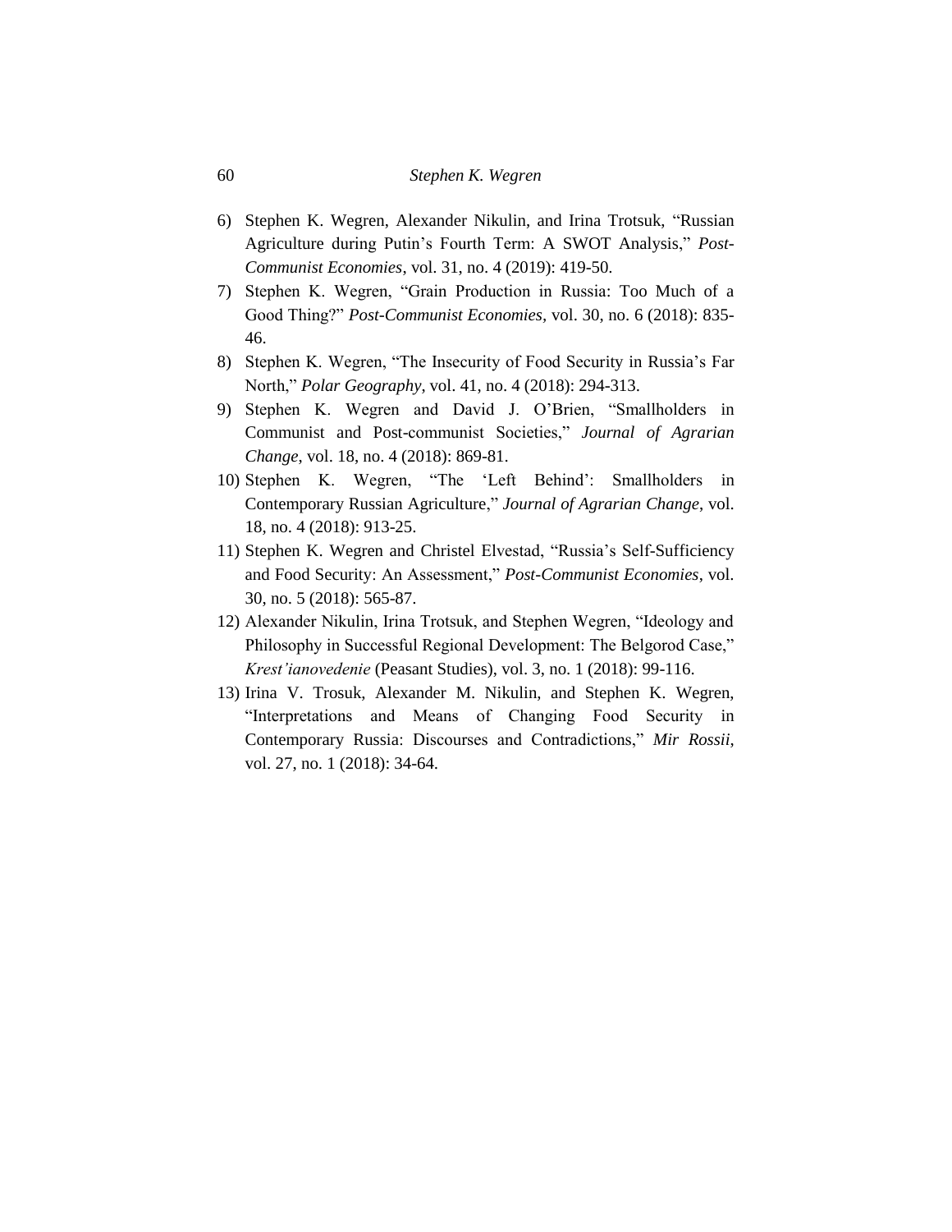6) Stephen K. Wegren, Alexander Nikulin, and Irina Trotsuk, "Russian Agriculture during Putin's Fourth Term: A SWOT Analysis," *Post-Communist Economies*, vol. 31, no. 4 (2019): 419-50.
7) Stephen K. Wegren, "Grain Production in Russia: Too Much of a Good Thing?" *Post-Communist Economies*, vol. 30, no. 6 (2018): 835-46.
8) Stephen K. Wegren, "The Insecurity of Food Security in Russia's Far North," *Polar Geography*, vol. 41, no. 4 (2018): 294-313.
9) Stephen K. Wegren and David J. O'Brien, "Smallholders in Communist and Post-communist Societies," *Journal of Agrarian Change*, vol. 18, no. 4 (2018): 869-81.
10) Stephen K. Wegren, "The 'Left Behind': Smallholders in Contemporary Russian Agriculture," *Journal of Agrarian Change*, vol. 18, no. 4 (2018): 913-25.
11) Stephen K. Wegren and Christel Elvestad, "Russia's Self-Sufficiency and Food Security: An Assessment," *Post-Communist Economies*, vol. 30, no. 5 (2018): 565-87.
12) Alexander Nikulin, Irina Trotsuk, and Stephen Wegren, "Ideology and Philosophy in Successful Regional Development: The Belgorod Case," *Krest'ianovedenie* (Peasant Studies), vol. 3, no. 1 (2018): 99-116.
13) Irina V. Trosuk, Alexander M. Nikulin, and Stephen K. Wegren, "Interpretations and Means of Changing Food Security in Contemporary Russia: Discourses and Contradictions," *Mir Rossii*, vol. 27, no. 1 (2018): 34-64.